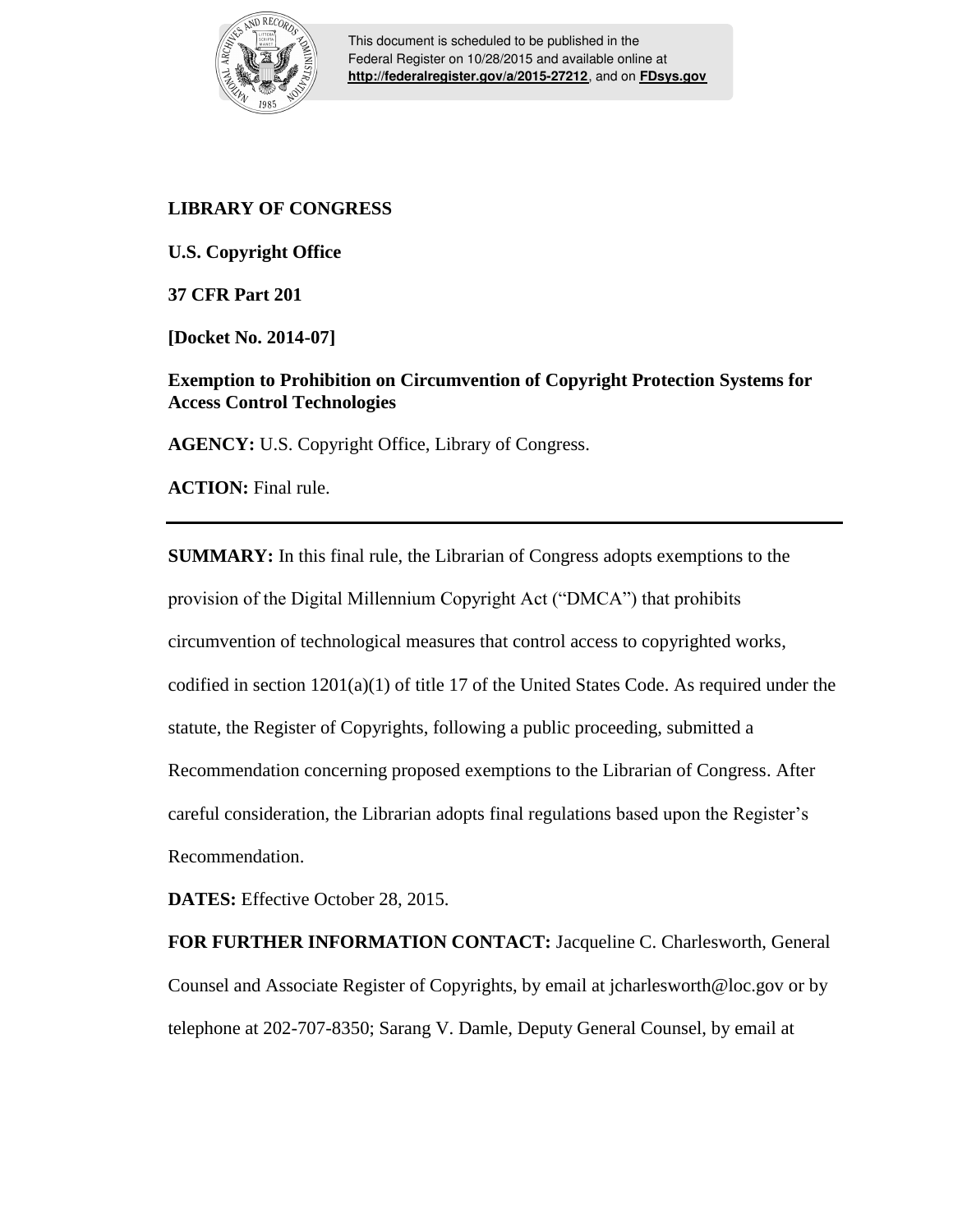This document is scheduled to be published in the Federal Register on 10/28/2015 and available online at **http://federalregister.gov/a/2015-27212**, and on **FDsys.gov**

**LIBRARY OF CONGRESS**

**U.S. Copyright Office**

**37 CFR Part 201**

**[Docket No. 2014-07]**

**Exemption to Prohibition on Circumvention of Copyright Protection Systems for Access Control Technologies**

**AGENCY:** U.S. Copyright Office, Library of Congress.

**ACTION:** Final rule.

---

**SUMMARY:** In this final rule, the Librarian of Congress adopts exemptions to the provision of the Digital Millennium Copyright Act ("DMCA") that prohibits circumvention of technological measures that control access to copyrighted works, codified in section 1201(a)(1) of title 17 of the United States Code. As required under the statute, the Register of Copyrights, following a public proceeding, submitted a Recommendation concerning proposed exemptions to the Librarian of Congress. After careful consideration, the Librarian adopts final regulations based upon the Register's Recommendation.

**DATES:** Effective October 28, 2015.

**FOR FURTHER INFORMATION CONTACT:** Jacqueline C. Charlesworth, General Counsel and Associate Register of Copyrights, by email at jcharlesworth@loc.gov or by telephone at 202-707-8350; Sarang V. Damle, Deputy General Counsel, by email at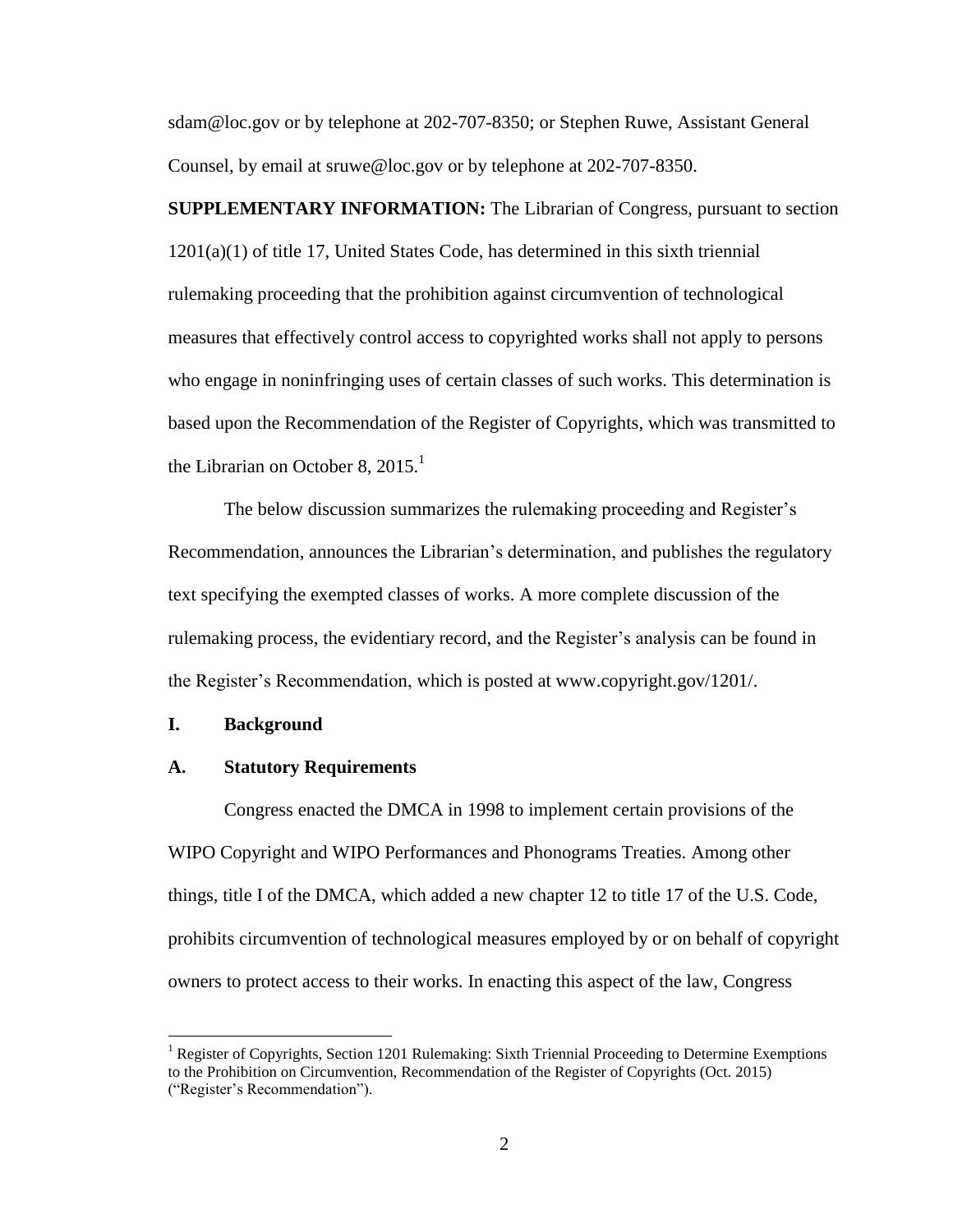sdam@loc.gov or by telephone at 202-707-8350; or Stephen Ruwe, Assistant General Counsel, by email at sruwe@loc.gov or by telephone at 202-707-8350.

**SUPPLEMENTARY INFORMATION:** The Librarian of Congress, pursuant to section 1201(a)(1) of title 17, United States Code, has determined in this sixth triennial rulemaking proceeding that the prohibition against circumvention of technological measures that effectively control access to copyrighted works shall not apply to persons who engage in noninfringing uses of certain classes of such works. This determination is based upon the Recommendation of the Register of Copyrights, which was transmitted to the Librarian on October 8, 2015.[1]

The below discussion summarizes the rulemaking proceeding and Register's Recommendation, announces the Librarian's determination, and publishes the regulatory text specifying the exempted classes of works. A more complete discussion of the rulemaking process, the evidentiary record, and the Register's analysis can be found in the Register's Recommendation, which is posted at www.copyright.gov/1201/.

## I. Background

### A. Statutory Requirements

Congress enacted the DMCA in 1998 to implement certain provisions of the WIPO Copyright and WIPO Performances and Phonograms Treaties. Among other things, title I of the DMCA, which added a new chapter 12 to title 17 of the U.S. Code, prohibits circumvention of technological measures employed by or on behalf of copyright owners to protect access to their works. In enacting this aspect of the law, Congress

[1] Register of Copyrights, Section 1201 Rulemaking: Sixth Triennial Proceeding to Determine Exemptions to the Prohibition on Circumvention, Recommendation of the Register of Copyrights (Oct. 2015) ("Register's Recommendation").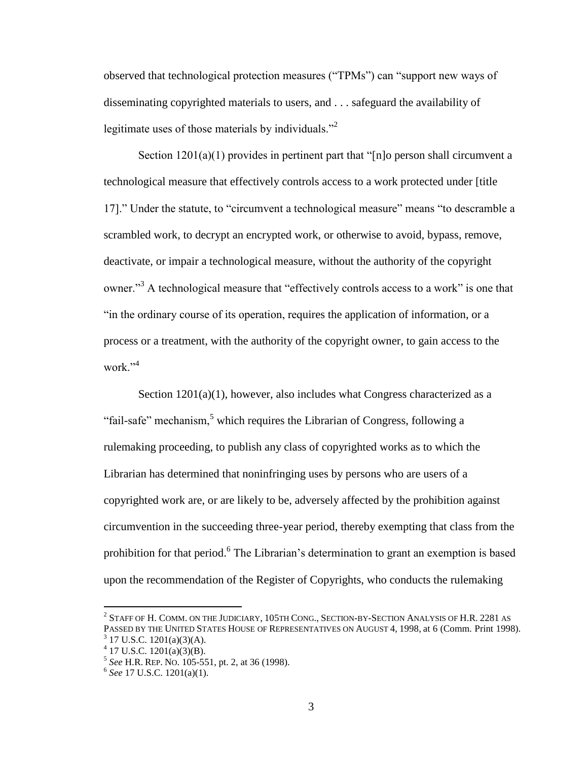observed that technological protection measures ("TPMs") can "support new ways of disseminating copyrighted materials to users, and . . . safeguard the availability of legitimate uses of those materials by individuals."[2]

Section 1201(a)(1) provides in pertinent part that "[n]o person shall circumvent a technological measure that effectively controls access to a work protected under [title 17]." Under the statute, to "circumvent a technological measure" means "to descramble a scrambled work, to decrypt an encrypted work, or otherwise to avoid, bypass, remove, deactivate, or impair a technological measure, without the authority of the copyright owner."[3] A technological measure that "effectively controls access to a work" is one that "in the ordinary course of its operation, requires the application of information, or a process or a treatment, with the authority of the copyright owner, to gain access to the work."[4]

Section 1201(a)(1), however, also includes what Congress characterized as a "fail-safe" mechanism,[5] which requires the Librarian of Congress, following a rulemaking proceeding, to publish any class of copyrighted works as to which the Librarian has determined that noninfringing uses by persons who are users of a copyrighted work are, or are likely to be, adversely affected by the prohibition against circumvention in the succeeding three-year period, thereby exempting that class from the prohibition for that period.[6] The Librarian's determination to grant an exemption is based upon the recommendation of the Register of Copyrights, who conducts the rulemaking

---

[2] STAFF OF H. COMM. ON THE JUDICIARY, 105TH CONG., SECTION-BY-SECTION ANALYSIS OF H.R. 2281 AS PASSED BY THE UNITED STATES HOUSE OF REPRESENTATIVES ON AUGUST 4, 1998, at 6 (Comm. Print 1998).

[3] 17 U.S.C. 1201(a)(3)(A).

[4] 17 U.S.C. 1201(a)(3)(B).

[5] *See* H.R. REP. NO. 105-551, pt. 2, at 36 (1998).

[6] *See* 17 U.S.C. 1201(a)(1).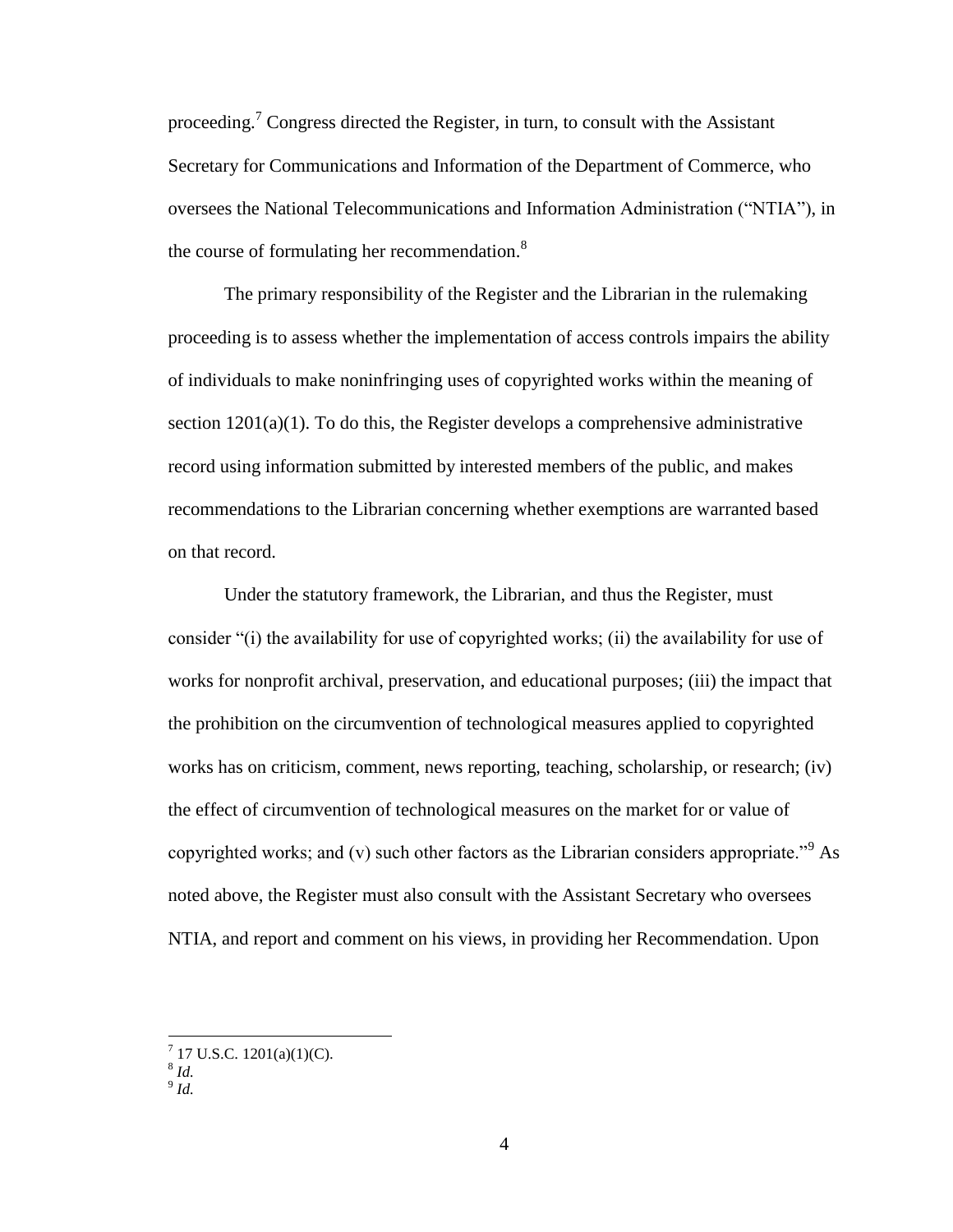proceeding.[7] Congress directed the Register, in turn, to consult with the Assistant Secretary for Communications and Information of the Department of Commerce, who oversees the National Telecommunications and Information Administration ("NTIA"), in the course of formulating her recommendation.[8]

The primary responsibility of the Register and the Librarian in the rulemaking proceeding is to assess whether the implementation of access controls impairs the ability of individuals to make noninfringing uses of copyrighted works within the meaning of section 1201(a)(1). To do this, the Register develops a comprehensive administrative record using information submitted by interested members of the public, and makes recommendations to the Librarian concerning whether exemptions are warranted based on that record.

Under the statutory framework, the Librarian, and thus the Register, must consider "(i) the availability for use of copyrighted works; (ii) the availability for use of works for nonprofit archival, preservation, and educational purposes; (iii) the impact that the prohibition on the circumvention of technological measures applied to copyrighted works has on criticism, comment, news reporting, teaching, scholarship, or research; (iv) the effect of circumvention of technological measures on the market for or value of copyrighted works; and (v) such other factors as the Librarian considers appropriate."[9] As noted above, the Register must also consult with the Assistant Secretary who oversees NTIA, and report and comment on his views, in providing her Recommendation. Upon

---

[7] 17 U.S.C. 1201(a)(1)(C).

[8] *Id.*

[9] *Id.*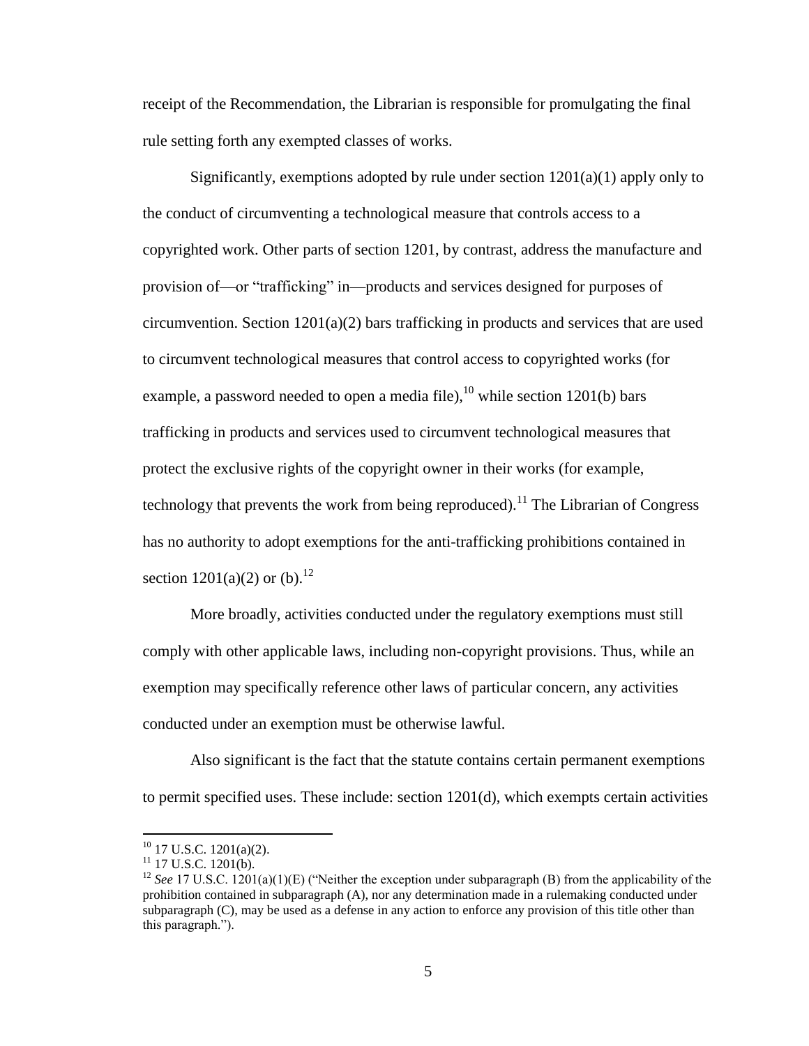receipt of the Recommendation, the Librarian is responsible for promulgating the final rule setting forth any exempted classes of works.

Significantly, exemptions adopted by rule under section 1201(a)(1) apply only to the conduct of circumventing a technological measure that controls access to a copyrighted work. Other parts of section 1201, by contrast, address the manufacture and provision of—or "trafficking" in—products and services designed for purposes of circumvention. Section 1201(a)(2) bars trafficking in products and services that are used to circumvent technological measures that control access to copyrighted works (for example, a password needed to open a media file),[10] while section 1201(b) bars trafficking in products and services used to circumvent technological measures that protect the exclusive rights of the copyright owner in their works (for example, technology that prevents the work from being reproduced).[11] The Librarian of Congress has no authority to adopt exemptions for the anti-trafficking prohibitions contained in section 1201(a)(2) or (b).[12]

More broadly, activities conducted under the regulatory exemptions must still comply with other applicable laws, including non-copyright provisions. Thus, while an exemption may specifically reference other laws of particular concern, any activities conducted under an exemption must be otherwise lawful.

Also significant is the fact that the statute contains certain permanent exemptions to permit specified uses. These include: section 1201(d), which exempts certain activities

---

[10] 17 U.S.C. 1201(a)(2).

[11] 17 U.S.C. 1201(b).

[12] *See* 17 U.S.C. 1201(a)(1)(E) ("Neither the exception under subparagraph (B) from the applicability of the prohibition contained in subparagraph (A), nor any determination made in a rulemaking conducted under subparagraph (C), may be used as a defense in any action to enforce any provision of this title other than this paragraph.").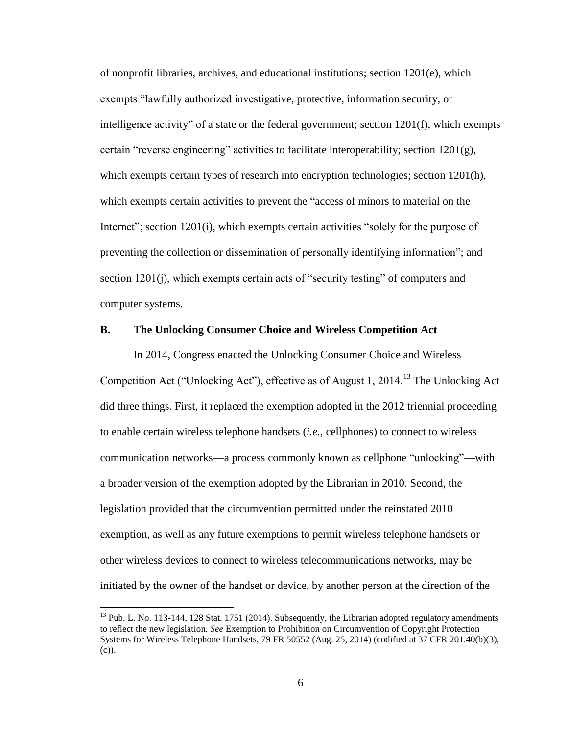of nonprofit libraries, archives, and educational institutions; section 1201(e), which exempts "lawfully authorized investigative, protective, information security, or intelligence activity" of a state or the federal government; section 1201(f), which exempts certain "reverse engineering" activities to facilitate interoperability; section 1201(g), which exempts certain types of research into encryption technologies; section 1201(h), which exempts certain activities to prevent the "access of minors to material on the Internet"; section 1201(i), which exempts certain activities "solely for the purpose of preventing the collection or dissemination of personally identifying information"; and section 1201(j), which exempts certain acts of "security testing" of computers and computer systems.

## B. The Unlocking Consumer Choice and Wireless Competition Act

In 2014, Congress enacted the Unlocking Consumer Choice and Wireless Competition Act ("Unlocking Act"), effective as of August 1, 2014.[13] The Unlocking Act did three things. First, it replaced the exemption adopted in the 2012 triennial proceeding to enable certain wireless telephone handsets (*i.e.*, cellphones) to connect to wireless communication networks—a process commonly known as cellphone "unlocking"—with a broader version of the exemption adopted by the Librarian in 2010. Second, the legislation provided that the circumvention permitted under the reinstated 2010 exemption, as well as any future exemptions to permit wireless telephone handsets or other wireless devices to connect to wireless telecommunications networks, may be initiated by the owner of the handset or device, by another person at the direction of the

[13] Pub. L. No. 113-144, 128 Stat. 1751 (2014). Subsequently, the Librarian adopted regulatory amendments to reflect the new legislation. *See* Exemption to Prohibition on Circumvention of Copyright Protection Systems for Wireless Telephone Handsets, 79 FR 50552 (Aug. 25, 2014) (codified at 37 CFR 201.40(b)(3), (c)).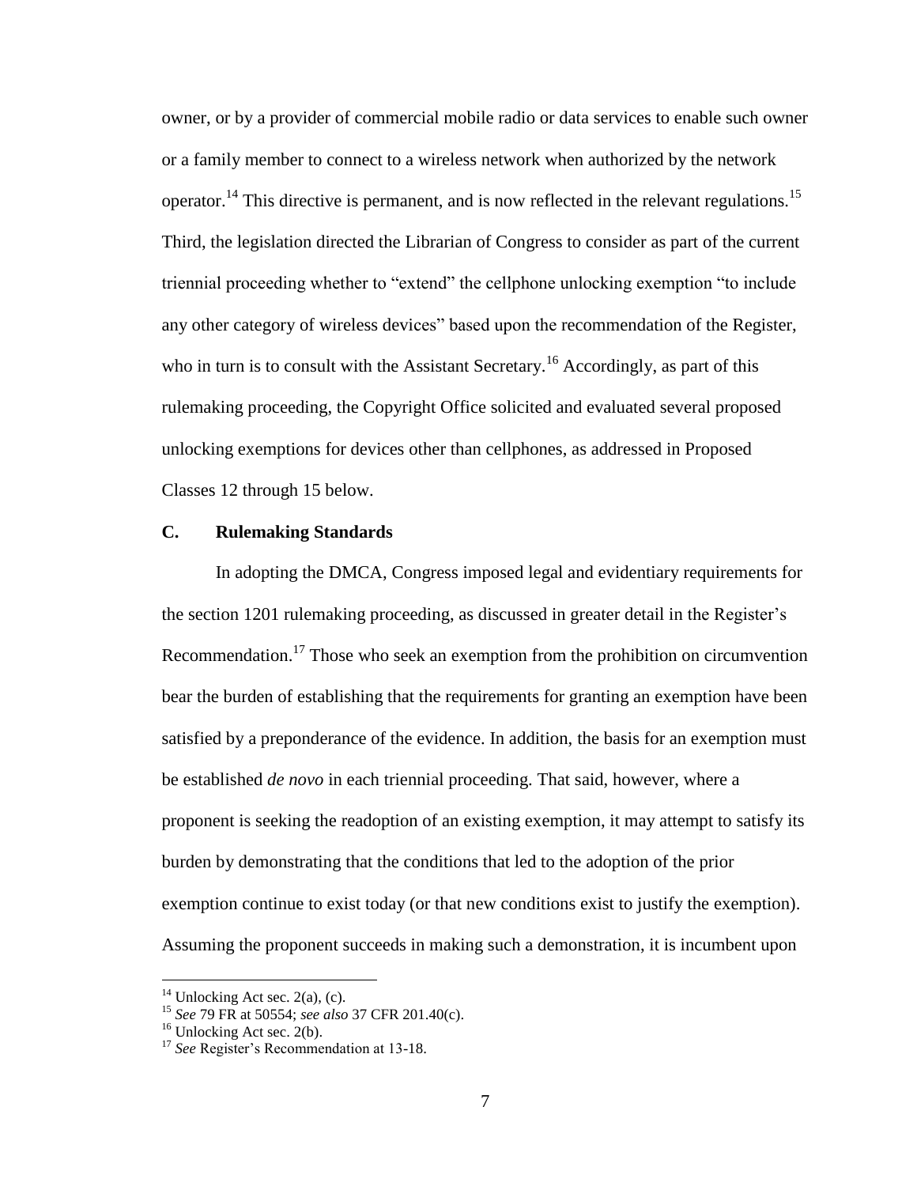owner, or by a provider of commercial mobile radio or data services to enable such owner or a family member to connect to a wireless network when authorized by the network operator.[14] This directive is permanent, and is now reflected in the relevant regulations.[15] Third, the legislation directed the Librarian of Congress to consider as part of the current triennial proceeding whether to "extend" the cellphone unlocking exemption "to include any other category of wireless devices" based upon the recommendation of the Register, who in turn is to consult with the Assistant Secretary.[16] Accordingly, as part of this rulemaking proceeding, the Copyright Office solicited and evaluated several proposed unlocking exemptions for devices other than cellphones, as addressed in Proposed Classes 12 through 15 below.

### C. Rulemaking Standards

In adopting the DMCA, Congress imposed legal and evidentiary requirements for the section 1201 rulemaking proceeding, as discussed in greater detail in the Register's Recommendation.[17] Those who seek an exemption from the prohibition on circumvention bear the burden of establishing that the requirements for granting an exemption have been satisfied by a preponderance of the evidence. In addition, the basis for an exemption must be established *de novo* in each triennial proceeding. That said, however, where a proponent is seeking the readoption of an existing exemption, it may attempt to satisfy its burden by demonstrating that the conditions that led to the adoption of the prior exemption continue to exist today (or that new conditions exist to justify the exemption). Assuming the proponent succeeds in making such a demonstration, it is incumbent upon

---

[14] Unlocking Act sec. 2(a), (c).

[15] *See* 79 FR at 50554; *see also* 37 CFR 201.40(c).

[16] Unlocking Act sec. 2(b).

[17] *See* Register's Recommendation at 13-18.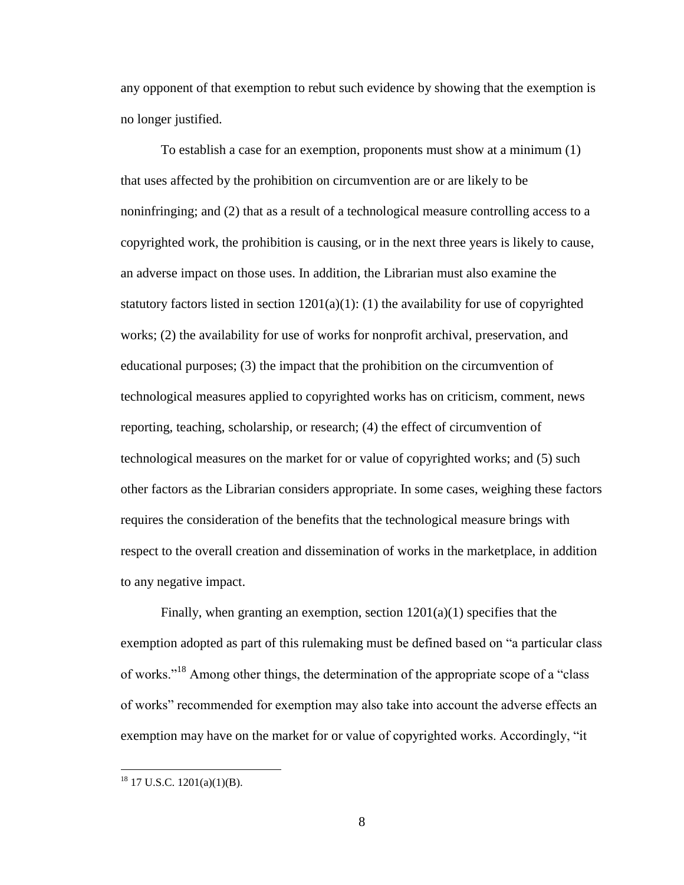any opponent of that exemption to rebut such evidence by showing that the exemption is no longer justified.

To establish a case for an exemption, proponents must show at a minimum (1) that uses affected by the prohibition on circumvention are or are likely to be noninfringing; and (2) that as a result of a technological measure controlling access to a copyrighted work, the prohibition is causing, or in the next three years is likely to cause, an adverse impact on those uses. In addition, the Librarian must also examine the statutory factors listed in section 1201(a)(1): (1) the availability for use of copyrighted works; (2) the availability for use of works for nonprofit archival, preservation, and educational purposes; (3) the impact that the prohibition on the circumvention of technological measures applied to copyrighted works has on criticism, comment, news reporting, teaching, scholarship, or research; (4) the effect of circumvention of technological measures on the market for or value of copyrighted works; and (5) such other factors as the Librarian considers appropriate. In some cases, weighing these factors requires the consideration of the benefits that the technological measure brings with respect to the overall creation and dissemination of works in the marketplace, in addition to any negative impact.

Finally, when granting an exemption, section 1201(a)(1) specifies that the exemption adopted as part of this rulemaking must be defined based on "a particular class of works."[18] Among other things, the determination of the appropriate scope of a "class of works" recommended for exemption may also take into account the adverse effects an exemption may have on the market for or value of copyrighted works. Accordingly, "it

---

[18] 17 U.S.C. 1201(a)(1)(B).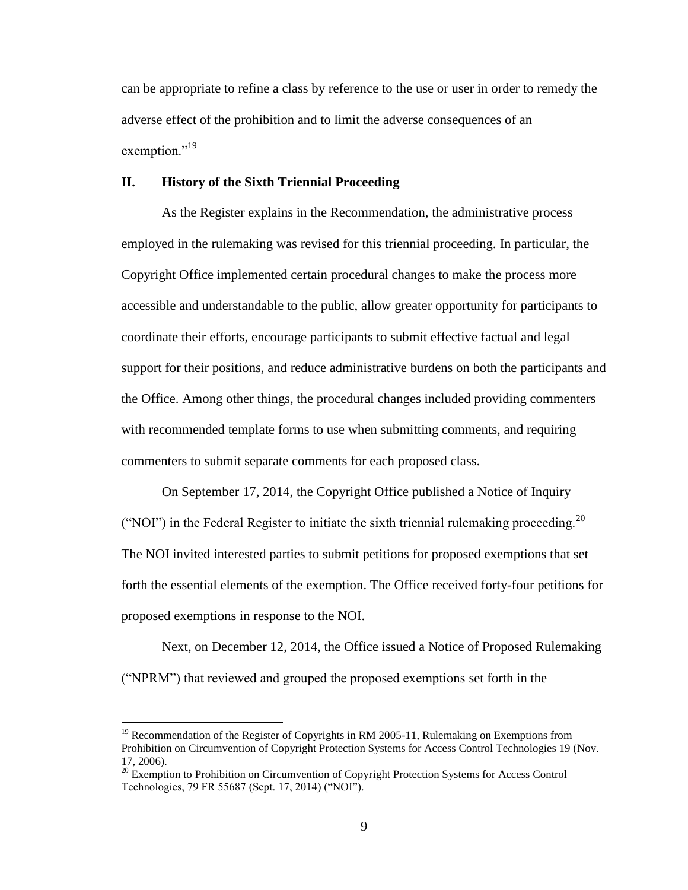can be appropriate to refine a class by reference to the use or user in order to remedy the adverse effect of the prohibition and to limit the adverse consequences of an exemption."[19]

## II. History of the Sixth Triennial Proceeding

As the Register explains in the Recommendation, the administrative process employed in the rulemaking was revised for this triennial proceeding. In particular, the Copyright Office implemented certain procedural changes to make the process more accessible and understandable to the public, allow greater opportunity for participants to coordinate their efforts, encourage participants to submit effective factual and legal support for their positions, and reduce administrative burdens on both the participants and the Office. Among other things, the procedural changes included providing commenters with recommended template forms to use when submitting comments, and requiring commenters to submit separate comments for each proposed class.

On September 17, 2014, the Copyright Office published a Notice of Inquiry ("NOI") in the Federal Register to initiate the sixth triennial rulemaking proceeding.[20] The NOI invited interested parties to submit petitions for proposed exemptions that set forth the essential elements of the exemption. The Office received forty-four petitions for proposed exemptions in response to the NOI.

Next, on December 12, 2014, the Office issued a Notice of Proposed Rulemaking ("NPRM") that reviewed and grouped the proposed exemptions set forth in the

---

[19] Recommendation of the Register of Copyrights in RM 2005-11, Rulemaking on Exemptions from Prohibition on Circumvention of Copyright Protection Systems for Access Control Technologies 19 (Nov. 17, 2006).

[20] Exemption to Prohibition on Circumvention of Copyright Protection Systems for Access Control Technologies, 79 FR 55687 (Sept. 17, 2014) ("NOI").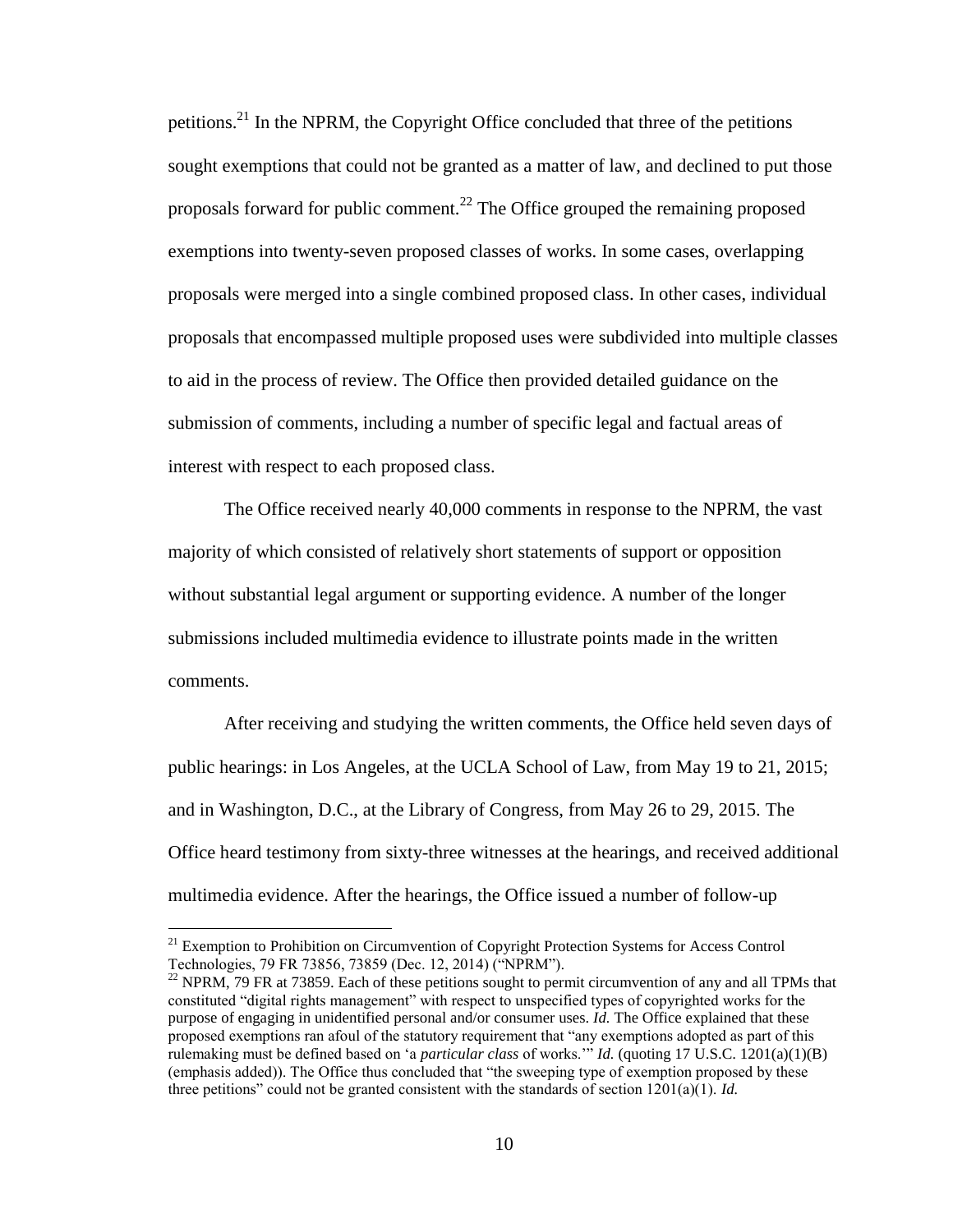petitions.[21] In the NPRM, the Copyright Office concluded that three of the petitions sought exemptions that could not be granted as a matter of law, and declined to put those proposals forward for public comment.[22] The Office grouped the remaining proposed exemptions into twenty-seven proposed classes of works. In some cases, overlapping proposals were merged into a single combined proposed class. In other cases, individual proposals that encompassed multiple proposed uses were subdivided into multiple classes to aid in the process of review. The Office then provided detailed guidance on the submission of comments, including a number of specific legal and factual areas of interest with respect to each proposed class.

The Office received nearly 40,000 comments in response to the NPRM, the vast majority of which consisted of relatively short statements of support or opposition without substantial legal argument or supporting evidence. A number of the longer submissions included multimedia evidence to illustrate points made in the written comments.

After receiving and studying the written comments, the Office held seven days of public hearings: in Los Angeles, at the UCLA School of Law, from May 19 to 21, 2015; and in Washington, D.C., at the Library of Congress, from May 26 to 29, 2015. The Office heard testimony from sixty-three witnesses at the hearings, and received additional multimedia evidence. After the hearings, the Office issued a number of follow-up

---

[21] Exemption to Prohibition on Circumvention of Copyright Protection Systems for Access Control Technologies, 79 FR 73856, 73859 (Dec. 12, 2014) ("NPRM").

[22] NPRM, 79 FR at 73859. Each of these petitions sought to permit circumvention of any and all TPMs that constituted "digital rights management" with respect to unspecified types of copyrighted works for the purpose of engaging in unidentified personal and/or consumer uses. *Id.* The Office explained that these proposed exemptions ran afoul of the statutory requirement that "any exemptions adopted as part of this rulemaking must be defined based on 'a *particular class* of works.'" *Id.* (quoting 17 U.S.C. 1201(a)(1)(B) (emphasis added)). The Office thus concluded that "the sweeping type of exemption proposed by these three petitions" could not be granted consistent with the standards of section 1201(a)(1). *Id.*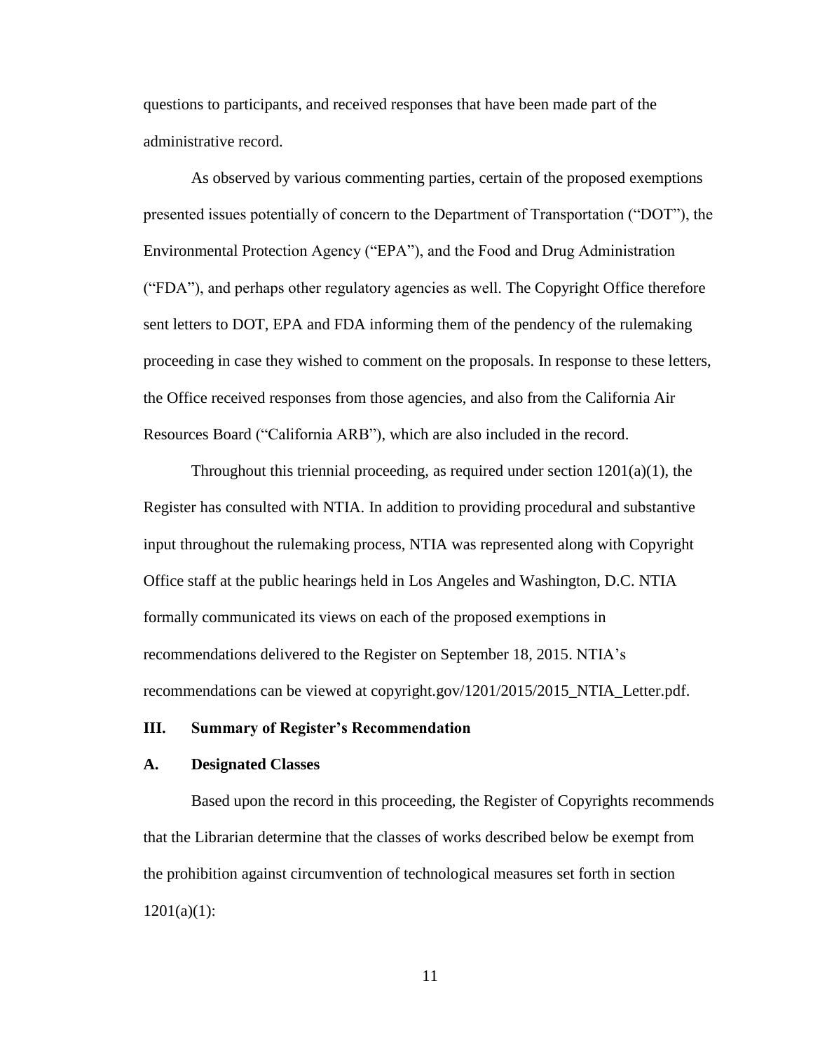questions to participants, and received responses that have been made part of the administrative record.

As observed by various commenting parties, certain of the proposed exemptions presented issues potentially of concern to the Department of Transportation ("DOT"), the Environmental Protection Agency ("EPA"), and the Food and Drug Administration ("FDA"), and perhaps other regulatory agencies as well. The Copyright Office therefore sent letters to DOT, EPA and FDA informing them of the pendency of the rulemaking proceeding in case they wished to comment on the proposals. In response to these letters, the Office received responses from those agencies, and also from the California Air Resources Board ("California ARB"), which are also included in the record.

Throughout this triennial proceeding, as required under section 1201(a)(1), the Register has consulted with NTIA. In addition to providing procedural and substantive input throughout the rulemaking process, NTIA was represented along with Copyright Office staff at the public hearings held in Los Angeles and Washington, D.C. NTIA formally communicated its views on each of the proposed exemptions in recommendations delivered to the Register on September 18, 2015. NTIA's recommendations can be viewed at copyright.gov/1201/2015/2015_NTIA_Letter.pdf.

## III. Summary of Register's Recommendation

### A. Designated Classes

Based upon the record in this proceeding, the Register of Copyrights recommends that the Librarian determine that the classes of works described below be exempt from the prohibition against circumvention of technological measures set forth in section 1201(a)(1):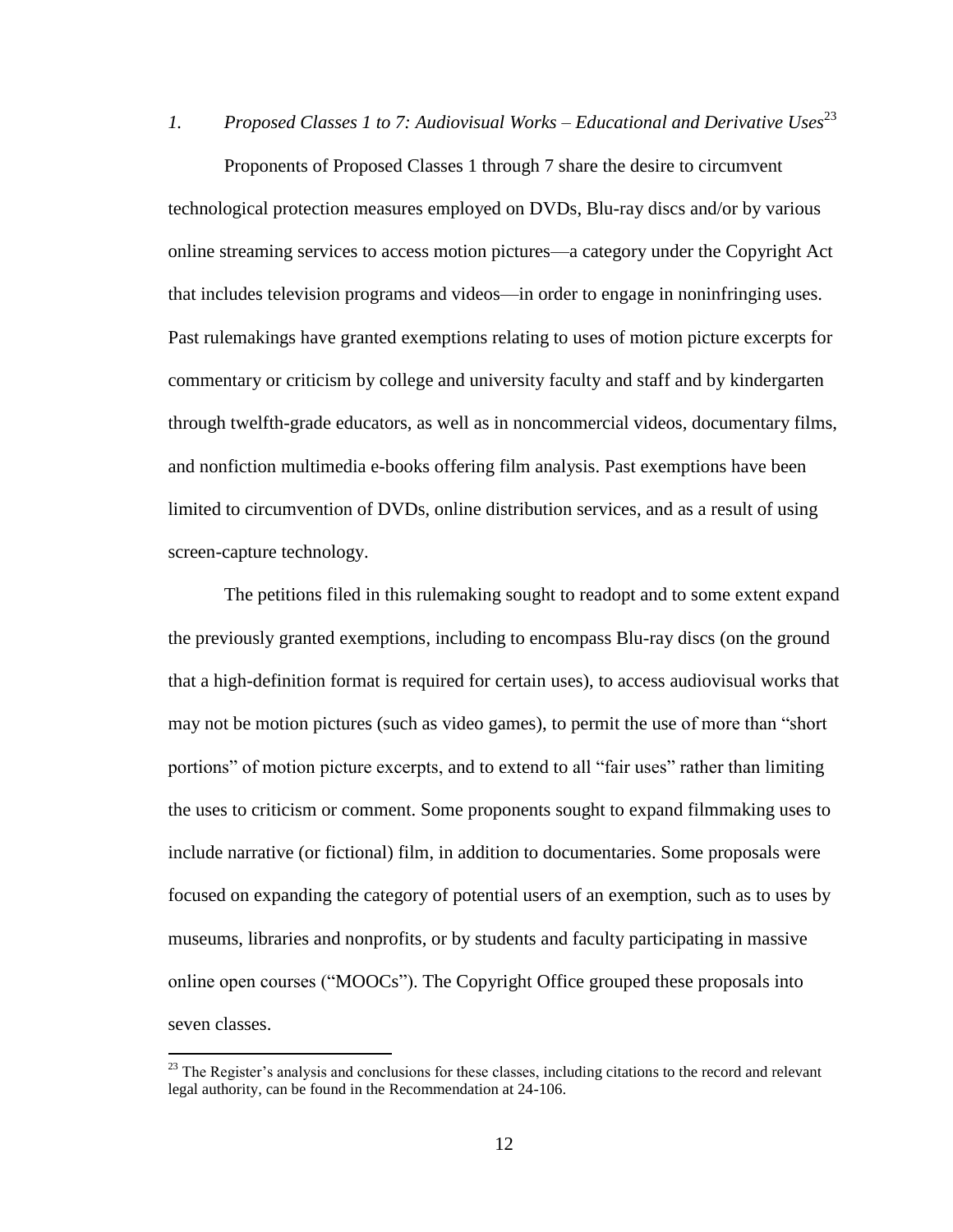*1. Proposed Classes 1 to 7: Audiovisual Works – Educational and Derivative Uses*[23]

Proponents of Proposed Classes 1 through 7 share the desire to circumvent technological protection measures employed on DVDs, Blu-ray discs and/or by various online streaming services to access motion pictures—a category under the Copyright Act that includes television programs and videos—in order to engage in noninfringing uses. Past rulemakings have granted exemptions relating to uses of motion picture excerpts for commentary or criticism by college and university faculty and staff and by kindergarten through twelfth-grade educators, as well as in noncommercial videos, documentary films, and nonfiction multimedia e-books offering film analysis. Past exemptions have been limited to circumvention of DVDs, online distribution services, and as a result of using screen-capture technology.

The petitions filed in this rulemaking sought to readopt and to some extent expand the previously granted exemptions, including to encompass Blu-ray discs (on the ground that a high-definition format is required for certain uses), to access audiovisual works that may not be motion pictures (such as video games), to permit the use of more than "short portions" of motion picture excerpts, and to extend to all "fair uses" rather than limiting the uses to criticism or comment. Some proponents sought to expand filmmaking uses to include narrative (or fictional) film, in addition to documentaries. Some proposals were focused on expanding the category of potential users of an exemption, such as to uses by museums, libraries and nonprofits, or by students and faculty participating in massive online open courses ("MOOCs"). The Copyright Office grouped these proposals into seven classes.

[23] The Register's analysis and conclusions for these classes, including citations to the record and relevant legal authority, can be found in the Recommendation at 24-106.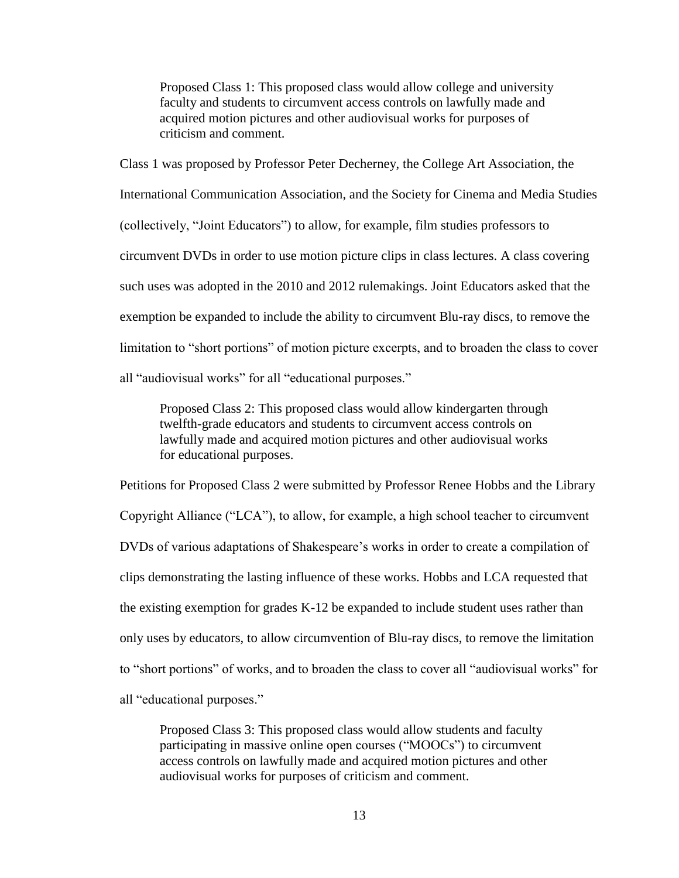> Proposed Class 1: This proposed class would allow college and university faculty and students to circumvent access controls on lawfully made and acquired motion pictures and other audiovisual works for purposes of criticism and comment.

Class 1 was proposed by Professor Peter Decherney, the College Art Association, the International Communication Association, and the Society for Cinema and Media Studies (collectively, "Joint Educators") to allow, for example, film studies professors to circumvent DVDs in order to use motion picture clips in class lectures. A class covering such uses was adopted in the 2010 and 2012 rulemakings. Joint Educators asked that the exemption be expanded to include the ability to circumvent Blu-ray discs, to remove the limitation to "short portions" of motion picture excerpts, and to broaden the class to cover all "audiovisual works" for all "educational purposes."

> Proposed Class 2: This proposed class would allow kindergarten through twelfth-grade educators and students to circumvent access controls on lawfully made and acquired motion pictures and other audiovisual works for educational purposes.

Petitions for Proposed Class 2 were submitted by Professor Renee Hobbs and the Library Copyright Alliance ("LCA"), to allow, for example, a high school teacher to circumvent DVDs of various adaptations of Shakespeare's works in order to create a compilation of clips demonstrating the lasting influence of these works. Hobbs and LCA requested that the existing exemption for grades K-12 be expanded to include student uses rather than only uses by educators, to allow circumvention of Blu-ray discs, to remove the limitation to "short portions" of works, and to broaden the class to cover all "audiovisual works" for all "educational purposes."

> Proposed Class 3: This proposed class would allow students and faculty participating in massive online open courses ("MOOCs") to circumvent access controls on lawfully made and acquired motion pictures and other audiovisual works for purposes of criticism and comment.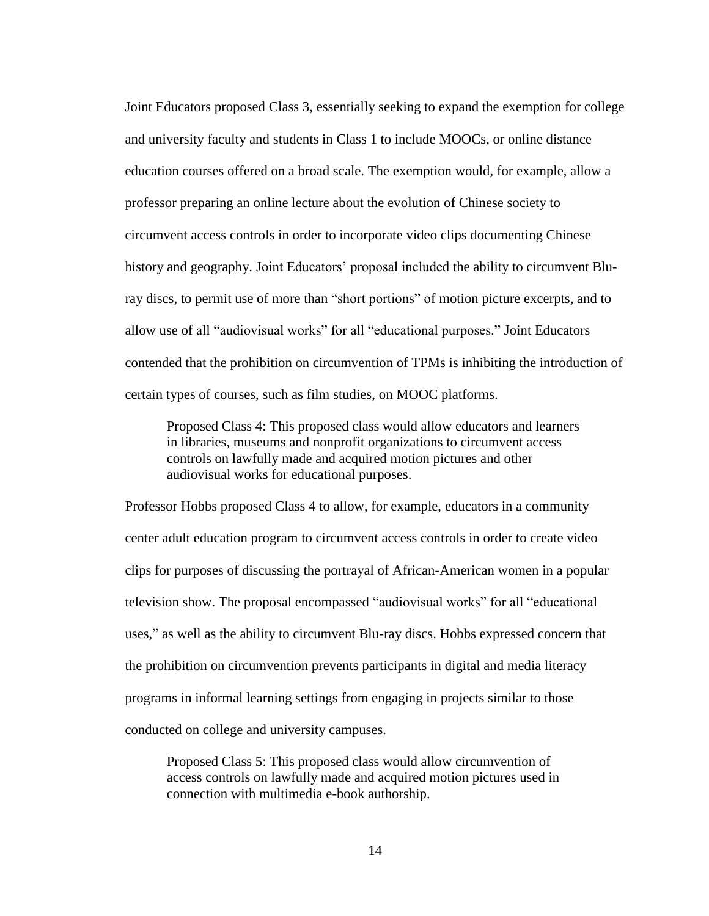Joint Educators proposed Class 3, essentially seeking to expand the exemption for college and university faculty and students in Class 1 to include MOOCs, or online distance education courses offered on a broad scale. The exemption would, for example, allow a professor preparing an online lecture about the evolution of Chinese society to circumvent access controls in order to incorporate video clips documenting Chinese history and geography. Joint Educators' proposal included the ability to circumvent Blu-ray discs, to permit use of more than "short portions" of motion picture excerpts, and to allow use of all "audiovisual works" for all "educational purposes." Joint Educators contended that the prohibition on circumvention of TPMs is inhibiting the introduction of certain types of courses, such as film studies, on MOOC platforms.

> Proposed Class 4: This proposed class would allow educators and learners in libraries, museums and nonprofit organizations to circumvent access controls on lawfully made and acquired motion pictures and other audiovisual works for educational purposes.

Professor Hobbs proposed Class 4 to allow, for example, educators in a community center adult education program to circumvent access controls in order to create video clips for purposes of discussing the portrayal of African-American women in a popular television show. The proposal encompassed "audiovisual works" for all "educational uses," as well as the ability to circumvent Blu-ray discs. Hobbs expressed concern that the prohibition on circumvention prevents participants in digital and media literacy programs in informal learning settings from engaging in projects similar to those conducted on college and university campuses.

> Proposed Class 5: This proposed class would allow circumvention of access controls on lawfully made and acquired motion pictures used in connection with multimedia e-book authorship.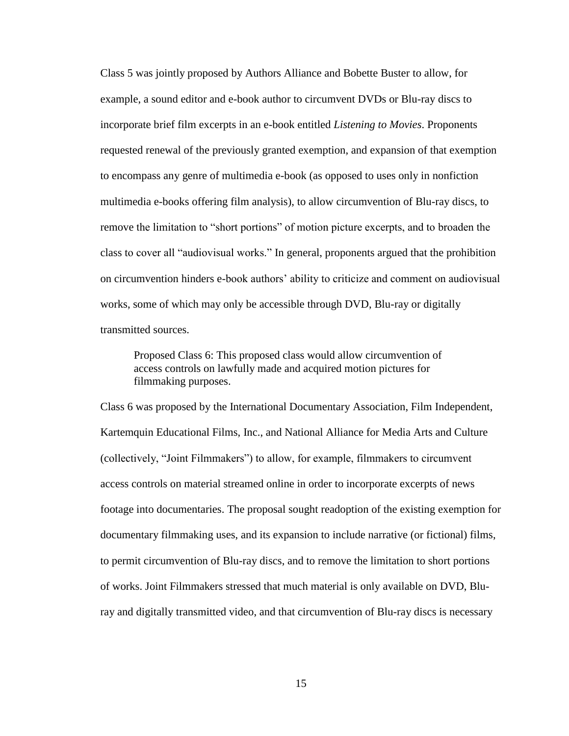Class 5 was jointly proposed by Authors Alliance and Bobette Buster to allow, for example, a sound editor and e-book author to circumvent DVDs or Blu-ray discs to incorporate brief film excerpts in an e-book entitled *Listening to Movies*. Proponents requested renewal of the previously granted exemption, and expansion of that exemption to encompass any genre of multimedia e-book (as opposed to uses only in nonfiction multimedia e-books offering film analysis), to allow circumvention of Blu-ray discs, to remove the limitation to "short portions" of motion picture excerpts, and to broaden the class to cover all "audiovisual works." In general, proponents argued that the prohibition on circumvention hinders e-book authors' ability to criticize and comment on audiovisual works, some of which may only be accessible through DVD, Blu-ray or digitally transmitted sources.

> Proposed Class 6: This proposed class would allow circumvention of access controls on lawfully made and acquired motion pictures for filmmaking purposes.

Class 6 was proposed by the International Documentary Association, Film Independent, Kartemquin Educational Films, Inc., and National Alliance for Media Arts and Culture (collectively, "Joint Filmmakers") to allow, for example, filmmakers to circumvent access controls on material streamed online in order to incorporate excerpts of news footage into documentaries. The proposal sought readoption of the existing exemption for documentary filmmaking uses, and its expansion to include narrative (or fictional) films, to permit circumvention of Blu-ray discs, and to remove the limitation to short portions of works. Joint Filmmakers stressed that much material is only available on DVD, Blu-ray and digitally transmitted video, and that circumvention of Blu-ray discs is necessary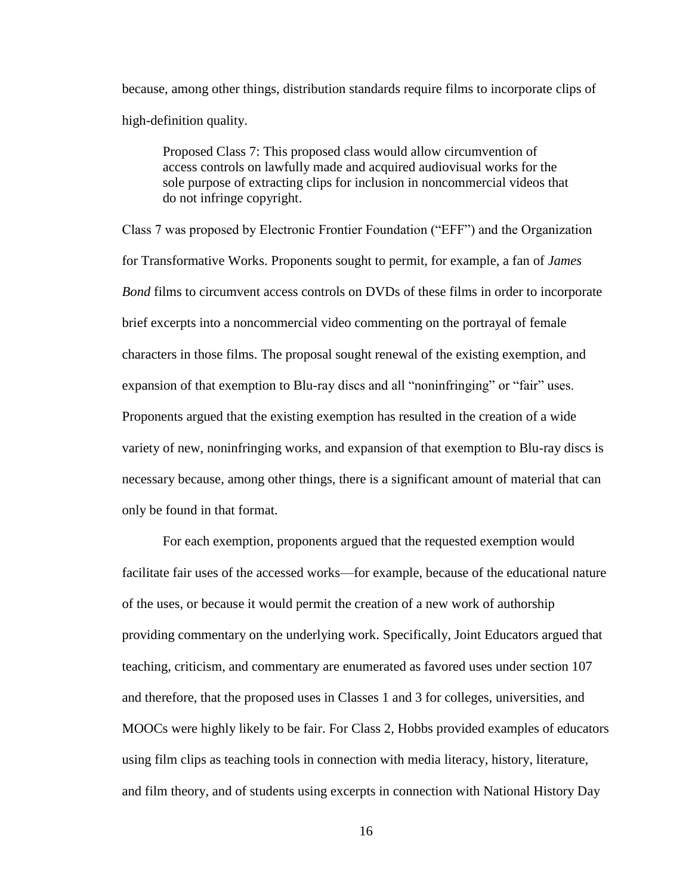because, among other things, distribution standards require films to incorporate clips of high-definition quality.

> Proposed Class 7: This proposed class would allow circumvention of access controls on lawfully made and acquired audiovisual works for the sole purpose of extracting clips for inclusion in noncommercial videos that do not infringe copyright.

Class 7 was proposed by Electronic Frontier Foundation ("EFF") and the Organization for Transformative Works. Proponents sought to permit, for example, a fan of *James Bond* films to circumvent access controls on DVDs of these films in order to incorporate brief excerpts into a noncommercial video commenting on the portrayal of female characters in those films. The proposal sought renewal of the existing exemption, and expansion of that exemption to Blu-ray discs and all "noninfringing" or "fair" uses. Proponents argued that the existing exemption has resulted in the creation of a wide variety of new, noninfringing works, and expansion of that exemption to Blu-ray discs is necessary because, among other things, there is a significant amount of material that can only be found in that format.

For each exemption, proponents argued that the requested exemption would facilitate fair uses of the accessed works—for example, because of the educational nature of the uses, or because it would permit the creation of a new work of authorship providing commentary on the underlying work. Specifically, Joint Educators argued that teaching, criticism, and commentary are enumerated as favored uses under section 107 and therefore, that the proposed uses in Classes 1 and 3 for colleges, universities, and MOOCs were highly likely to be fair. For Class 2, Hobbs provided examples of educators using film clips as teaching tools in connection with media literacy, history, literature, and film theory, and of students using excerpts in connection with National History Day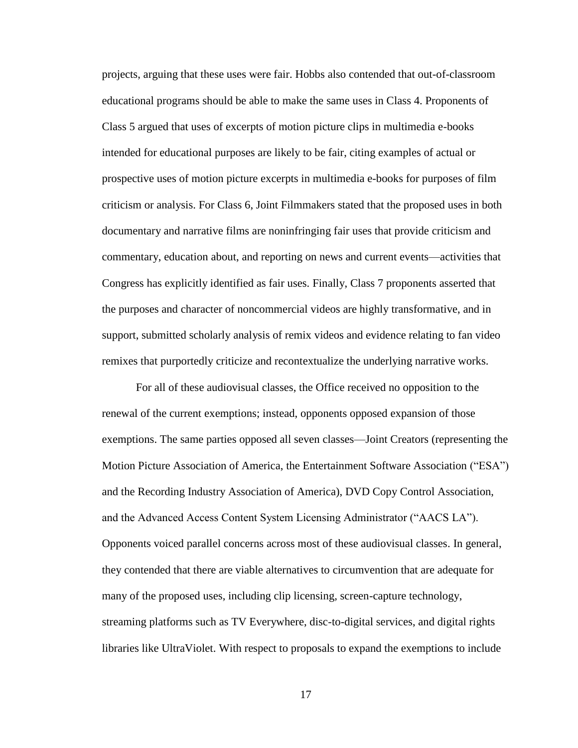projects, arguing that these uses were fair. Hobbs also contended that out-of-classroom educational programs should be able to make the same uses in Class 4. Proponents of Class 5 argued that uses of excerpts of motion picture clips in multimedia e-books intended for educational purposes are likely to be fair, citing examples of actual or prospective uses of motion picture excerpts in multimedia e-books for purposes of film criticism or analysis. For Class 6, Joint Filmmakers stated that the proposed uses in both documentary and narrative films are noninfringing fair uses that provide criticism and commentary, education about, and reporting on news and current events—activities that Congress has explicitly identified as fair uses. Finally, Class 7 proponents asserted that the purposes and character of noncommercial videos are highly transformative, and in support, submitted scholarly analysis of remix videos and evidence relating to fan video remixes that purportedly criticize and recontextualize the underlying narrative works.

For all of these audiovisual classes, the Office received no opposition to the renewal of the current exemptions; instead, opponents opposed expansion of those exemptions. The same parties opposed all seven classes—Joint Creators (representing the Motion Picture Association of America, the Entertainment Software Association ("ESA") and the Recording Industry Association of America), DVD Copy Control Association, and the Advanced Access Content System Licensing Administrator ("AACS LA"). Opponents voiced parallel concerns across most of these audiovisual classes. In general, they contended that there are viable alternatives to circumvention that are adequate for many of the proposed uses, including clip licensing, screen-capture technology, streaming platforms such as TV Everywhere, disc-to-digital services, and digital rights libraries like UltraViolet. With respect to proposals to expand the exemptions to include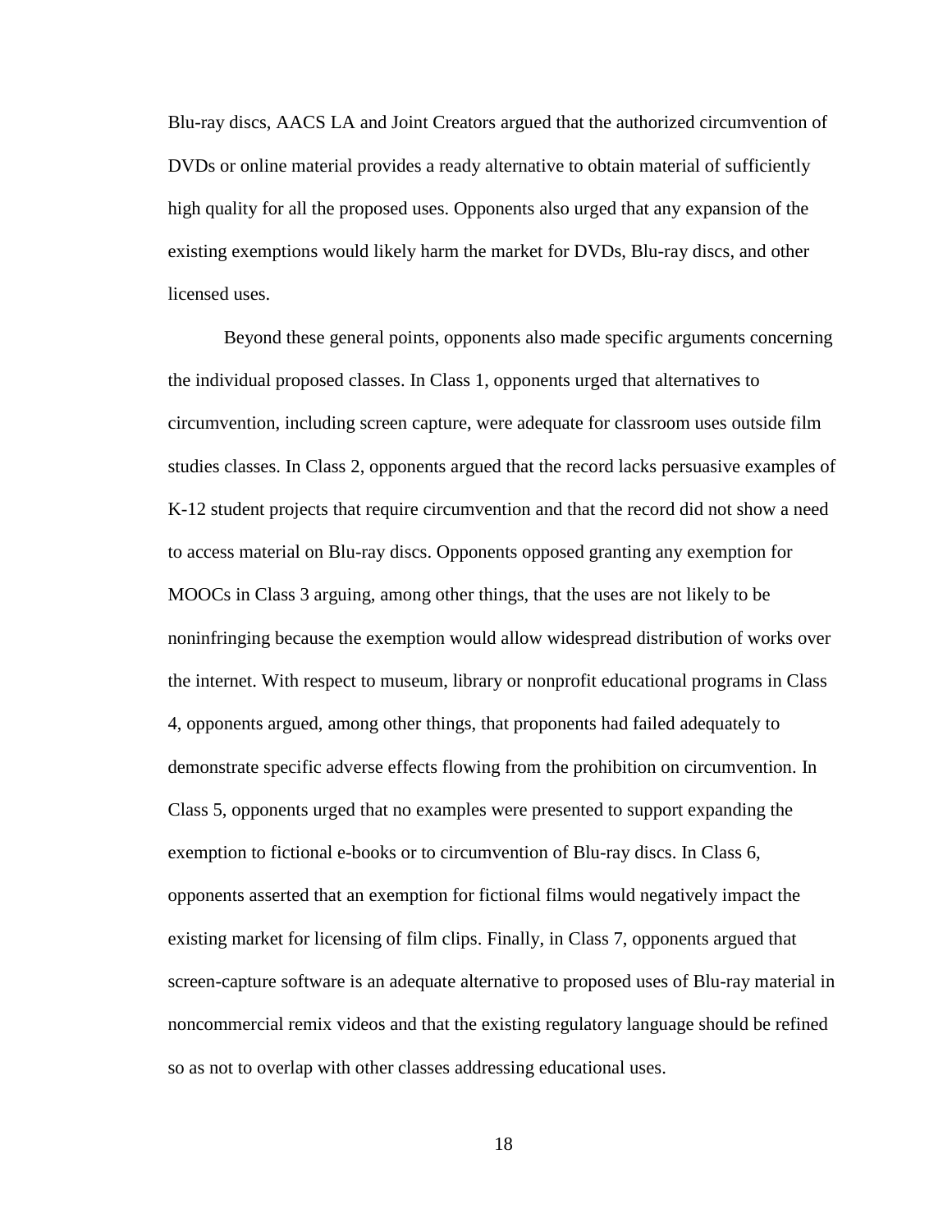Blu-ray discs, AACS LA and Joint Creators argued that the authorized circumvention of DVDs or online material provides a ready alternative to obtain material of sufficiently high quality for all the proposed uses. Opponents also urged that any expansion of the existing exemptions would likely harm the market for DVDs, Blu-ray discs, and other licensed uses.

Beyond these general points, opponents also made specific arguments concerning the individual proposed classes. In Class 1, opponents urged that alternatives to circumvention, including screen capture, were adequate for classroom uses outside film studies classes. In Class 2, opponents argued that the record lacks persuasive examples of K-12 student projects that require circumvention and that the record did not show a need to access material on Blu-ray discs. Opponents opposed granting any exemption for MOOCs in Class 3 arguing, among other things, that the uses are not likely to be noninfringing because the exemption would allow widespread distribution of works over the internet. With respect to museum, library or nonprofit educational programs in Class 4, opponents argued, among other things, that proponents had failed adequately to demonstrate specific adverse effects flowing from the prohibition on circumvention. In Class 5, opponents urged that no examples were presented to support expanding the exemption to fictional e-books or to circumvention of Blu-ray discs. In Class 6, opponents asserted that an exemption for fictional films would negatively impact the existing market for licensing of film clips. Finally, in Class 7, opponents argued that screen-capture software is an adequate alternative to proposed uses of Blu-ray material in noncommercial remix videos and that the existing regulatory language should be refined so as not to overlap with other classes addressing educational uses.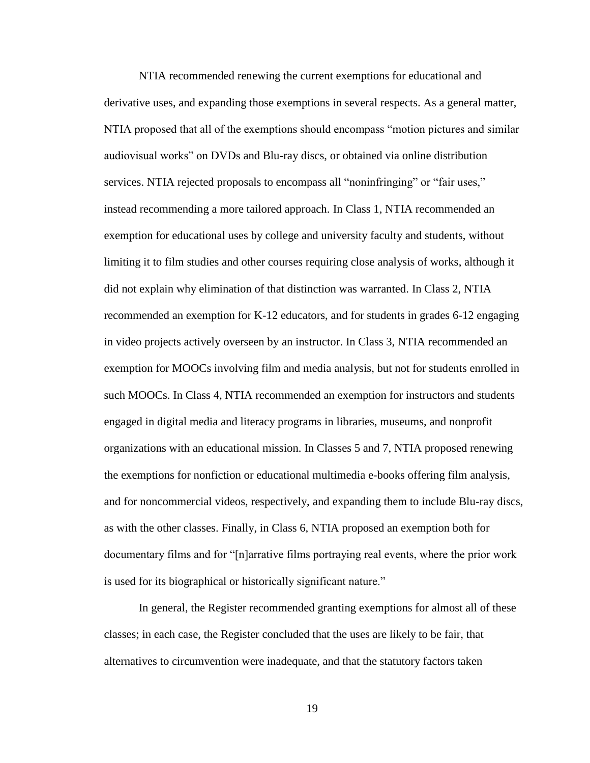NTIA recommended renewing the current exemptions for educational and derivative uses, and expanding those exemptions in several respects. As a general matter, NTIA proposed that all of the exemptions should encompass "motion pictures and similar audiovisual works" on DVDs and Blu-ray discs, or obtained via online distribution services. NTIA rejected proposals to encompass all "noninfringing" or "fair uses," instead recommending a more tailored approach. In Class 1, NTIA recommended an exemption for educational uses by college and university faculty and students, without limiting it to film studies and other courses requiring close analysis of works, although it did not explain why elimination of that distinction was warranted. In Class 2, NTIA recommended an exemption for K-12 educators, and for students in grades 6-12 engaging in video projects actively overseen by an instructor. In Class 3, NTIA recommended an exemption for MOOCs involving film and media analysis, but not for students enrolled in such MOOCs. In Class 4, NTIA recommended an exemption for instructors and students engaged in digital media and literacy programs in libraries, museums, and nonprofit organizations with an educational mission. In Classes 5 and 7, NTIA proposed renewing the exemptions for nonfiction or educational multimedia e-books offering film analysis, and for noncommercial videos, respectively, and expanding them to include Blu-ray discs, as with the other classes. Finally, in Class 6, NTIA proposed an exemption both for documentary films and for "[n]arrative films portraying real events, where the prior work is used for its biographical or historically significant nature."

In general, the Register recommended granting exemptions for almost all of these classes; in each case, the Register concluded that the uses are likely to be fair, that alternatives to circumvention were inadequate, and that the statutory factors taken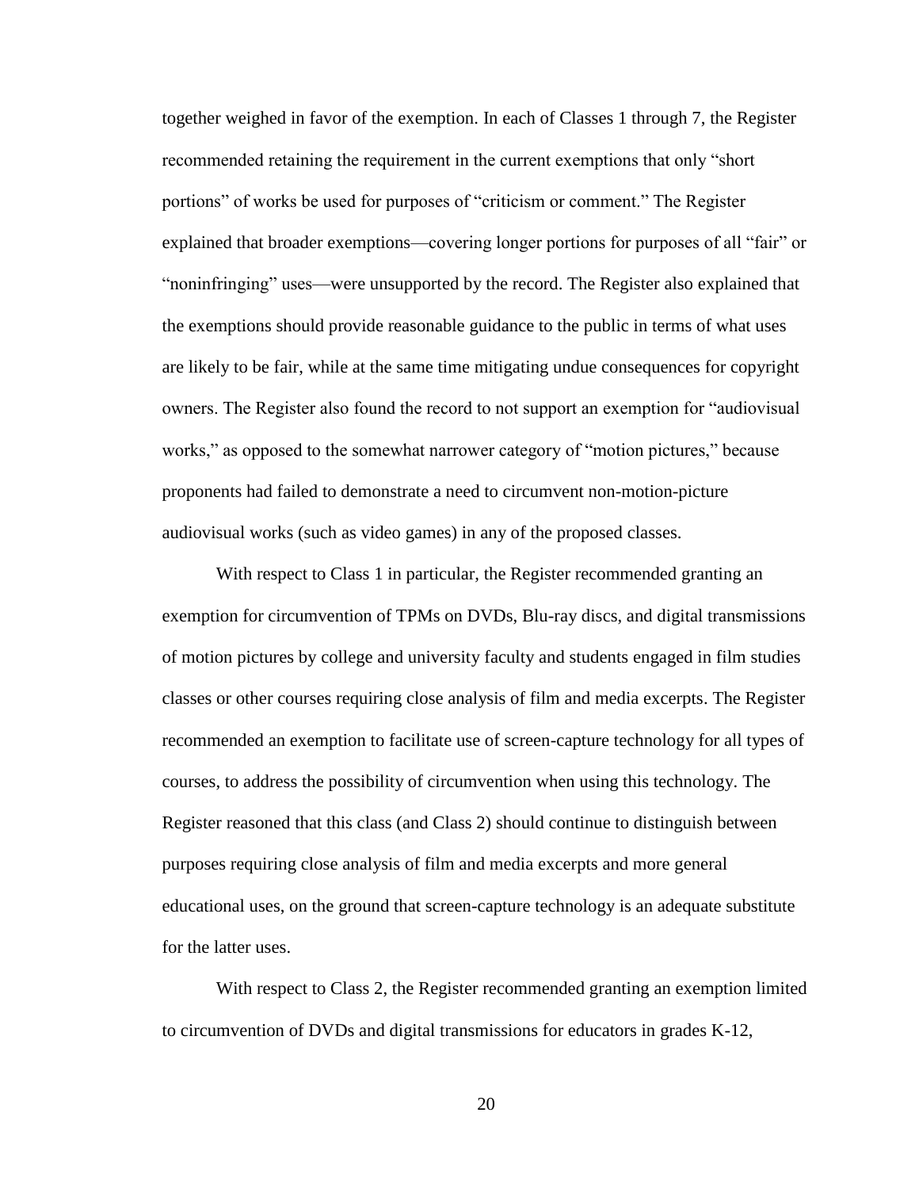together weighed in favor of the exemption. In each of Classes 1 through 7, the Register recommended retaining the requirement in the current exemptions that only "short portions" of works be used for purposes of "criticism or comment." The Register explained that broader exemptions—covering longer portions for purposes of all "fair" or "noninfringing" uses—were unsupported by the record. The Register also explained that the exemptions should provide reasonable guidance to the public in terms of what uses are likely to be fair, while at the same time mitigating undue consequences for copyright owners. The Register also found the record to not support an exemption for "audiovisual works," as opposed to the somewhat narrower category of "motion pictures," because proponents had failed to demonstrate a need to circumvent non-motion-picture audiovisual works (such as video games) in any of the proposed classes.

With respect to Class 1 in particular, the Register recommended granting an exemption for circumvention of TPMs on DVDs, Blu-ray discs, and digital transmissions of motion pictures by college and university faculty and students engaged in film studies classes or other courses requiring close analysis of film and media excerpts. The Register recommended an exemption to facilitate use of screen-capture technology for all types of courses, to address the possibility of circumvention when using this technology. The Register reasoned that this class (and Class 2) should continue to distinguish between purposes requiring close analysis of film and media excerpts and more general educational uses, on the ground that screen-capture technology is an adequate substitute for the latter uses.

With respect to Class 2, the Register recommended granting an exemption limited to circumvention of DVDs and digital transmissions for educators in grades K-12,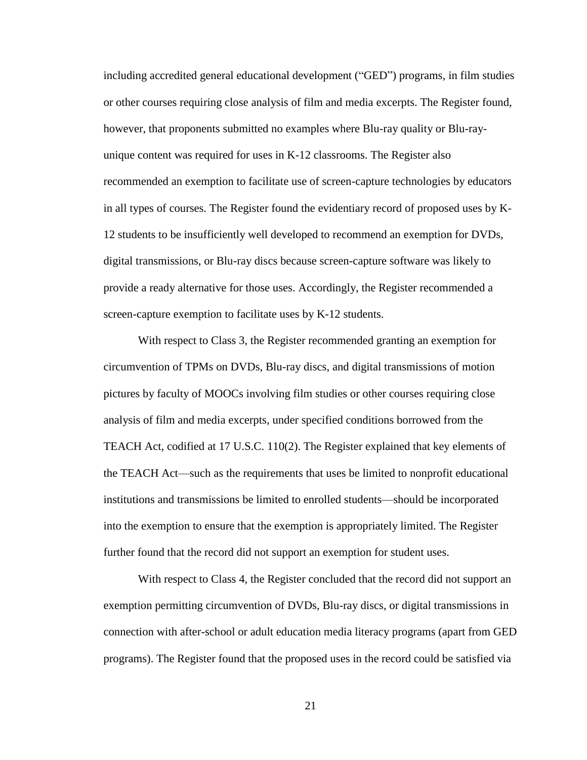including accredited general educational development ("GED") programs, in film studies or other courses requiring close analysis of film and media excerpts. The Register found, however, that proponents submitted no examples where Blu-ray quality or Blu-ray-unique content was required for uses in K-12 classrooms. The Register also recommended an exemption to facilitate use of screen-capture technologies by educators in all types of courses. The Register found the evidentiary record of proposed uses by K-12 students to be insufficiently well developed to recommend an exemption for DVDs, digital transmissions, or Blu-ray discs because screen-capture software was likely to provide a ready alternative for those uses. Accordingly, the Register recommended a screen-capture exemption to facilitate uses by K-12 students.

With respect to Class 3, the Register recommended granting an exemption for circumvention of TPMs on DVDs, Blu-ray discs, and digital transmissions of motion pictures by faculty of MOOCs involving film studies or other courses requiring close analysis of film and media excerpts, under specified conditions borrowed from the TEACH Act, codified at 17 U.S.C. 110(2). The Register explained that key elements of the TEACH Act—such as the requirements that uses be limited to nonprofit educational institutions and transmissions be limited to enrolled students—should be incorporated into the exemption to ensure that the exemption is appropriately limited. The Register further found that the record did not support an exemption for student uses.

With respect to Class 4, the Register concluded that the record did not support an exemption permitting circumvention of DVDs, Blu-ray discs, or digital transmissions in connection with after-school or adult education media literacy programs (apart from GED programs). The Register found that the proposed uses in the record could be satisfied via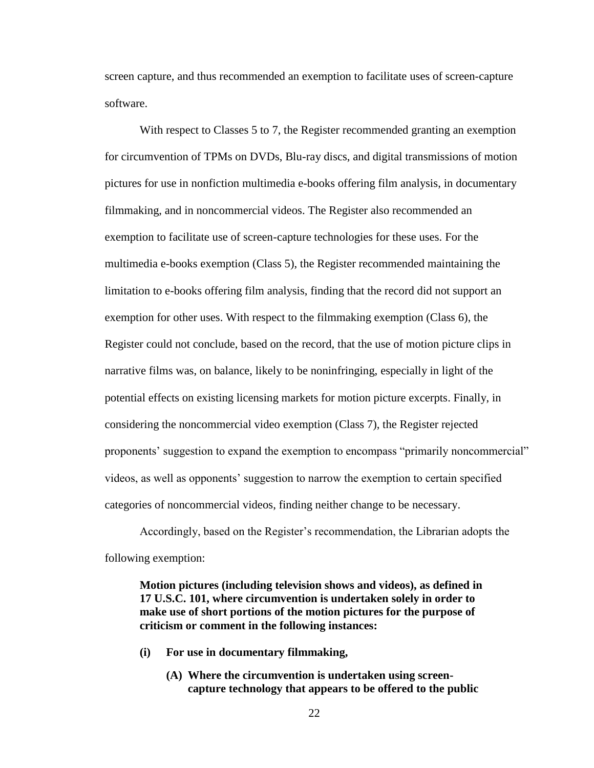screen capture, and thus recommended an exemption to facilitate uses of screen-capture software.

With respect to Classes 5 to 7, the Register recommended granting an exemption for circumvention of TPMs on DVDs, Blu-ray discs, and digital transmissions of motion pictures for use in nonfiction multimedia e-books offering film analysis, in documentary filmmaking, and in noncommercial videos. The Register also recommended an exemption to facilitate use of screen-capture technologies for these uses. For the multimedia e-books exemption (Class 5), the Register recommended maintaining the limitation to e-books offering film analysis, finding that the record did not support an exemption for other uses. With respect to the filmmaking exemption (Class 6), the Register could not conclude, based on the record, that the use of motion picture clips in narrative films was, on balance, likely to be noninfringing, especially in light of the potential effects on existing licensing markets for motion picture excerpts. Finally, in considering the noncommercial video exemption (Class 7), the Register rejected proponents' suggestion to expand the exemption to encompass "primarily noncommercial" videos, as well as opponents' suggestion to narrow the exemption to certain specified categories of noncommercial videos, finding neither change to be necessary.

Accordingly, based on the Register's recommendation, the Librarian adopts the following exemption:

**Motion pictures (including television shows and videos), as defined in 17 U.S.C. 101, where circumvention is undertaken solely in order to make use of short portions of the motion pictures for the purpose of criticism or comment in the following instances:**

**(i) For use in documentary filmmaking,**

**(A) Where the circumvention is undertaken using screen-capture technology that appears to be offered to the public**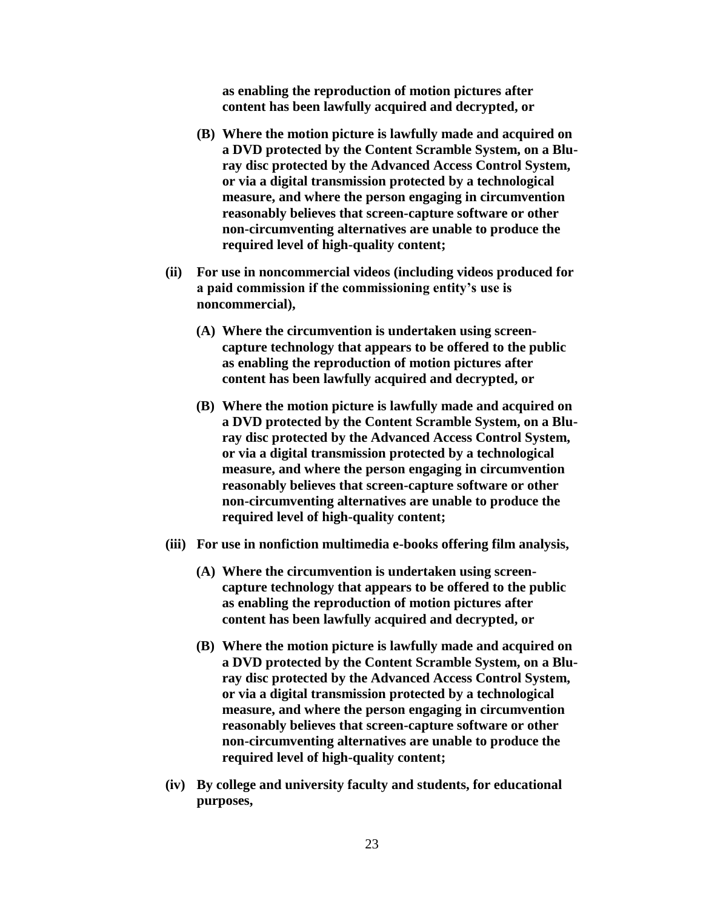**as enabling the reproduction of motion pictures after content has been lawfully acquired and decrypted, or**

**(B) Where the motion picture is lawfully made and acquired on a DVD protected by the Content Scramble System, on a Blu-ray disc protected by the Advanced Access Control System, or via a digital transmission protected by a technological measure, and where the person engaging in circumvention reasonably believes that screen-capture software or other non-circumventing alternatives are unable to produce the required level of high-quality content;**

**(ii) For use in noncommercial videos (including videos produced for a paid commission if the commissioning entity's use is noncommercial),**

**(A) Where the circumvention is undertaken using screen-capture technology that appears to be offered to the public as enabling the reproduction of motion pictures after content has been lawfully acquired and decrypted, or**

**(B) Where the motion picture is lawfully made and acquired on a DVD protected by the Content Scramble System, on a Blu-ray disc protected by the Advanced Access Control System, or via a digital transmission protected by a technological measure, and where the person engaging in circumvention reasonably believes that screen-capture software or other non-circumventing alternatives are unable to produce the required level of high-quality content;**

**(iii) For use in nonfiction multimedia e-books offering film analysis,**

**(A) Where the circumvention is undertaken using screen-capture technology that appears to be offered to the public as enabling the reproduction of motion pictures after content has been lawfully acquired and decrypted, or**

**(B) Where the motion picture is lawfully made and acquired on a DVD protected by the Content Scramble System, on a Blu-ray disc protected by the Advanced Access Control System, or via a digital transmission protected by a technological measure, and where the person engaging in circumvention reasonably believes that screen-capture software or other non-circumventing alternatives are unable to produce the required level of high-quality content;**

**(iv) By college and university faculty and students, for educational purposes,**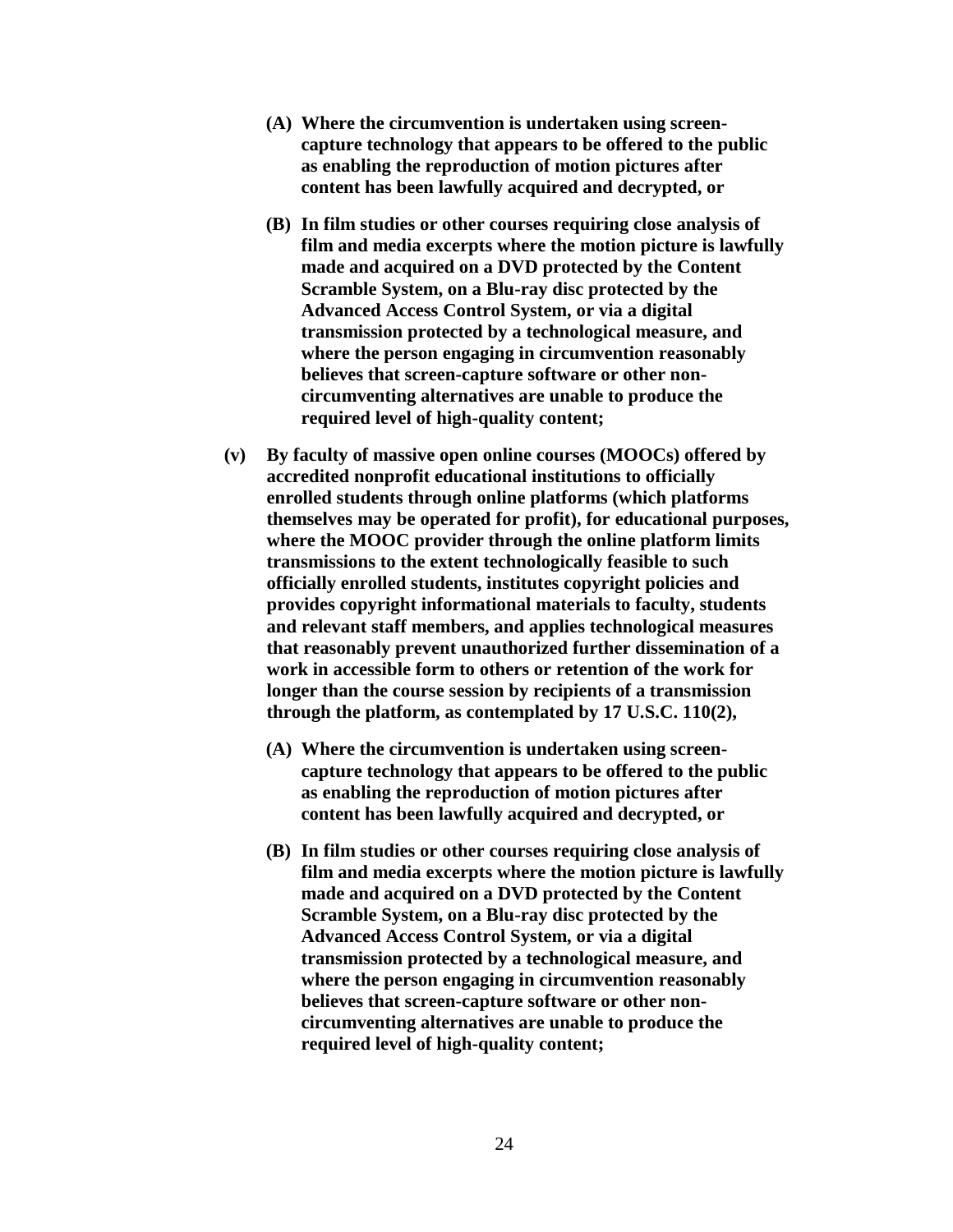**(A) Where the circumvention is undertaken using screen-capture technology that appears to be offered to the public as enabling the reproduction of motion pictures after content has been lawfully acquired and decrypted, or**

**(B) In film studies or other courses requiring close analysis of film and media excerpts where the motion picture is lawfully made and acquired on a DVD protected by the Content Scramble System, on a Blu-ray disc protected by the Advanced Access Control System, or via a digital transmission protected by a technological measure, and where the person engaging in circumvention reasonably believes that screen-capture software or other non-circumventing alternatives are unable to produce the required level of high-quality content;**

**(v) By faculty of massive open online courses (MOOCs) offered by accredited nonprofit educational institutions to officially enrolled students through online platforms (which platforms themselves may be operated for profit), for educational purposes, where the MOOC provider through the online platform limits transmissions to the extent technologically feasible to such officially enrolled students, institutes copyright policies and provides copyright informational materials to faculty, students and relevant staff members, and applies technological measures that reasonably prevent unauthorized further dissemination of a work in accessible form to others or retention of the work for longer than the course session by recipients of a transmission through the platform, as contemplated by 17 U.S.C. 110(2),**

**(A) Where the circumvention is undertaken using screen-capture technology that appears to be offered to the public as enabling the reproduction of motion pictures after content has been lawfully acquired and decrypted, or**

**(B) In film studies or other courses requiring close analysis of film and media excerpts where the motion picture is lawfully made and acquired on a DVD protected by the Content Scramble System, on a Blu-ray disc protected by the Advanced Access Control System, or via a digital transmission protected by a technological measure, and where the person engaging in circumvention reasonably believes that screen-capture software or other non-circumventing alternatives are unable to produce the required level of high-quality content;**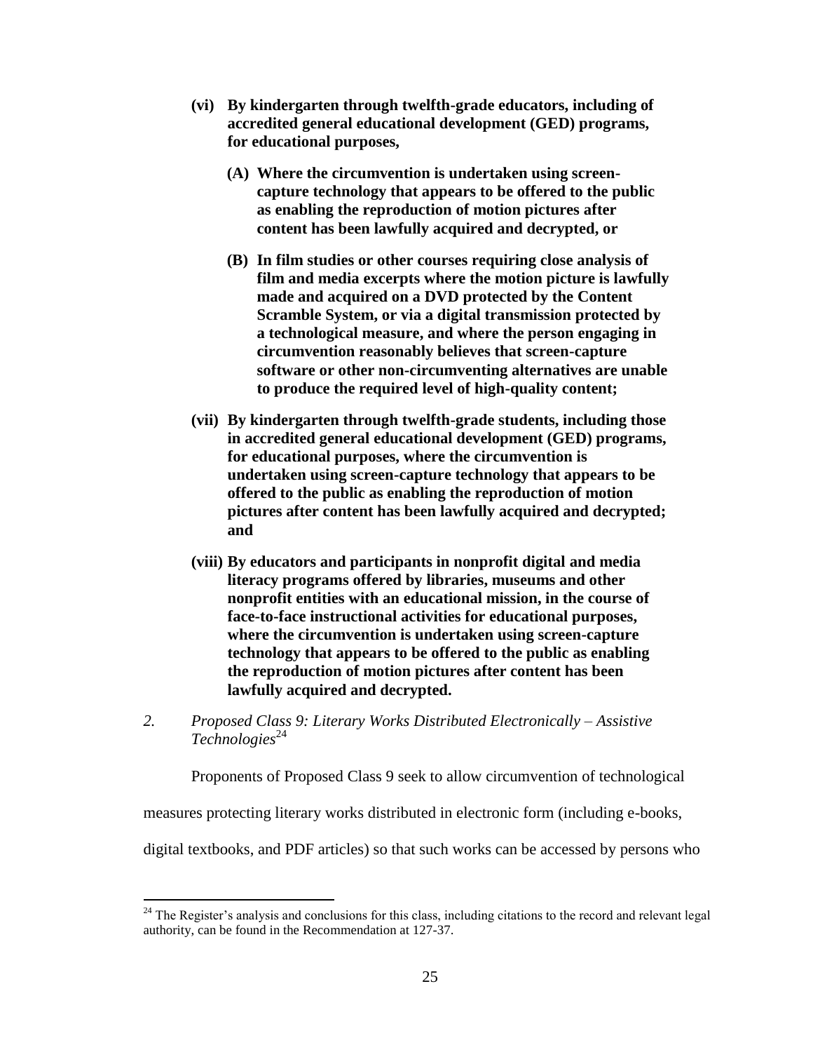**(vi) By kindergarten through twelfth-grade educators, including of accredited general educational development (GED) programs, for educational purposes,**

> **(A) Where the circumvention is undertaken using screen-capture technology that appears to be offered to the public as enabling the reproduction of motion pictures after content has been lawfully acquired and decrypted, or**
>
> **(B) In film studies or other courses requiring close analysis of film and media excerpts where the motion picture is lawfully made and acquired on a DVD protected by the Content Scramble System, or via a digital transmission protected by a technological measure, and where the person engaging in circumvention reasonably believes that screen-capture software or other non-circumventing alternatives are unable to produce the required level of high-quality content;**

**(vii) By kindergarten through twelfth-grade students, including those in accredited general educational development (GED) programs, for educational purposes, where the circumvention is undertaken using screen-capture technology that appears to be offered to the public as enabling the reproduction of motion pictures after content has been lawfully acquired and decrypted; and**

**(viii) By educators and participants in nonprofit digital and media literacy programs offered by libraries, museums and other nonprofit entities with an educational mission, in the course of face-to-face instructional activities for educational purposes, where the circumvention is undertaken using screen-capture technology that appears to be offered to the public as enabling the reproduction of motion pictures after content has been lawfully acquired and decrypted.**

*2. Proposed Class 9: Literary Works Distributed Electronically – Assistive Technologies*[24]

Proponents of Proposed Class 9 seek to allow circumvention of technological measures protecting literary works distributed in electronic form (including e-books, digital textbooks, and PDF articles) so that such works can be accessed by persons who

---

[24] The Register's analysis and conclusions for this class, including citations to the record and relevant legal authority, can be found in the Recommendation at 127-37.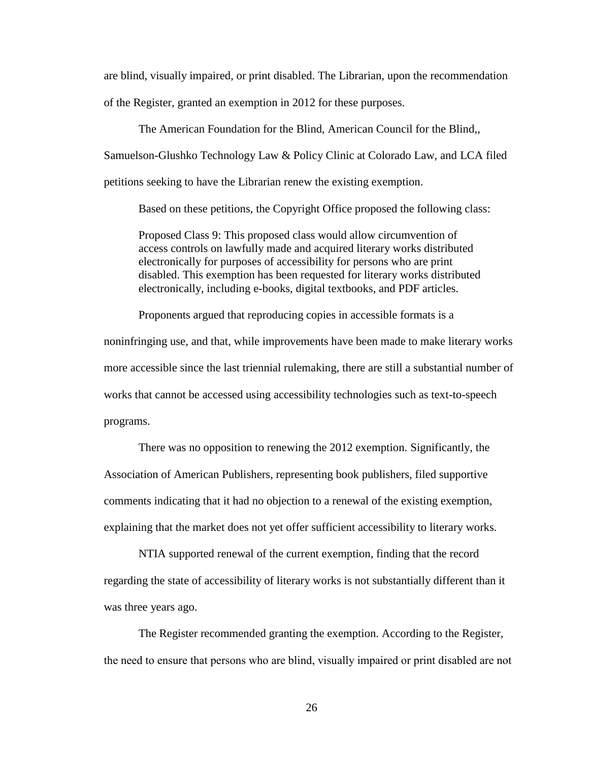are blind, visually impaired, or print disabled. The Librarian, upon the recommendation of the Register, granted an exemption in 2012 for these purposes.

The American Foundation for the Blind, American Council for the Blind,, Samuelson-Glushko Technology Law & Policy Clinic at Colorado Law, and LCA filed petitions seeking to have the Librarian renew the existing exemption.

Based on these petitions, the Copyright Office proposed the following class:

> Proposed Class 9: This proposed class would allow circumvention of access controls on lawfully made and acquired literary works distributed electronically for purposes of accessibility for persons who are print disabled. This exemption has been requested for literary works distributed electronically, including e-books, digital textbooks, and PDF articles.

Proponents argued that reproducing copies in accessible formats is a noninfringing use, and that, while improvements have been made to make literary works more accessible since the last triennial rulemaking, there are still a substantial number of works that cannot be accessed using accessibility technologies such as text-to-speech programs.

There was no opposition to renewing the 2012 exemption. Significantly, the Association of American Publishers, representing book publishers, filed supportive comments indicating that it had no objection to a renewal of the existing exemption, explaining that the market does not yet offer sufficient accessibility to literary works.

NTIA supported renewal of the current exemption, finding that the record regarding the state of accessibility of literary works is not substantially different than it was three years ago.

The Register recommended granting the exemption. According to the Register, the need to ensure that persons who are blind, visually impaired or print disabled are not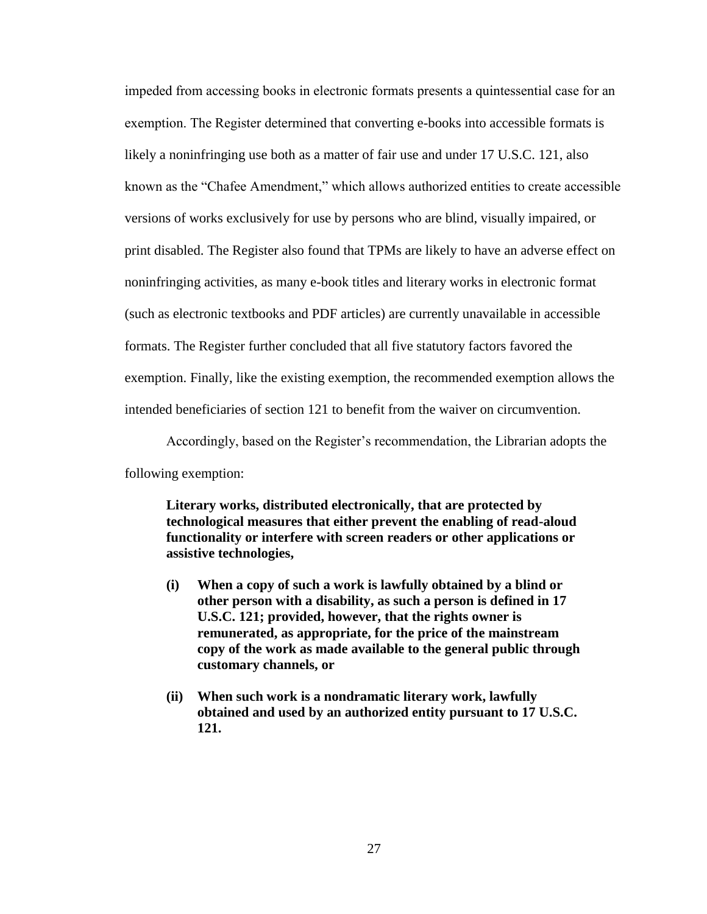impeded from accessing books in electronic formats presents a quintessential case for an exemption. The Register determined that converting e-books into accessible formats is likely a noninfringing use both as a matter of fair use and under 17 U.S.C. 121, also known as the "Chafee Amendment," which allows authorized entities to create accessible versions of works exclusively for use by persons who are blind, visually impaired, or print disabled. The Register also found that TPMs are likely to have an adverse effect on noninfringing activities, as many e-book titles and literary works in electronic format (such as electronic textbooks and PDF articles) are currently unavailable in accessible formats. The Register further concluded that all five statutory factors favored the exemption. Finally, like the existing exemption, the recommended exemption allows the intended beneficiaries of section 121 to benefit from the waiver on circumvention.

Accordingly, based on the Register's recommendation, the Librarian adopts the following exemption:

> **Literary works, distributed electronically, that are protected by technological measures that either prevent the enabling of read-aloud functionality or interfere with screen readers or other applications or assistive technologies,**
>
> **(i) When a copy of such a work is lawfully obtained by a blind or other person with a disability, as such a person is defined in 17 U.S.C. 121; provided, however, that the rights owner is remunerated, as appropriate, for the price of the mainstream copy of the work as made available to the general public through customary channels, or**
>
> **(ii) When such work is a nondramatic literary work, lawfully obtained and used by an authorized entity pursuant to 17 U.S.C. 121.**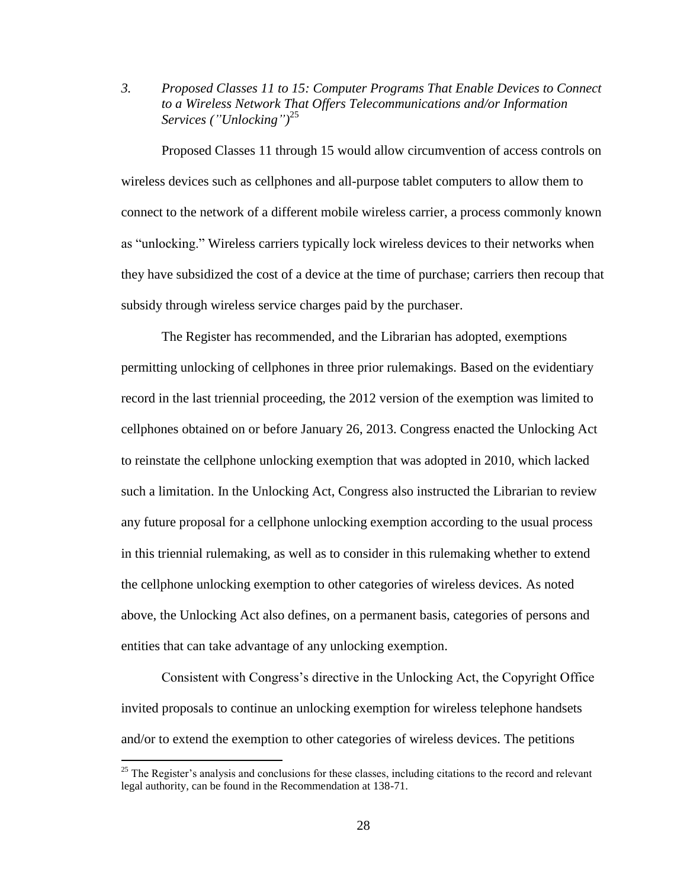### *3. Proposed Classes 11 to 15: Computer Programs That Enable Devices to Connect to a Wireless Network That Offers Telecommunications and/or Information Services ("Unlocking")*[25]

Proposed Classes 11 through 15 would allow circumvention of access controls on wireless devices such as cellphones and all-purpose tablet computers to allow them to connect to the network of a different mobile wireless carrier, a process commonly known as "unlocking." Wireless carriers typically lock wireless devices to their networks when they have subsidized the cost of a device at the time of purchase; carriers then recoup that subsidy through wireless service charges paid by the purchaser.

The Register has recommended, and the Librarian has adopted, exemptions permitting unlocking of cellphones in three prior rulemakings. Based on the evidentiary record in the last triennial proceeding, the 2012 version of the exemption was limited to cellphones obtained on or before January 26, 2013. Congress enacted the Unlocking Act to reinstate the cellphone unlocking exemption that was adopted in 2010, which lacked such a limitation. In the Unlocking Act, Congress also instructed the Librarian to review any future proposal for a cellphone unlocking exemption according to the usual process in this triennial rulemaking, as well as to consider in this rulemaking whether to extend the cellphone unlocking exemption to other categories of wireless devices. As noted above, the Unlocking Act also defines, on a permanent basis, categories of persons and entities that can take advantage of any unlocking exemption.

Consistent with Congress's directive in the Unlocking Act, the Copyright Office invited proposals to continue an unlocking exemption for wireless telephone handsets and/or to extend the exemption to other categories of wireless devices. The petitions

---

[25] The Register's analysis and conclusions for these classes, including citations to the record and relevant legal authority, can be found in the Recommendation at 138-71.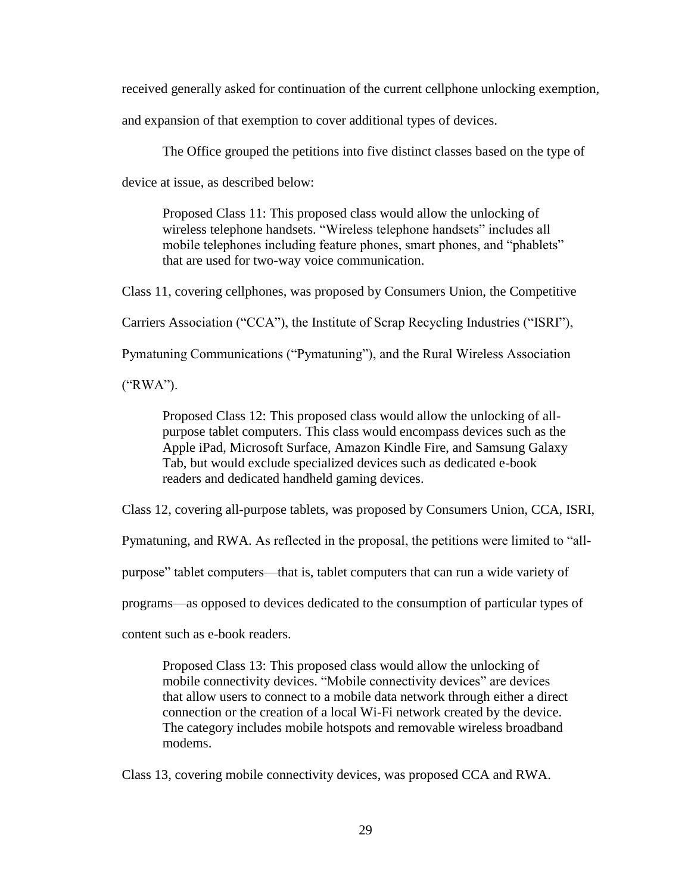received generally asked for continuation of the current cellphone unlocking exemption, and expansion of that exemption to cover additional types of devices.

The Office grouped the petitions into five distinct classes based on the type of device at issue, as described below:

> Proposed Class 11: This proposed class would allow the unlocking of wireless telephone handsets. "Wireless telephone handsets" includes all mobile telephones including feature phones, smart phones, and "phablets" that are used for two-way voice communication.

Class 11, covering cellphones, was proposed by Consumers Union, the Competitive Carriers Association ("CCA"), the Institute of Scrap Recycling Industries ("ISRI"), Pymatuning Communications ("Pymatuning"), and the Rural Wireless Association ("RWA").

> Proposed Class 12: This proposed class would allow the unlocking of all-purpose tablet computers. This class would encompass devices such as the Apple iPad, Microsoft Surface, Amazon Kindle Fire, and Samsung Galaxy Tab, but would exclude specialized devices such as dedicated e-book readers and dedicated handheld gaming devices.

Class 12, covering all-purpose tablets, was proposed by Consumers Union, CCA, ISRI, Pymatuning, and RWA. As reflected in the proposal, the petitions were limited to "all-purpose" tablet computers—that is, tablet computers that can run a wide variety of programs—as opposed to devices dedicated to the consumption of particular types of content such as e-book readers.

> Proposed Class 13: This proposed class would allow the unlocking of mobile connectivity devices. "Mobile connectivity devices" are devices that allow users to connect to a mobile data network through either a direct connection or the creation of a local Wi-Fi network created by the device. The category includes mobile hotspots and removable wireless broadband modems.

Class 13, covering mobile connectivity devices, was proposed CCA and RWA.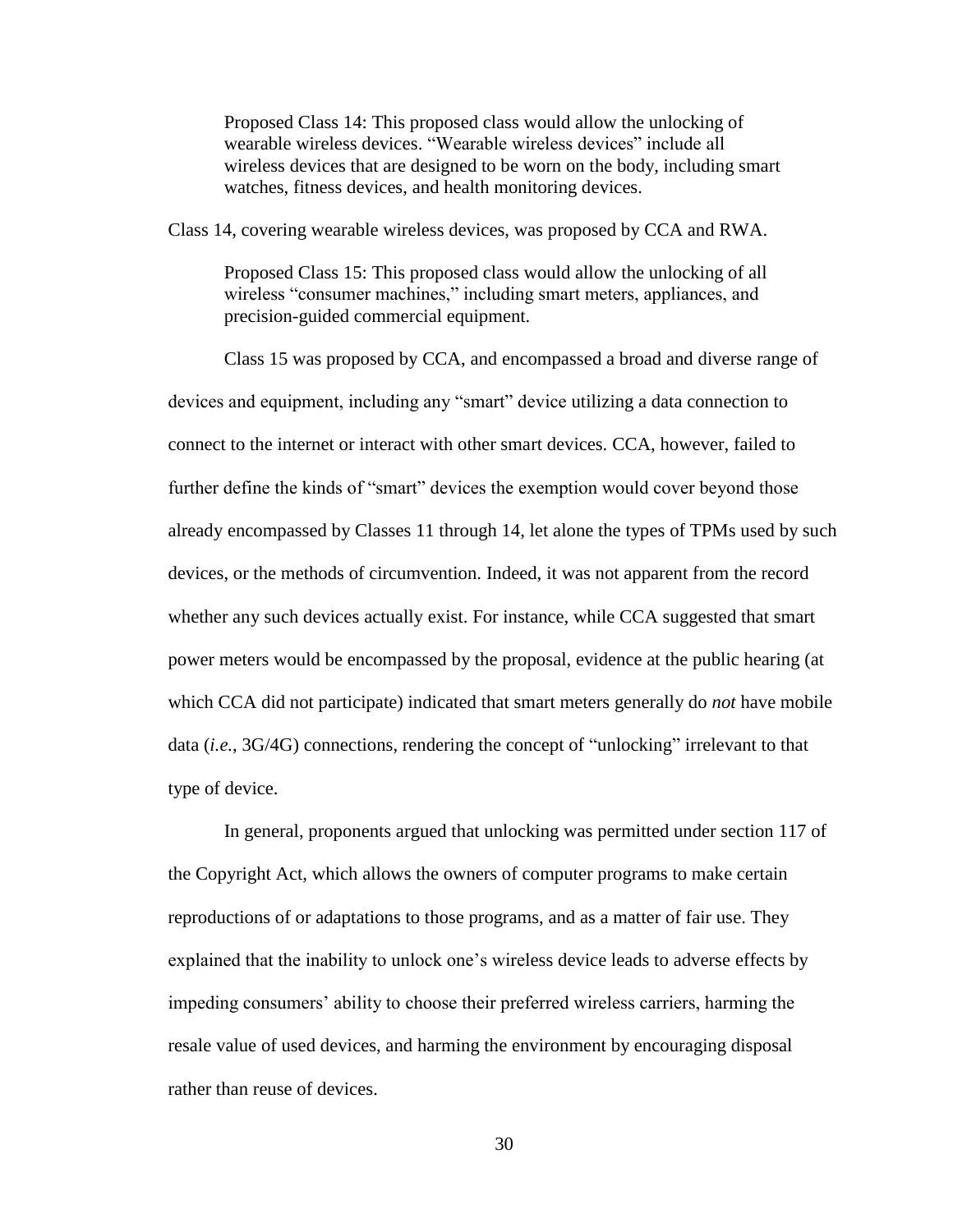> Proposed Class 14: This proposed class would allow the unlocking of wearable wireless devices. "Wearable wireless devices" include all wireless devices that are designed to be worn on the body, including smart watches, fitness devices, and health monitoring devices.

Class 14, covering wearable wireless devices, was proposed by CCA and RWA.

> Proposed Class 15: This proposed class would allow the unlocking of all wireless "consumer machines," including smart meters, appliances, and precision-guided commercial equipment.

Class 15 was proposed by CCA, and encompassed a broad and diverse range of devices and equipment, including any "smart" device utilizing a data connection to connect to the internet or interact with other smart devices. CCA, however, failed to further define the kinds of "smart" devices the exemption would cover beyond those already encompassed by Classes 11 through 14, let alone the types of TPMs used by such devices, or the methods of circumvention. Indeed, it was not apparent from the record whether any such devices actually exist. For instance, while CCA suggested that smart power meters would be encompassed by the proposal, evidence at the public hearing (at which CCA did not participate) indicated that smart meters generally do *not* have mobile data (*i.e.*, 3G/4G) connections, rendering the concept of "unlocking" irrelevant to that type of device.

In general, proponents argued that unlocking was permitted under section 117 of the Copyright Act, which allows the owners of computer programs to make certain reproductions of or adaptations to those programs, and as a matter of fair use. They explained that the inability to unlock one's wireless device leads to adverse effects by impeding consumers' ability to choose their preferred wireless carriers, harming the resale value of used devices, and harming the environment by encouraging disposal rather than reuse of devices.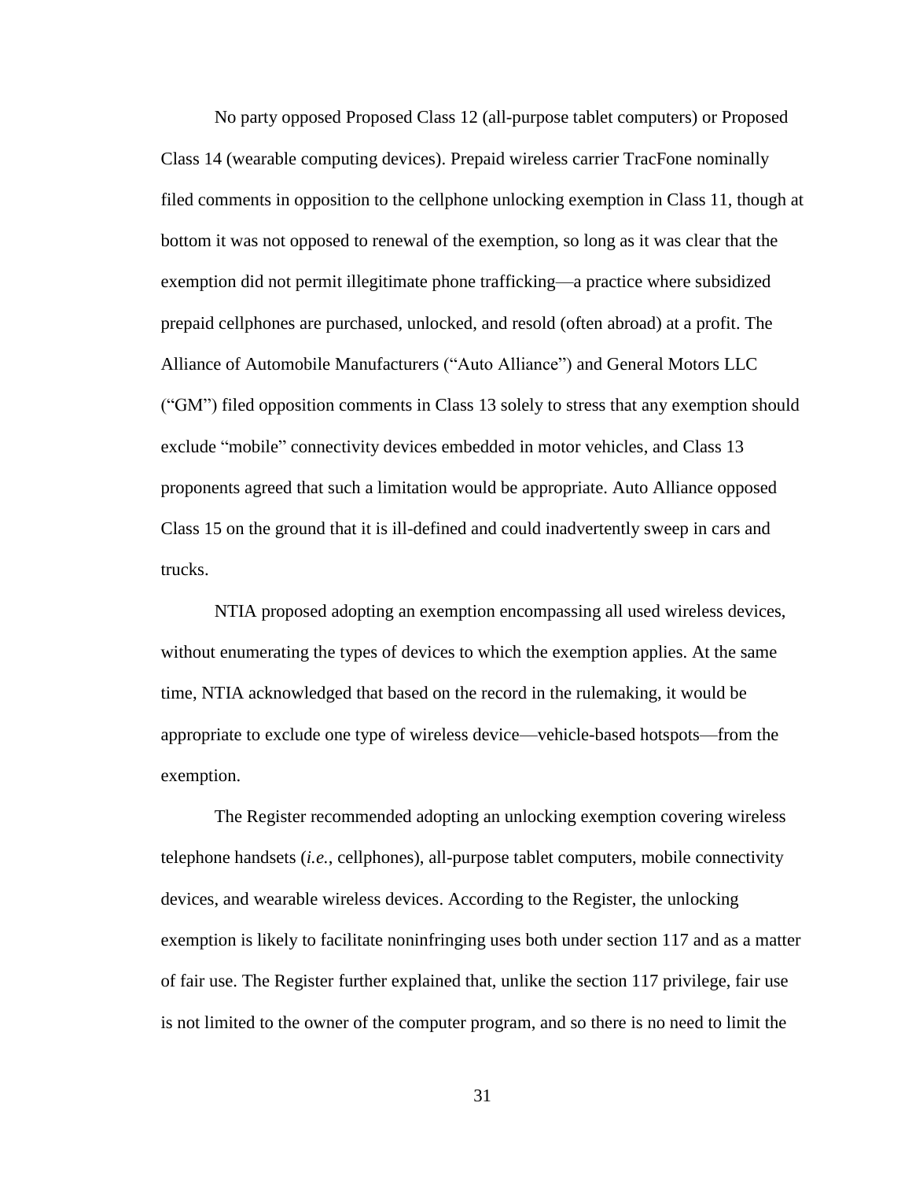No party opposed Proposed Class 12 (all-purpose tablet computers) or Proposed Class 14 (wearable computing devices). Prepaid wireless carrier TracFone nominally filed comments in opposition to the cellphone unlocking exemption in Class 11, though at bottom it was not opposed to renewal of the exemption, so long as it was clear that the exemption did not permit illegitimate phone trafficking—a practice where subsidized prepaid cellphones are purchased, unlocked, and resold (often abroad) at a profit. The Alliance of Automobile Manufacturers ("Auto Alliance") and General Motors LLC ("GM") filed opposition comments in Class 13 solely to stress that any exemption should exclude "mobile" connectivity devices embedded in motor vehicles, and Class 13 proponents agreed that such a limitation would be appropriate. Auto Alliance opposed Class 15 on the ground that it is ill-defined and could inadvertently sweep in cars and trucks.

NTIA proposed adopting an exemption encompassing all used wireless devices, without enumerating the types of devices to which the exemption applies. At the same time, NTIA acknowledged that based on the record in the rulemaking, it would be appropriate to exclude one type of wireless device—vehicle-based hotspots—from the exemption.

The Register recommended adopting an unlocking exemption covering wireless telephone handsets (*i.e.*, cellphones), all-purpose tablet computers, mobile connectivity devices, and wearable wireless devices. According to the Register, the unlocking exemption is likely to facilitate noninfringing uses both under section 117 and as a matter of fair use. The Register further explained that, unlike the section 117 privilege, fair use is not limited to the owner of the computer program, and so there is no need to limit the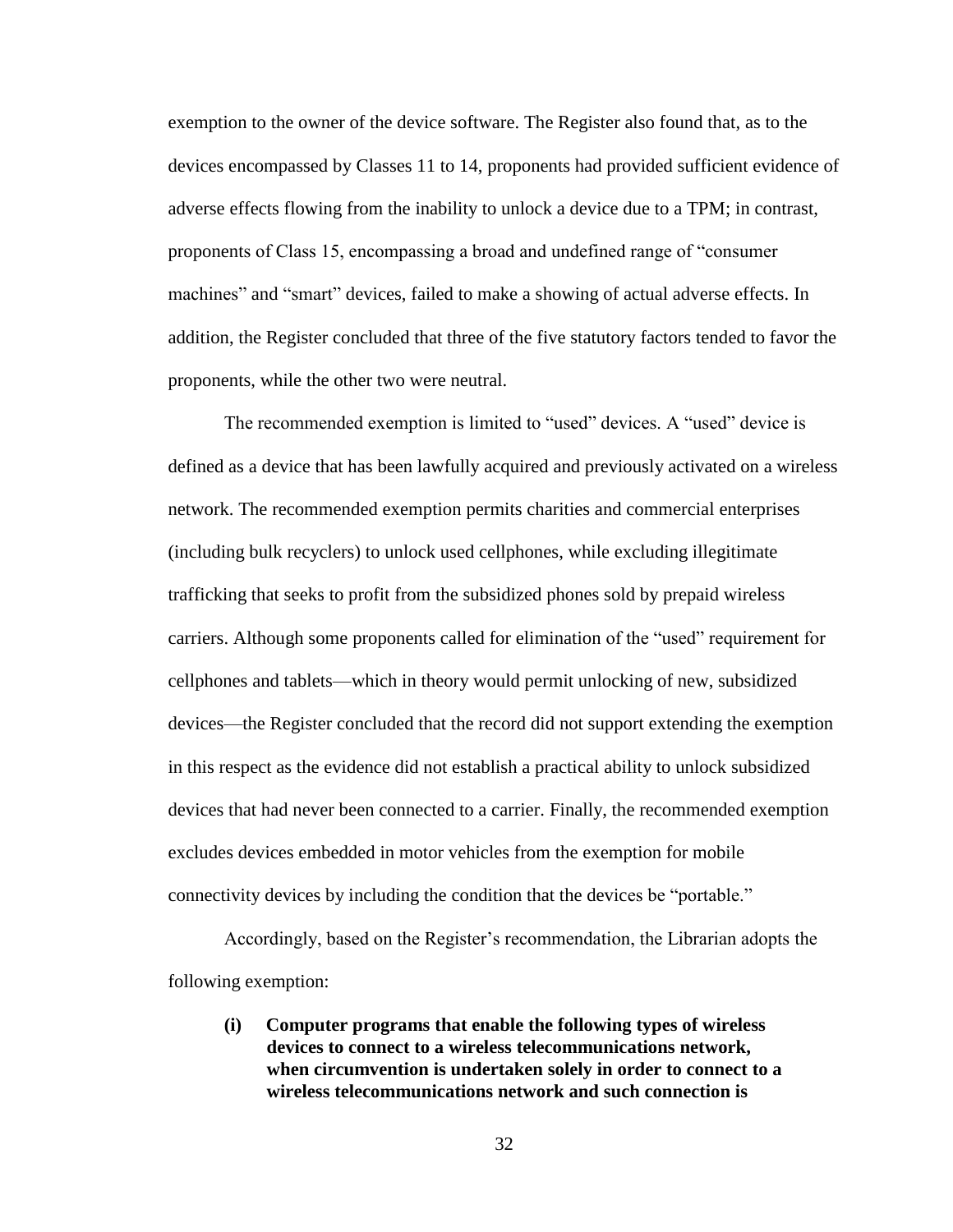exemption to the owner of the device software. The Register also found that, as to the devices encompassed by Classes 11 to 14, proponents had provided sufficient evidence of adverse effects flowing from the inability to unlock a device due to a TPM; in contrast, proponents of Class 15, encompassing a broad and undefined range of "consumer machines" and "smart" devices, failed to make a showing of actual adverse effects. In addition, the Register concluded that three of the five statutory factors tended to favor the proponents, while the other two were neutral.

The recommended exemption is limited to "used" devices. A "used" device is defined as a device that has been lawfully acquired and previously activated on a wireless network. The recommended exemption permits charities and commercial enterprises (including bulk recyclers) to unlock used cellphones, while excluding illegitimate trafficking that seeks to profit from the subsidized phones sold by prepaid wireless carriers. Although some proponents called for elimination of the "used" requirement for cellphones and tablets—which in theory would permit unlocking of new, subsidized devices—the Register concluded that the record did not support extending the exemption in this respect as the evidence did not establish a practical ability to unlock subsidized devices that had never been connected to a carrier. Finally, the recommended exemption excludes devices embedded in motor vehicles from the exemption for mobile connectivity devices by including the condition that the devices be "portable."

Accordingly, based on the Register's recommendation, the Librarian adopts the following exemption:

> **(i) Computer programs that enable the following types of wireless devices to connect to a wireless telecommunications network, when circumvention is undertaken solely in order to connect to a wireless telecommunications network and such connection is**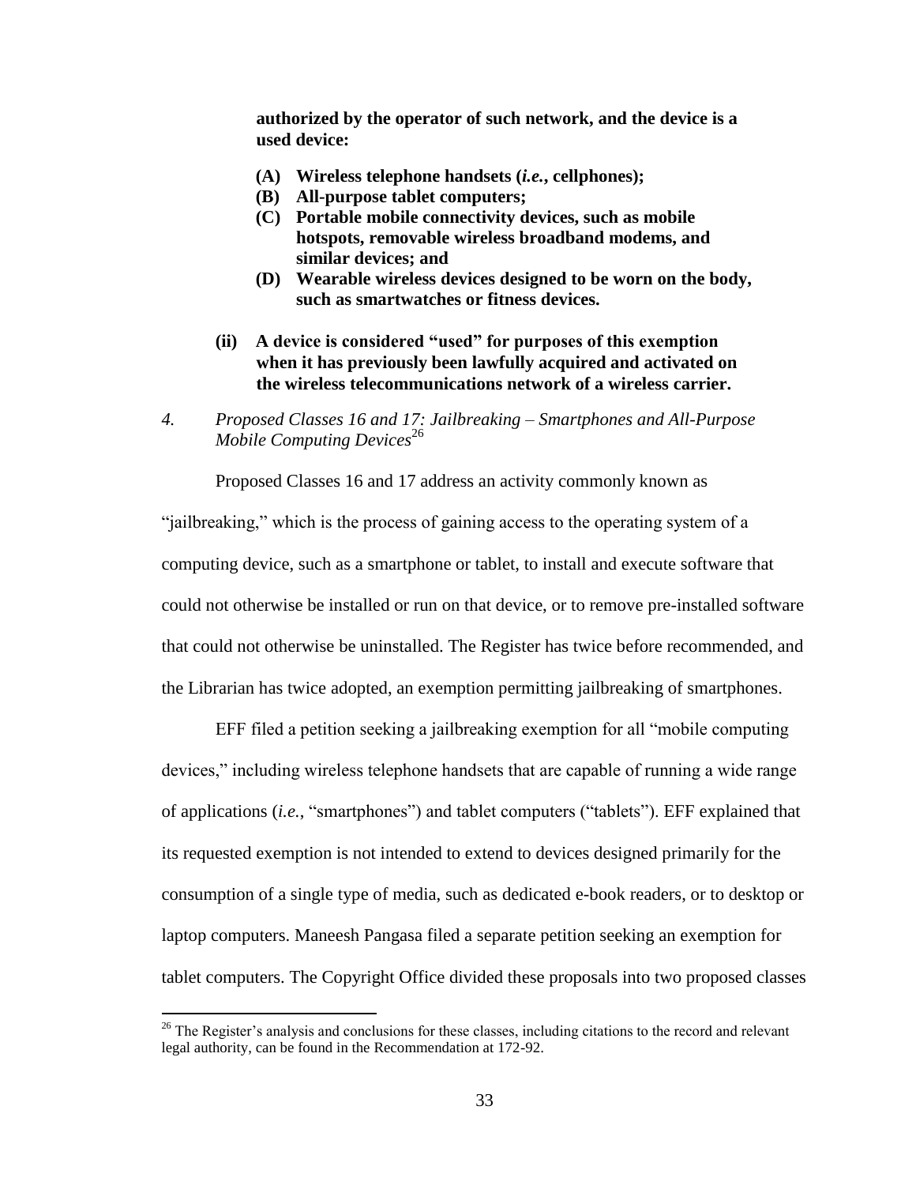**authorized by the operator of such network, and the device is a used device:**

- **(A) Wireless telephone handsets (*i.e.*, cellphones);**
- **(B) All-purpose tablet computers;**
- **(C) Portable mobile connectivity devices, such as mobile hotspots, removable wireless broadband modems, and similar devices; and**
- **(D) Wearable wireless devices designed to be worn on the body, such as smartwatches or fitness devices.**

**(ii) A device is considered "used" for purposes of this exemption when it has previously been lawfully acquired and activated on the wireless telecommunications network of a wireless carrier.**

*4. Proposed Classes 16 and 17: Jailbreaking – Smartphones and All-Purpose Mobile Computing Devices*[26]

Proposed Classes 16 and 17 address an activity commonly known as "jailbreaking," which is the process of gaining access to the operating system of a computing device, such as a smartphone or tablet, to install and execute software that could not otherwise be installed or run on that device, or to remove pre-installed software that could not otherwise be uninstalled. The Register has twice before recommended, and the Librarian has twice adopted, an exemption permitting jailbreaking of smartphones.

EFF filed a petition seeking a jailbreaking exemption for all "mobile computing devices," including wireless telephone handsets that are capable of running a wide range of applications (*i.e.*, "smartphones") and tablet computers ("tablets"). EFF explained that its requested exemption is not intended to extend to devices designed primarily for the consumption of a single type of media, such as dedicated e-book readers, or to desktop or laptop computers. Maneesh Pangasa filed a separate petition seeking an exemption for tablet computers. The Copyright Office divided these proposals into two proposed classes

[26] The Register's analysis and conclusions for these classes, including citations to the record and relevant legal authority, can be found in the Recommendation at 172-92.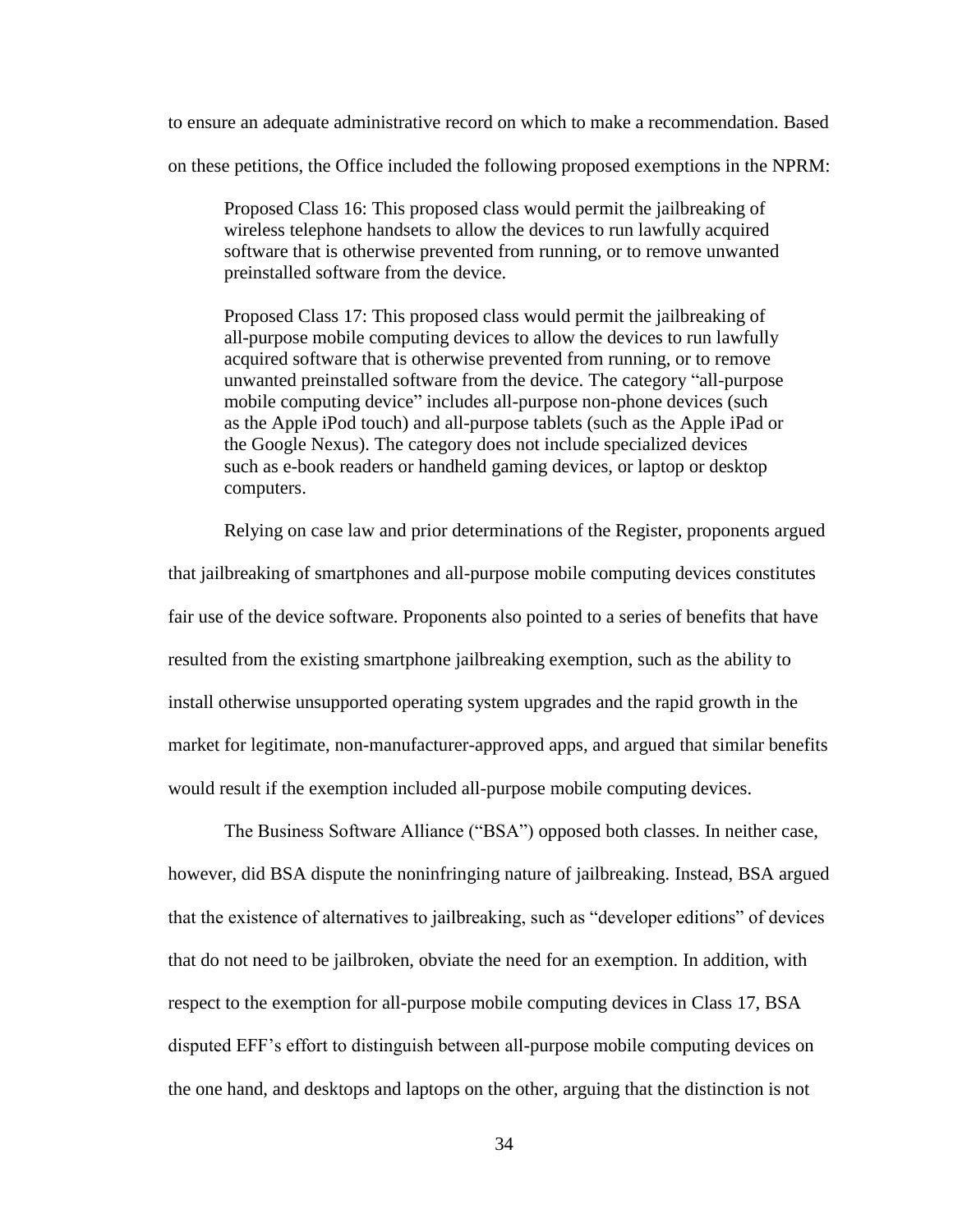to ensure an adequate administrative record on which to make a recommendation. Based on these petitions, the Office included the following proposed exemptions in the NPRM:

> Proposed Class 16: This proposed class would permit the jailbreaking of wireless telephone handsets to allow the devices to run lawfully acquired software that is otherwise prevented from running, or to remove unwanted preinstalled software from the device.
>
> Proposed Class 17: This proposed class would permit the jailbreaking of all-purpose mobile computing devices to allow the devices to run lawfully acquired software that is otherwise prevented from running, or to remove unwanted preinstalled software from the device. The category "all-purpose mobile computing device" includes all-purpose non-phone devices (such as the Apple iPod touch) and all-purpose tablets (such as the Apple iPad or the Google Nexus). The category does not include specialized devices such as e-book readers or handheld gaming devices, or laptop or desktop computers.

Relying on case law and prior determinations of the Register, proponents argued that jailbreaking of smartphones and all-purpose mobile computing devices constitutes fair use of the device software. Proponents also pointed to a series of benefits that have resulted from the existing smartphone jailbreaking exemption, such as the ability to install otherwise unsupported operating system upgrades and the rapid growth in the market for legitimate, non-manufacturer-approved apps, and argued that similar benefits would result if the exemption included all-purpose mobile computing devices.

The Business Software Alliance ("BSA") opposed both classes. In neither case, however, did BSA dispute the noninfringing nature of jailbreaking. Instead, BSA argued that the existence of alternatives to jailbreaking, such as "developer editions" of devices that do not need to be jailbroken, obviate the need for an exemption. In addition, with respect to the exemption for all-purpose mobile computing devices in Class 17, BSA disputed EFF's effort to distinguish between all-purpose mobile computing devices on the one hand, and desktops and laptops on the other, arguing that the distinction is not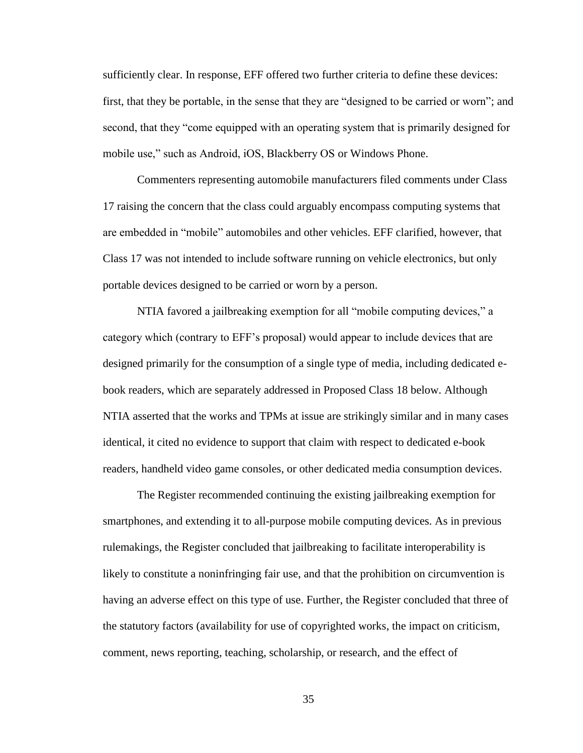sufficiently clear. In response, EFF offered two further criteria to define these devices: first, that they be portable, in the sense that they are "designed to be carried or worn"; and second, that they "come equipped with an operating system that is primarily designed for mobile use," such as Android, iOS, Blackberry OS or Windows Phone.

Commenters representing automobile manufacturers filed comments under Class 17 raising the concern that the class could arguably encompass computing systems that are embedded in "mobile" automobiles and other vehicles. EFF clarified, however, that Class 17 was not intended to include software running on vehicle electronics, but only portable devices designed to be carried or worn by a person.

NTIA favored a jailbreaking exemption for all "mobile computing devices," a category which (contrary to EFF's proposal) would appear to include devices that are designed primarily for the consumption of a single type of media, including dedicated e-book readers, which are separately addressed in Proposed Class 18 below. Although NTIA asserted that the works and TPMs at issue are strikingly similar and in many cases identical, it cited no evidence to support that claim with respect to dedicated e-book readers, handheld video game consoles, or other dedicated media consumption devices.

The Register recommended continuing the existing jailbreaking exemption for smartphones, and extending it to all-purpose mobile computing devices. As in previous rulemakings, the Register concluded that jailbreaking to facilitate interoperability is likely to constitute a noninfringing fair use, and that the prohibition on circumvention is having an adverse effect on this type of use. Further, the Register concluded that three of the statutory factors (availability for use of copyrighted works, the impact on criticism, comment, news reporting, teaching, scholarship, or research, and the effect of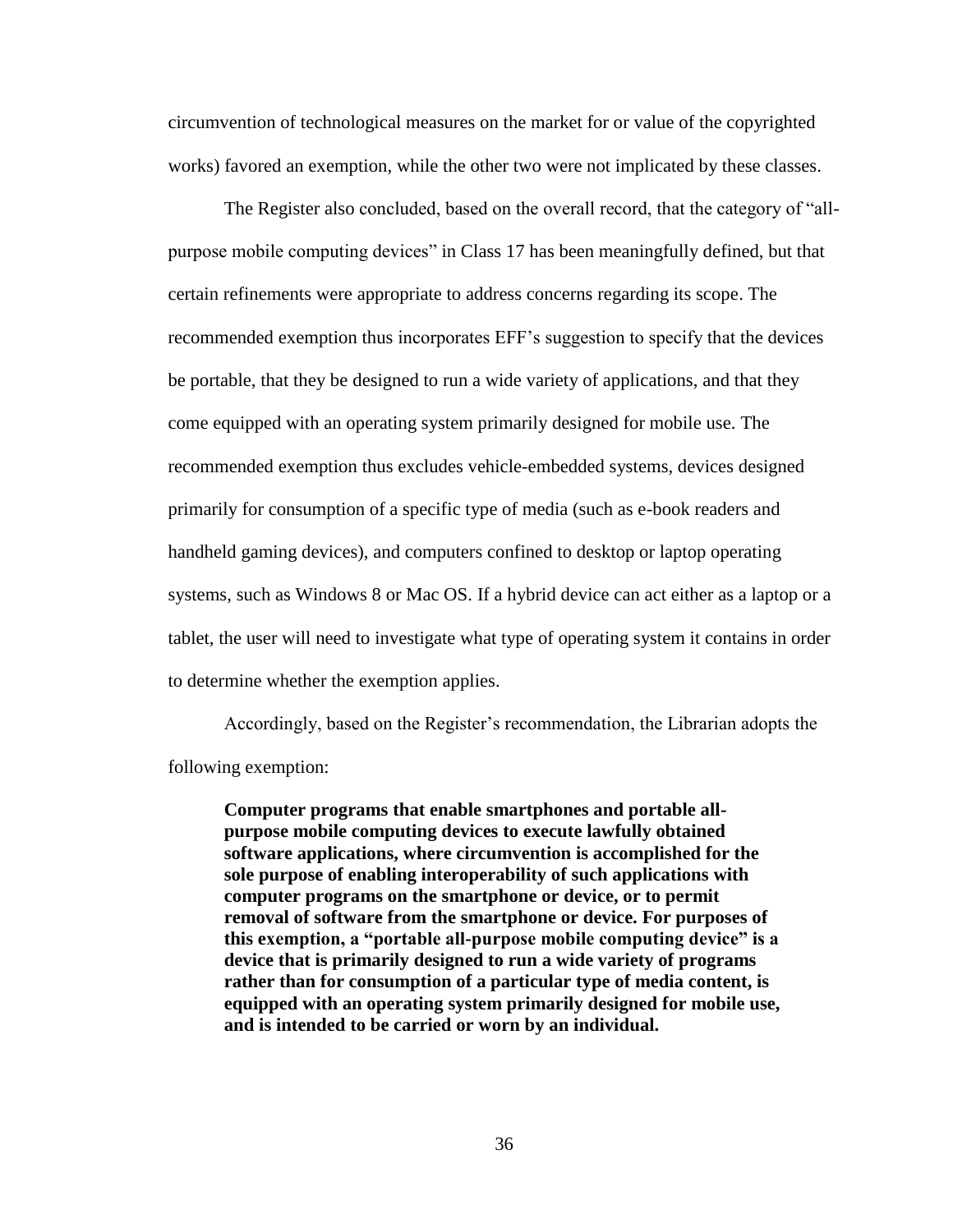circumvention of technological measures on the market for or value of the copyrighted works) favored an exemption, while the other two were not implicated by these classes.

The Register also concluded, based on the overall record, that the category of "all-purpose mobile computing devices" in Class 17 has been meaningfully defined, but that certain refinements were appropriate to address concerns regarding its scope. The recommended exemption thus incorporates EFF's suggestion to specify that the devices be portable, that they be designed to run a wide variety of applications, and that they come equipped with an operating system primarily designed for mobile use. The recommended exemption thus excludes vehicle-embedded systems, devices designed primarily for consumption of a specific type of media (such as e-book readers and handheld gaming devices), and computers confined to desktop or laptop operating systems, such as Windows 8 or Mac OS. If a hybrid device can act either as a laptop or a tablet, the user will need to investigate what type of operating system it contains in order to determine whether the exemption applies.

Accordingly, based on the Register's recommendation, the Librarian adopts the following exemption:

> **Computer programs that enable smartphones and portable all-purpose mobile computing devices to execute lawfully obtained software applications, where circumvention is accomplished for the sole purpose of enabling interoperability of such applications with computer programs on the smartphone or device, or to permit removal of software from the smartphone or device. For purposes of this exemption, a "portable all-purpose mobile computing device" is a device that is primarily designed to run a wide variety of programs rather than for consumption of a particular type of media content, is equipped with an operating system primarily designed for mobile use, and is intended to be carried or worn by an individual.**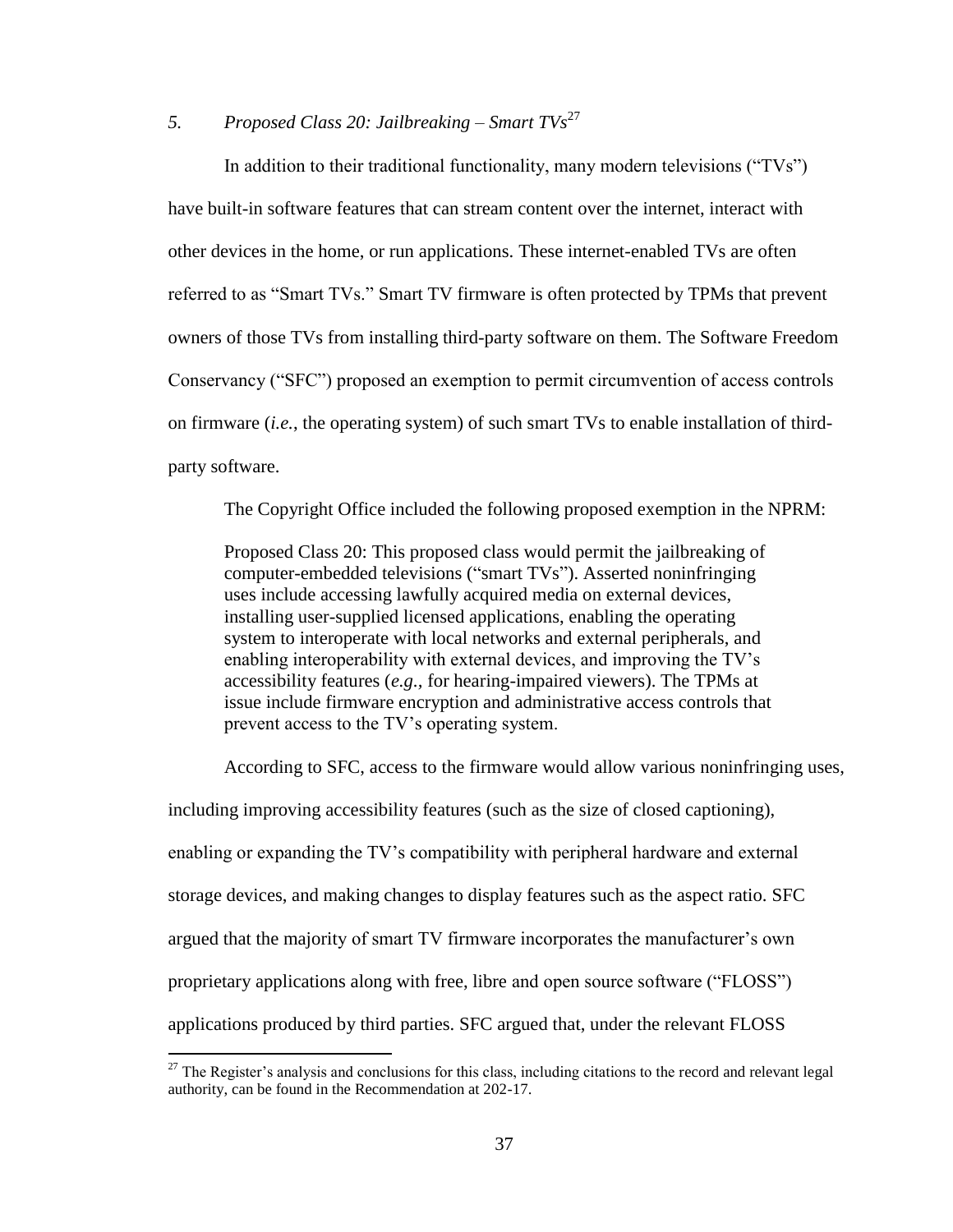### *5. Proposed Class 20: Jailbreaking – Smart TVs*[27]

In addition to their traditional functionality, many modern televisions ("TVs") have built-in software features that can stream content over the internet, interact with other devices in the home, or run applications. These internet-enabled TVs are often referred to as "Smart TVs." Smart TV firmware is often protected by TPMs that prevent owners of those TVs from installing third-party software on them. The Software Freedom Conservancy ("SFC") proposed an exemption to permit circumvention of access controls on firmware (*i.e.*, the operating system) of such smart TVs to enable installation of third-party software.

The Copyright Office included the following proposed exemption in the NPRM:

> Proposed Class 20: This proposed class would permit the jailbreaking of computer-embedded televisions ("smart TVs"). Asserted noninfringing uses include accessing lawfully acquired media on external devices, installing user-supplied licensed applications, enabling the operating system to interoperate with local networks and external peripherals, and enabling interoperability with external devices, and improving the TV's accessibility features (*e.g.,* for hearing-impaired viewers). The TPMs at issue include firmware encryption and administrative access controls that prevent access to the TV's operating system.

According to SFC, access to the firmware would allow various noninfringing uses, including improving accessibility features (such as the size of closed captioning), enabling or expanding the TV's compatibility with peripheral hardware and external storage devices, and making changes to display features such as the aspect ratio. SFC argued that the majority of smart TV firmware incorporates the manufacturer's own proprietary applications along with free, libre and open source software ("FLOSS") applications produced by third parties. SFC argued that, under the relevant FLOSS

[27] The Register's analysis and conclusions for this class, including citations to the record and relevant legal authority, can be found in the Recommendation at 202-17.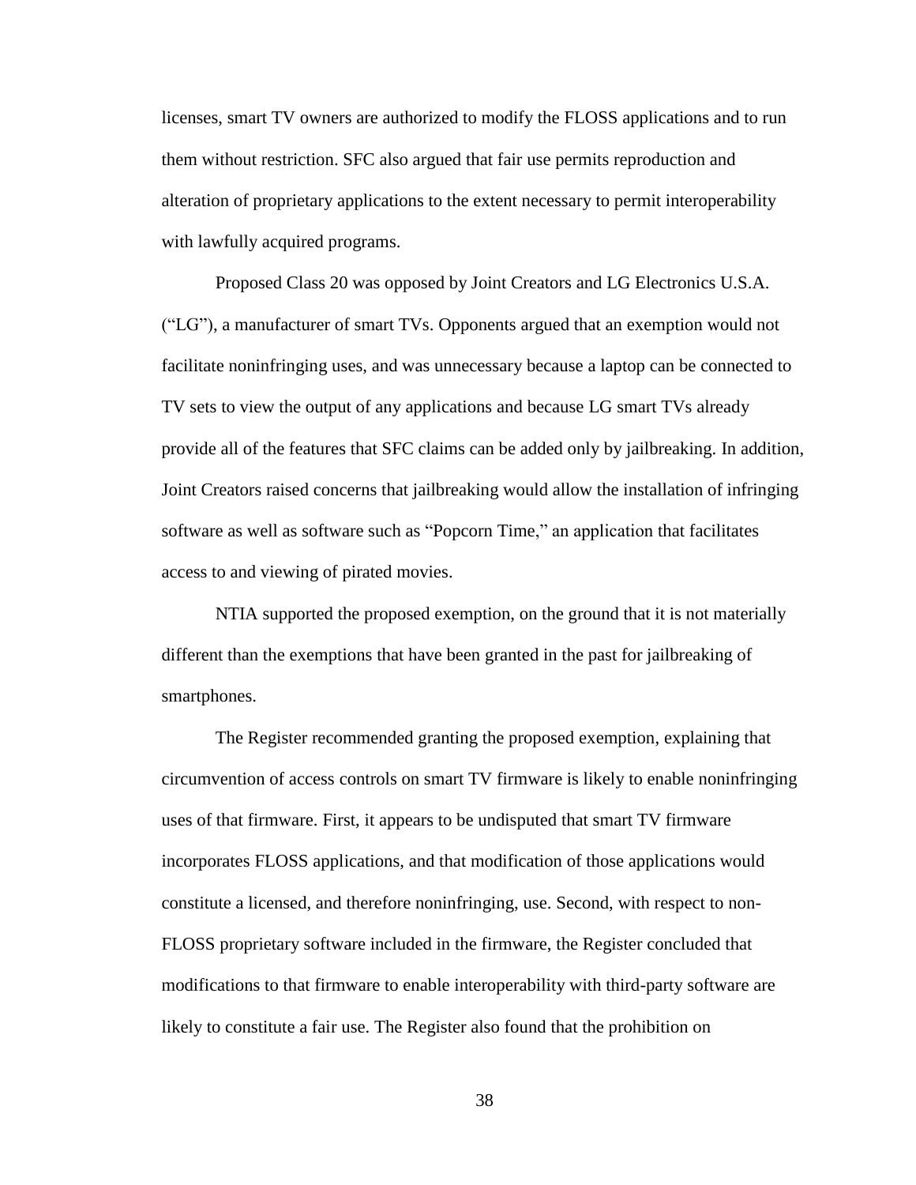licenses, smart TV owners are authorized to modify the FLOSS applications and to run them without restriction. SFC also argued that fair use permits reproduction and alteration of proprietary applications to the extent necessary to permit interoperability with lawfully acquired programs.

Proposed Class 20 was opposed by Joint Creators and LG Electronics U.S.A. ("LG"), a manufacturer of smart TVs. Opponents argued that an exemption would not facilitate noninfringing uses, and was unnecessary because a laptop can be connected to TV sets to view the output of any applications and because LG smart TVs already provide all of the features that SFC claims can be added only by jailbreaking. In addition, Joint Creators raised concerns that jailbreaking would allow the installation of infringing software as well as software such as "Popcorn Time," an application that facilitates access to and viewing of pirated movies.

NTIA supported the proposed exemption, on the ground that it is not materially different than the exemptions that have been granted in the past for jailbreaking of smartphones.

The Register recommended granting the proposed exemption, explaining that circumvention of access controls on smart TV firmware is likely to enable noninfringing uses of that firmware. First, it appears to be undisputed that smart TV firmware incorporates FLOSS applications, and that modification of those applications would constitute a licensed, and therefore noninfringing, use. Second, with respect to non-FLOSS proprietary software included in the firmware, the Register concluded that modifications to that firmware to enable interoperability with third-party software are likely to constitute a fair use. The Register also found that the prohibition on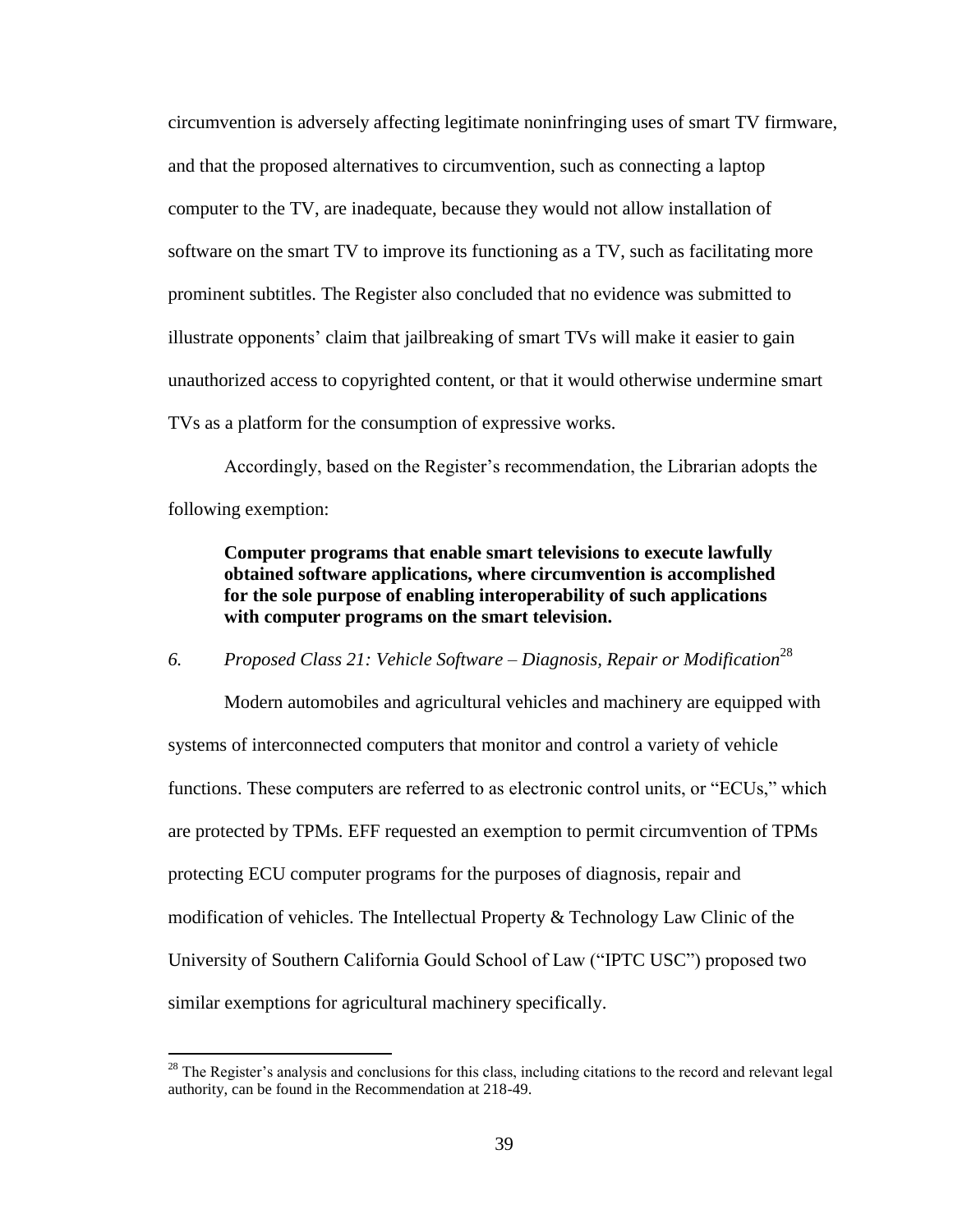circumvention is adversely affecting legitimate noninfringing uses of smart TV firmware, and that the proposed alternatives to circumvention, such as connecting a laptop computer to the TV, are inadequate, because they would not allow installation of software on the smart TV to improve its functioning as a TV, such as facilitating more prominent subtitles. The Register also concluded that no evidence was submitted to illustrate opponents' claim that jailbreaking of smart TVs will make it easier to gain unauthorized access to copyrighted content, or that it would otherwise undermine smart TVs as a platform for the consumption of expressive works.

Accordingly, based on the Register's recommendation, the Librarian adopts the following exemption:

> **Computer programs that enable smart televisions to execute lawfully obtained software applications, where circumvention is accomplished for the sole purpose of enabling interoperability of such applications with computer programs on the smart television.**

*6. Proposed Class 21: Vehicle Software – Diagnosis, Repair or Modification*[28]

Modern automobiles and agricultural vehicles and machinery are equipped with systems of interconnected computers that monitor and control a variety of vehicle functions. These computers are referred to as electronic control units, or "ECUs," which are protected by TPMs. EFF requested an exemption to permit circumvention of TPMs protecting ECU computer programs for the purposes of diagnosis, repair and modification of vehicles. The Intellectual Property & Technology Law Clinic of the University of Southern California Gould School of Law ("IPTC USC") proposed two similar exemptions for agricultural machinery specifically.

[28] The Register's analysis and conclusions for this class, including citations to the record and relevant legal authority, can be found in the Recommendation at 218-49.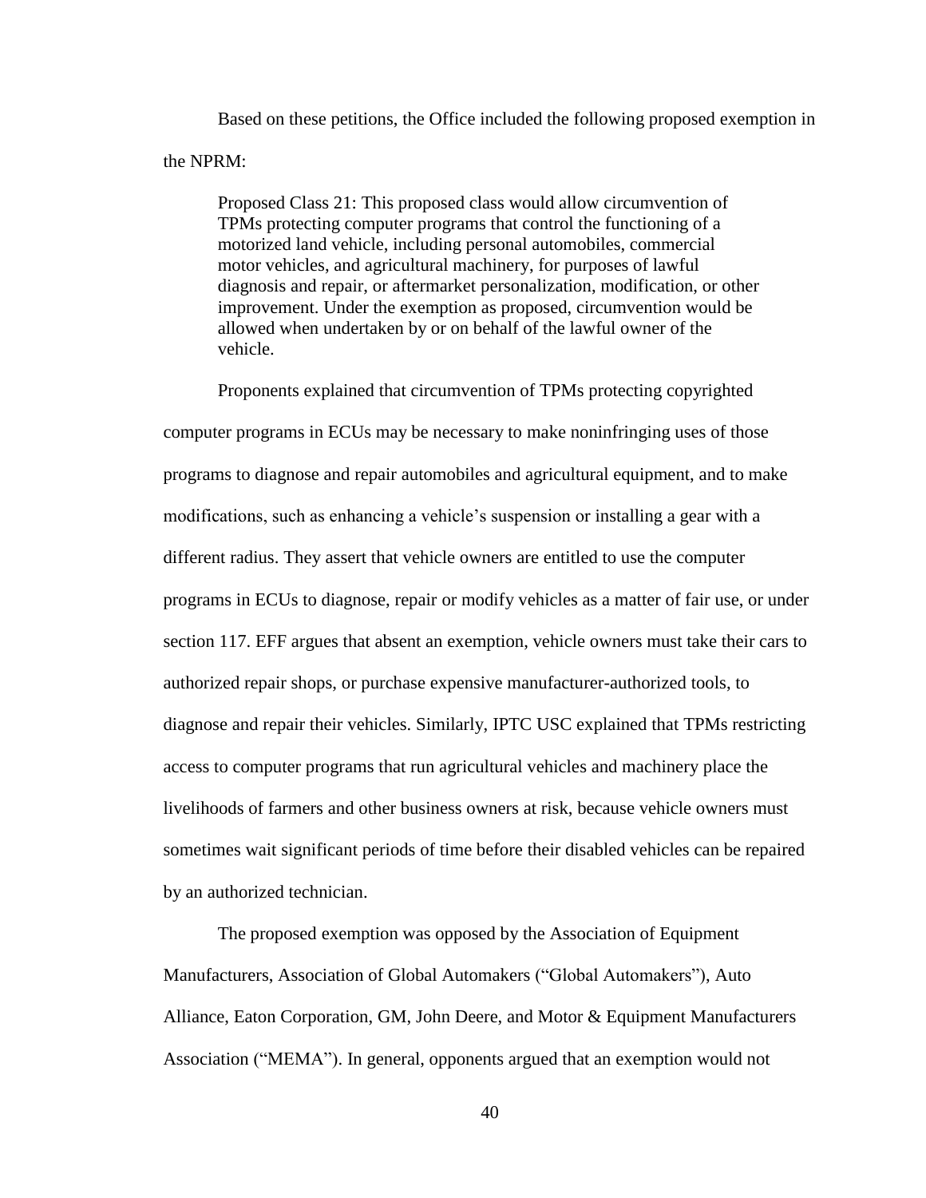Based on these petitions, the Office included the following proposed exemption in the NPRM:

> Proposed Class 21: This proposed class would allow circumvention of TPMs protecting computer programs that control the functioning of a motorized land vehicle, including personal automobiles, commercial motor vehicles, and agricultural machinery, for purposes of lawful diagnosis and repair, or aftermarket personalization, modification, or other improvement. Under the exemption as proposed, circumvention would be allowed when undertaken by or on behalf of the lawful owner of the vehicle.

Proponents explained that circumvention of TPMs protecting copyrighted computer programs in ECUs may be necessary to make noninfringing uses of those programs to diagnose and repair automobiles and agricultural equipment, and to make modifications, such as enhancing a vehicle's suspension or installing a gear with a different radius. They assert that vehicle owners are entitled to use the computer programs in ECUs to diagnose, repair or modify vehicles as a matter of fair use, or under section 117. EFF argues that absent an exemption, vehicle owners must take their cars to authorized repair shops, or purchase expensive manufacturer-authorized tools, to diagnose and repair their vehicles. Similarly, IPTC USC explained that TPMs restricting access to computer programs that run agricultural vehicles and machinery place the livelihoods of farmers and other business owners at risk, because vehicle owners must sometimes wait significant periods of time before their disabled vehicles can be repaired by an authorized technician.

The proposed exemption was opposed by the Association of Equipment Manufacturers, Association of Global Automakers ("Global Automakers"), Auto Alliance, Eaton Corporation, GM, John Deere, and Motor & Equipment Manufacturers Association ("MEMA"). In general, opponents argued that an exemption would not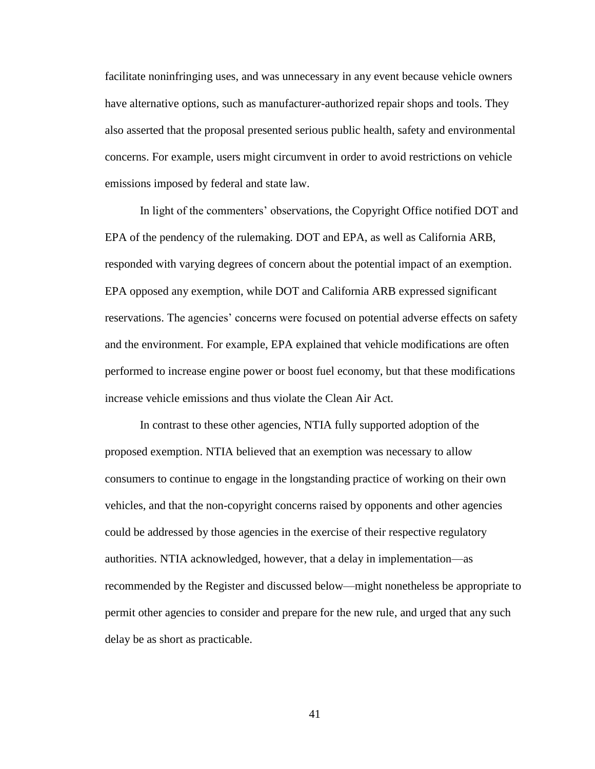facilitate noninfringing uses, and was unnecessary in any event because vehicle owners have alternative options, such as manufacturer-authorized repair shops and tools. They also asserted that the proposal presented serious public health, safety and environmental concerns. For example, users might circumvent in order to avoid restrictions on vehicle emissions imposed by federal and state law.

In light of the commenters' observations, the Copyright Office notified DOT and EPA of the pendency of the rulemaking. DOT and EPA, as well as California ARB, responded with varying degrees of concern about the potential impact of an exemption. EPA opposed any exemption, while DOT and California ARB expressed significant reservations. The agencies' concerns were focused on potential adverse effects on safety and the environment. For example, EPA explained that vehicle modifications are often performed to increase engine power or boost fuel economy, but that these modifications increase vehicle emissions and thus violate the Clean Air Act.

In contrast to these other agencies, NTIA fully supported adoption of the proposed exemption. NTIA believed that an exemption was necessary to allow consumers to continue to engage in the longstanding practice of working on their own vehicles, and that the non-copyright concerns raised by opponents and other agencies could be addressed by those agencies in the exercise of their respective regulatory authorities. NTIA acknowledged, however, that a delay in implementation—as recommended by the Register and discussed below—might nonetheless be appropriate to permit other agencies to consider and prepare for the new rule, and urged that any such delay be as short as practicable.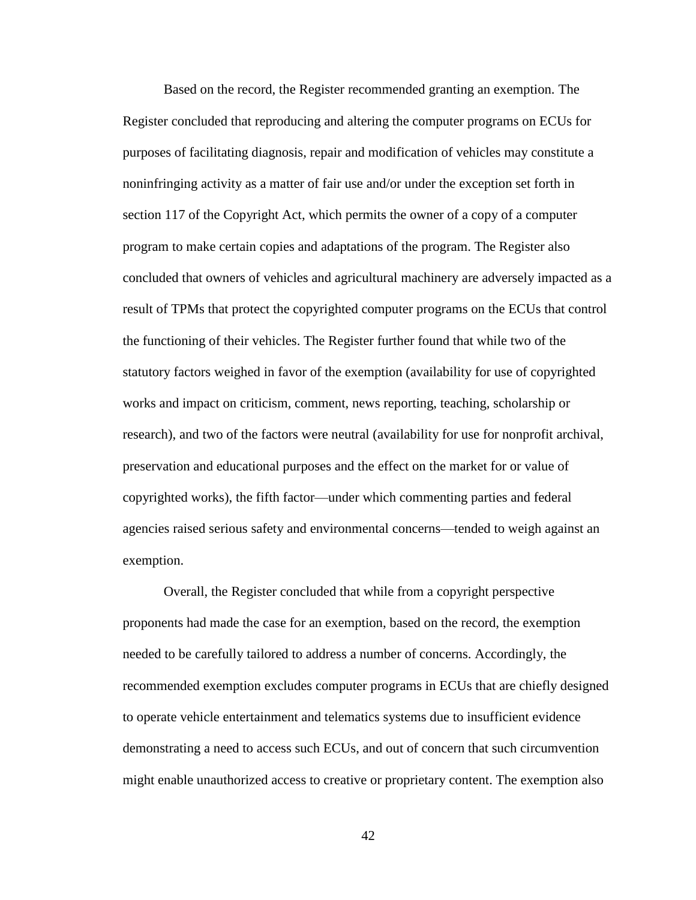Based on the record, the Register recommended granting an exemption. The Register concluded that reproducing and altering the computer programs on ECUs for purposes of facilitating diagnosis, repair and modification of vehicles may constitute a noninfringing activity as a matter of fair use and/or under the exception set forth in section 117 of the Copyright Act, which permits the owner of a copy of a computer program to make certain copies and adaptations of the program. The Register also concluded that owners of vehicles and agricultural machinery are adversely impacted as a result of TPMs that protect the copyrighted computer programs on the ECUs that control the functioning of their vehicles. The Register further found that while two of the statutory factors weighed in favor of the exemption (availability for use of copyrighted works and impact on criticism, comment, news reporting, teaching, scholarship or research), and two of the factors were neutral (availability for use for nonprofit archival, preservation and educational purposes and the effect on the market for or value of copyrighted works), the fifth factor—under which commenting parties and federal agencies raised serious safety and environmental concerns—tended to weigh against an exemption.

Overall, the Register concluded that while from a copyright perspective proponents had made the case for an exemption, based on the record, the exemption needed to be carefully tailored to address a number of concerns. Accordingly, the recommended exemption excludes computer programs in ECUs that are chiefly designed to operate vehicle entertainment and telematics systems due to insufficient evidence demonstrating a need to access such ECUs, and out of concern that such circumvention might enable unauthorized access to creative or proprietary content. The exemption also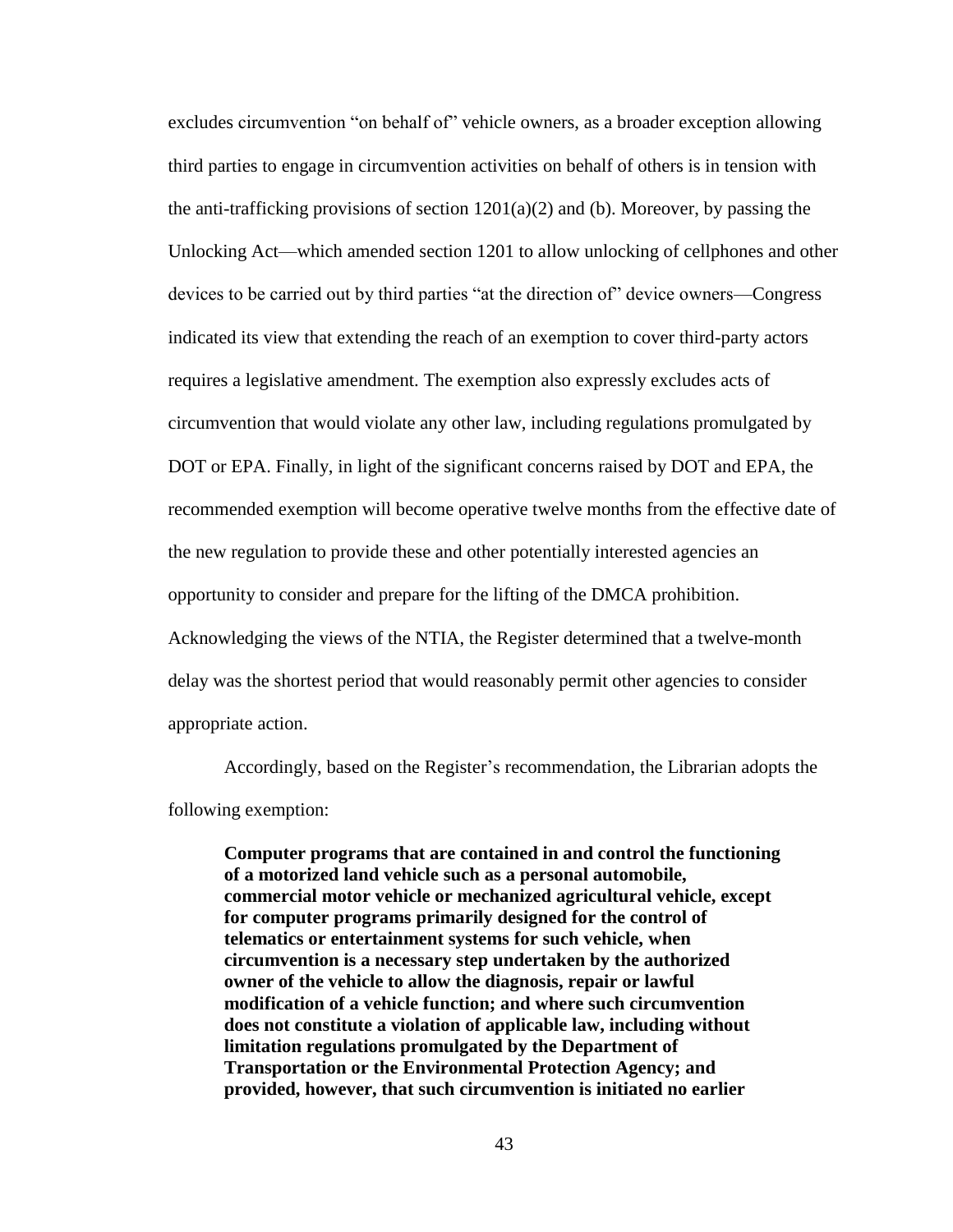excludes circumvention "on behalf of" vehicle owners, as a broader exception allowing third parties to engage in circumvention activities on behalf of others is in tension with the anti-trafficking provisions of section 1201(a)(2) and (b). Moreover, by passing the Unlocking Act—which amended section 1201 to allow unlocking of cellphones and other devices to be carried out by third parties "at the direction of" device owners—Congress indicated its view that extending the reach of an exemption to cover third-party actors requires a legislative amendment. The exemption also expressly excludes acts of circumvention that would violate any other law, including regulations promulgated by DOT or EPA. Finally, in light of the significant concerns raised by DOT and EPA, the recommended exemption will become operative twelve months from the effective date of the new regulation to provide these and other potentially interested agencies an opportunity to consider and prepare for the lifting of the DMCA prohibition. Acknowledging the views of the NTIA, the Register determined that a twelve-month delay was the shortest period that would reasonably permit other agencies to consider appropriate action.

Accordingly, based on the Register's recommendation, the Librarian adopts the following exemption:

> **Computer programs that are contained in and control the functioning of a motorized land vehicle such as a personal automobile, commercial motor vehicle or mechanized agricultural vehicle, except for computer programs primarily designed for the control of telematics or entertainment systems for such vehicle, when circumvention is a necessary step undertaken by the authorized owner of the vehicle to allow the diagnosis, repair or lawful modification of a vehicle function; and where such circumvention does not constitute a violation of applicable law, including without limitation regulations promulgated by the Department of Transportation or the Environmental Protection Agency; and provided, however, that such circumvention is initiated no earlier**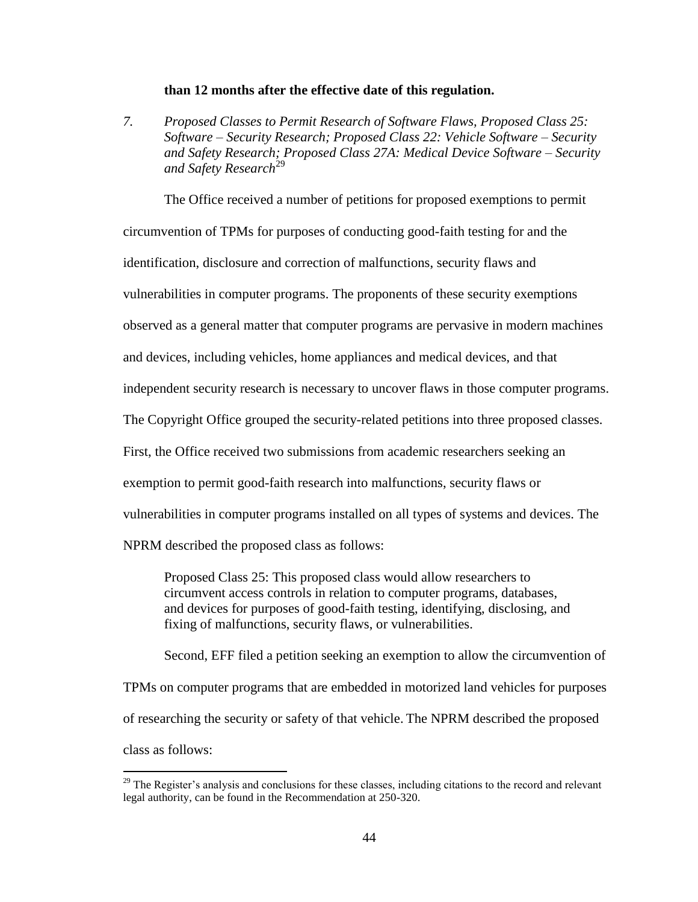**than 12 months after the effective date of this regulation.**

7. *Proposed Classes to Permit Research of Software Flaws, Proposed Class 25: Software – Security Research; Proposed Class 22: Vehicle Software – Security and Safety Research; Proposed Class 27A: Medical Device Software – Security and Safety Research*[29]

The Office received a number of petitions for proposed exemptions to permit circumvention of TPMs for purposes of conducting good-faith testing for and the identification, disclosure and correction of malfunctions, security flaws and vulnerabilities in computer programs. The proponents of these security exemptions observed as a general matter that computer programs are pervasive in modern machines and devices, including vehicles, home appliances and medical devices, and that independent security research is necessary to uncover flaws in those computer programs. The Copyright Office grouped the security-related petitions into three proposed classes. First, the Office received two submissions from academic researchers seeking an exemption to permit good-faith research into malfunctions, security flaws or vulnerabilities in computer programs installed on all types of systems and devices. The NPRM described the proposed class as follows:

> Proposed Class 25: This proposed class would allow researchers to circumvent access controls in relation to computer programs, databases, and devices for purposes of good-faith testing, identifying, disclosing, and fixing of malfunctions, security flaws, or vulnerabilities.

Second, EFF filed a petition seeking an exemption to allow the circumvention of TPMs on computer programs that are embedded in motorized land vehicles for purposes of researching the security or safety of that vehicle. The NPRM described the proposed class as follows:

[29] The Register's analysis and conclusions for these classes, including citations to the record and relevant legal authority, can be found in the Recommendation at 250-320.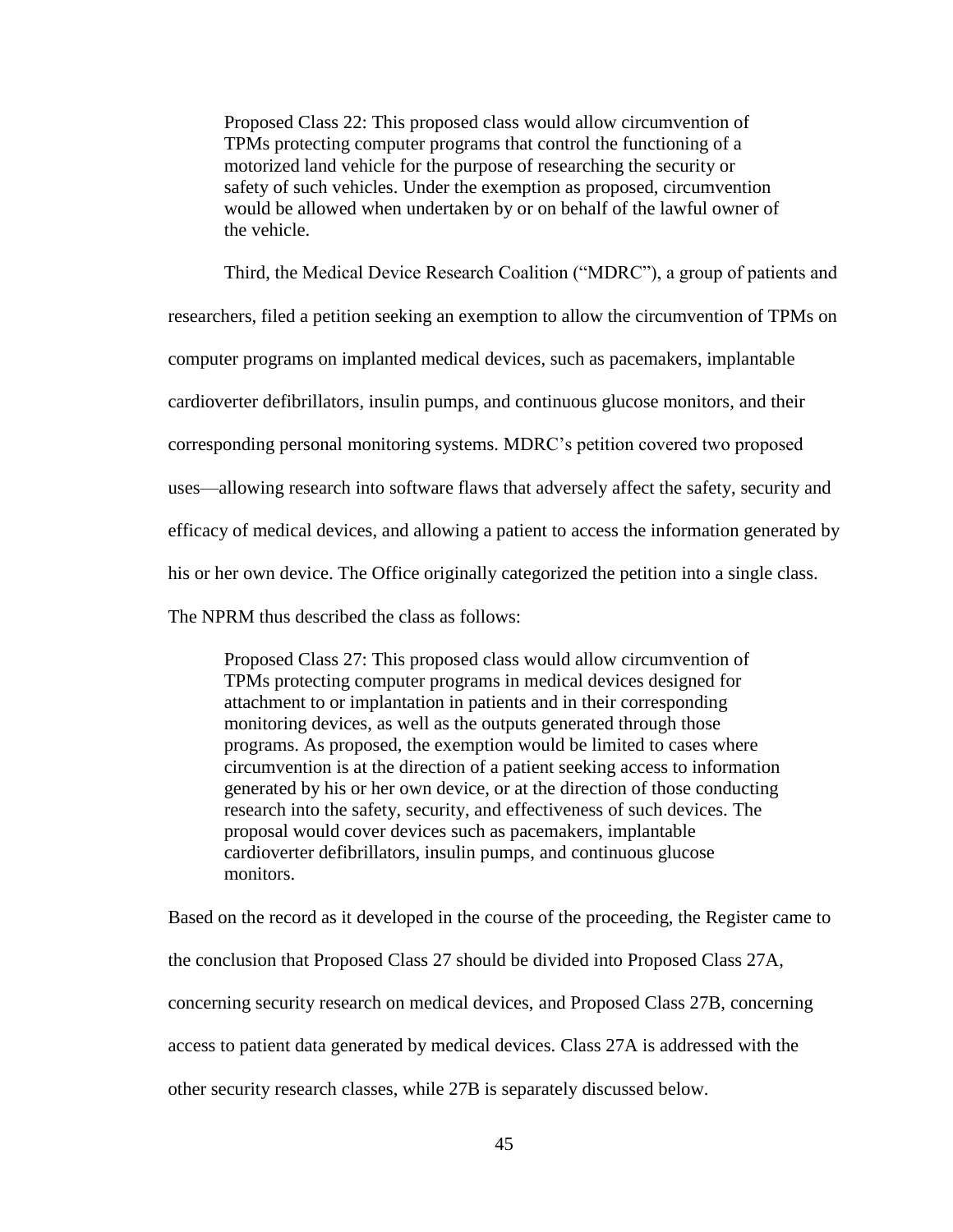> Proposed Class 22: This proposed class would allow circumvention of TPMs protecting computer programs that control the functioning of a motorized land vehicle for the purpose of researching the security or safety of such vehicles. Under the exemption as proposed, circumvention would be allowed when undertaken by or on behalf of the lawful owner of the vehicle.

Third, the Medical Device Research Coalition ("MDRC"), a group of patients and researchers, filed a petition seeking an exemption to allow the circumvention of TPMs on computer programs on implanted medical devices, such as pacemakers, implantable cardioverter defibrillators, insulin pumps, and continuous glucose monitors, and their corresponding personal monitoring systems. MDRC's petition covered two proposed uses—allowing research into software flaws that adversely affect the safety, security and efficacy of medical devices, and allowing a patient to access the information generated by his or her own device. The Office originally categorized the petition into a single class. The NPRM thus described the class as follows:

> Proposed Class 27: This proposed class would allow circumvention of TPMs protecting computer programs in medical devices designed for attachment to or implantation in patients and in their corresponding monitoring devices, as well as the outputs generated through those programs. As proposed, the exemption would be limited to cases where circumvention is at the direction of a patient seeking access to information generated by his or her own device, or at the direction of those conducting research into the safety, security, and effectiveness of such devices. The proposal would cover devices such as pacemakers, implantable cardioverter defibrillators, insulin pumps, and continuous glucose monitors.

Based on the record as it developed in the course of the proceeding, the Register came to the conclusion that Proposed Class 27 should be divided into Proposed Class 27A, concerning security research on medical devices, and Proposed Class 27B, concerning access to patient data generated by medical devices. Class 27A is addressed with the other security research classes, while 27B is separately discussed below.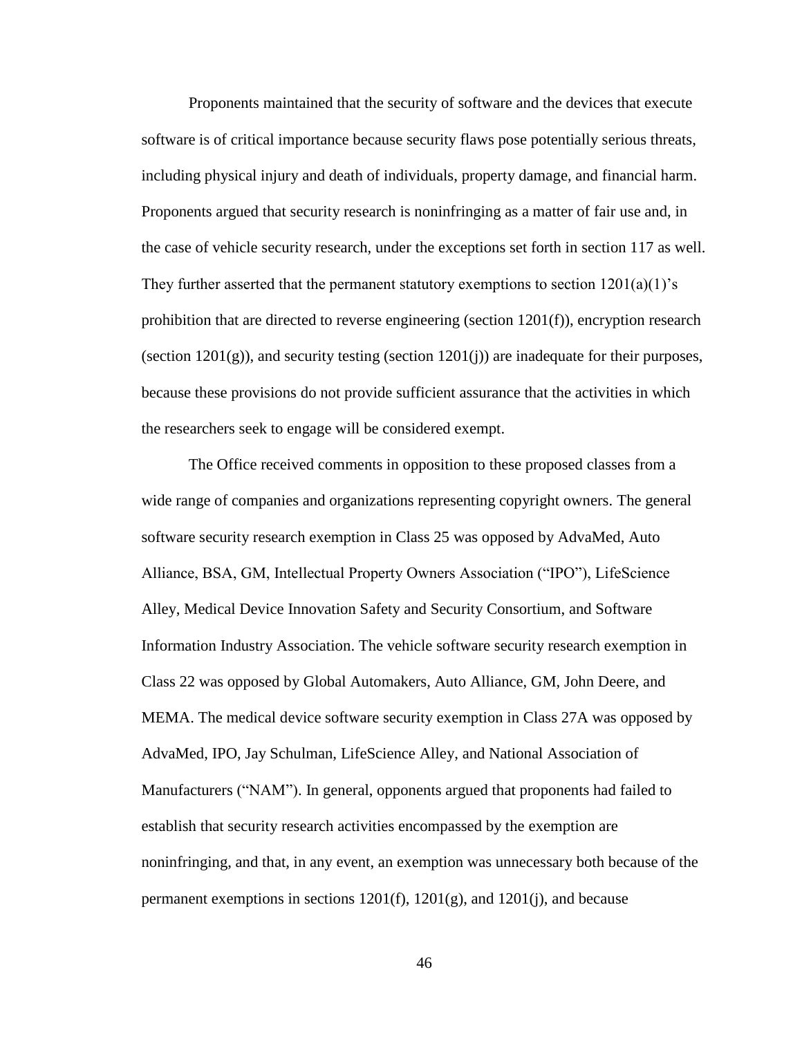Proponents maintained that the security of software and the devices that execute software is of critical importance because security flaws pose potentially serious threats, including physical injury and death of individuals, property damage, and financial harm. Proponents argued that security research is noninfringing as a matter of fair use and, in the case of vehicle security research, under the exceptions set forth in section 117 as well. They further asserted that the permanent statutory exemptions to section 1201(a)(1)'s prohibition that are directed to reverse engineering (section 1201(f)), encryption research (section 1201(g)), and security testing (section 1201(j)) are inadequate for their purposes, because these provisions do not provide sufficient assurance that the activities in which the researchers seek to engage will be considered exempt.

The Office received comments in opposition to these proposed classes from a wide range of companies and organizations representing copyright owners. The general software security research exemption in Class 25 was opposed by AdvaMed, Auto Alliance, BSA, GM, Intellectual Property Owners Association ("IPO"), LifeScience Alley, Medical Device Innovation Safety and Security Consortium, and Software Information Industry Association. The vehicle software security research exemption in Class 22 was opposed by Global Automakers, Auto Alliance, GM, John Deere, and MEMA. The medical device software security exemption in Class 27A was opposed by AdvaMed, IPO, Jay Schulman, LifeScience Alley, and National Association of Manufacturers ("NAM"). In general, opponents argued that proponents had failed to establish that security research activities encompassed by the exemption are noninfringing, and that, in any event, an exemption was unnecessary both because of the permanent exemptions in sections 1201(f), 1201(g), and 1201(j), and because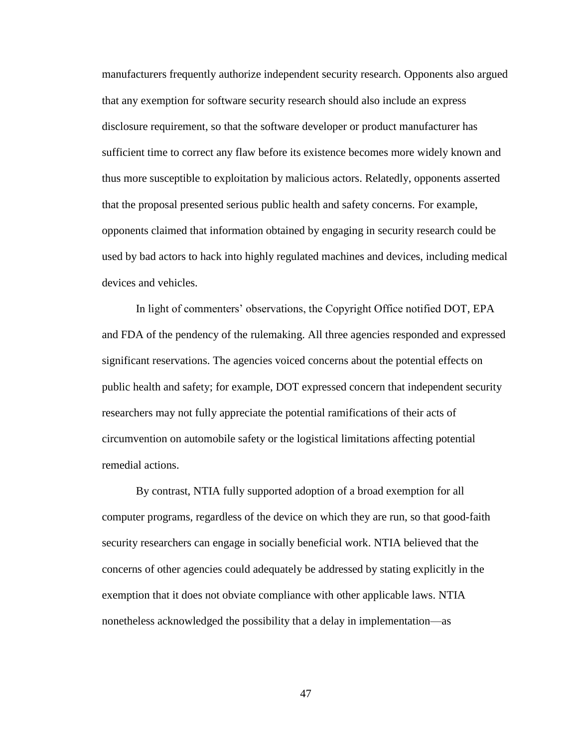manufacturers frequently authorize independent security research. Opponents also argued that any exemption for software security research should also include an express disclosure requirement, so that the software developer or product manufacturer has sufficient time to correct any flaw before its existence becomes more widely known and thus more susceptible to exploitation by malicious actors. Relatedly, opponents asserted that the proposal presented serious public health and safety concerns. For example, opponents claimed that information obtained by engaging in security research could be used by bad actors to hack into highly regulated machines and devices, including medical devices and vehicles.

In light of commenters' observations, the Copyright Office notified DOT, EPA and FDA of the pendency of the rulemaking. All three agencies responded and expressed significant reservations. The agencies voiced concerns about the potential effects on public health and safety; for example, DOT expressed concern that independent security researchers may not fully appreciate the potential ramifications of their acts of circumvention on automobile safety or the logistical limitations affecting potential remedial actions.

By contrast, NTIA fully supported adoption of a broad exemption for all computer programs, regardless of the device on which they are run, so that good-faith security researchers can engage in socially beneficial work. NTIA believed that the concerns of other agencies could adequately be addressed by stating explicitly in the exemption that it does not obviate compliance with other applicable laws. NTIA nonetheless acknowledged the possibility that a delay in implementation—as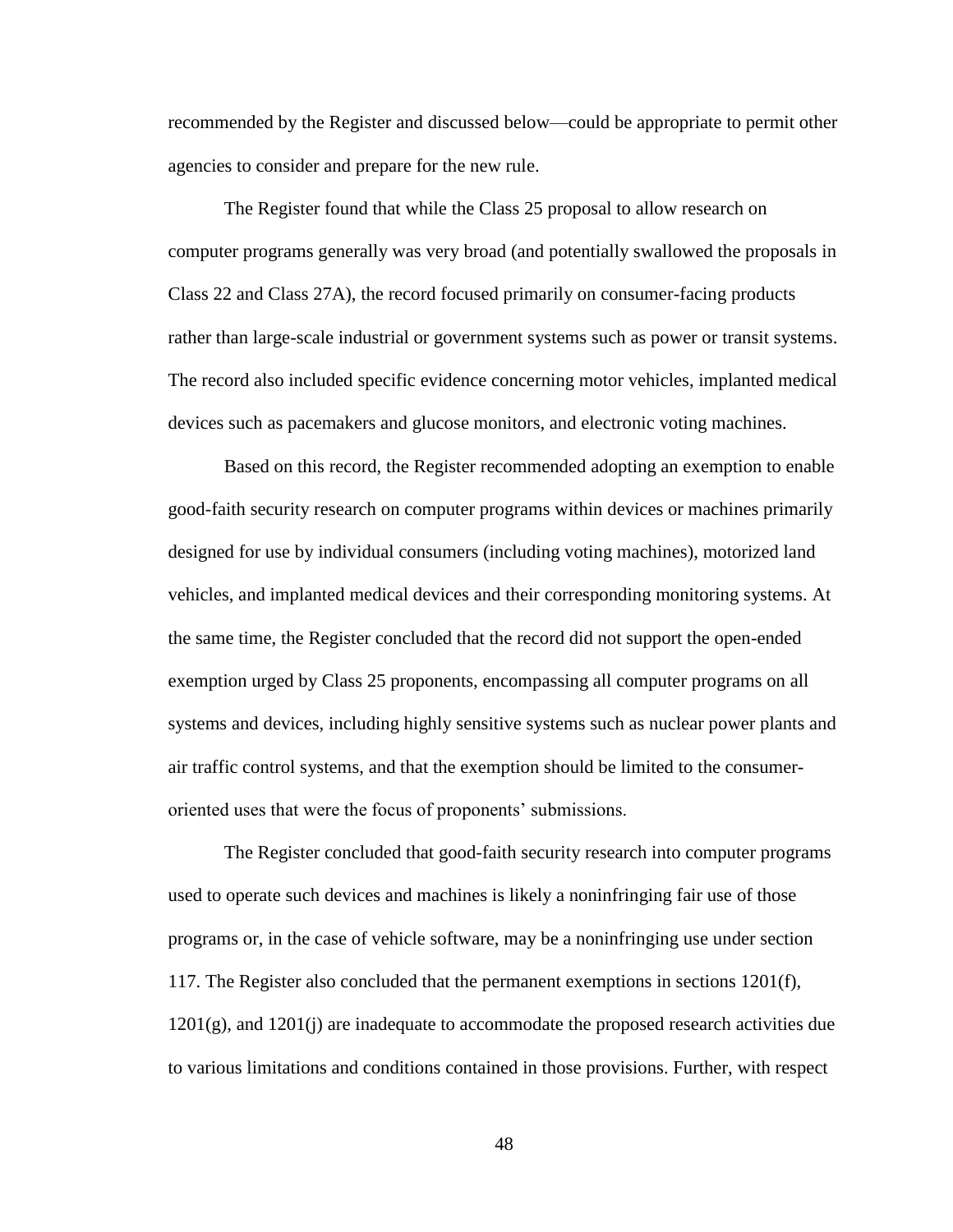recommended by the Register and discussed below—could be appropriate to permit other agencies to consider and prepare for the new rule.

The Register found that while the Class 25 proposal to allow research on computer programs generally was very broad (and potentially swallowed the proposals in Class 22 and Class 27A), the record focused primarily on consumer-facing products rather than large-scale industrial or government systems such as power or transit systems. The record also included specific evidence concerning motor vehicles, implanted medical devices such as pacemakers and glucose monitors, and electronic voting machines.

Based on this record, the Register recommended adopting an exemption to enable good-faith security research on computer programs within devices or machines primarily designed for use by individual consumers (including voting machines), motorized land vehicles, and implanted medical devices and their corresponding monitoring systems. At the same time, the Register concluded that the record did not support the open-ended exemption urged by Class 25 proponents, encompassing all computer programs on all systems and devices, including highly sensitive systems such as nuclear power plants and air traffic control systems, and that the exemption should be limited to the consumer-oriented uses that were the focus of proponents' submissions.

The Register concluded that good-faith security research into computer programs used to operate such devices and machines is likely a noninfringing fair use of those programs or, in the case of vehicle software, may be a noninfringing use under section 117. The Register also concluded that the permanent exemptions in sections 1201(f), 1201(g), and 1201(j) are inadequate to accommodate the proposed research activities due to various limitations and conditions contained in those provisions. Further, with respect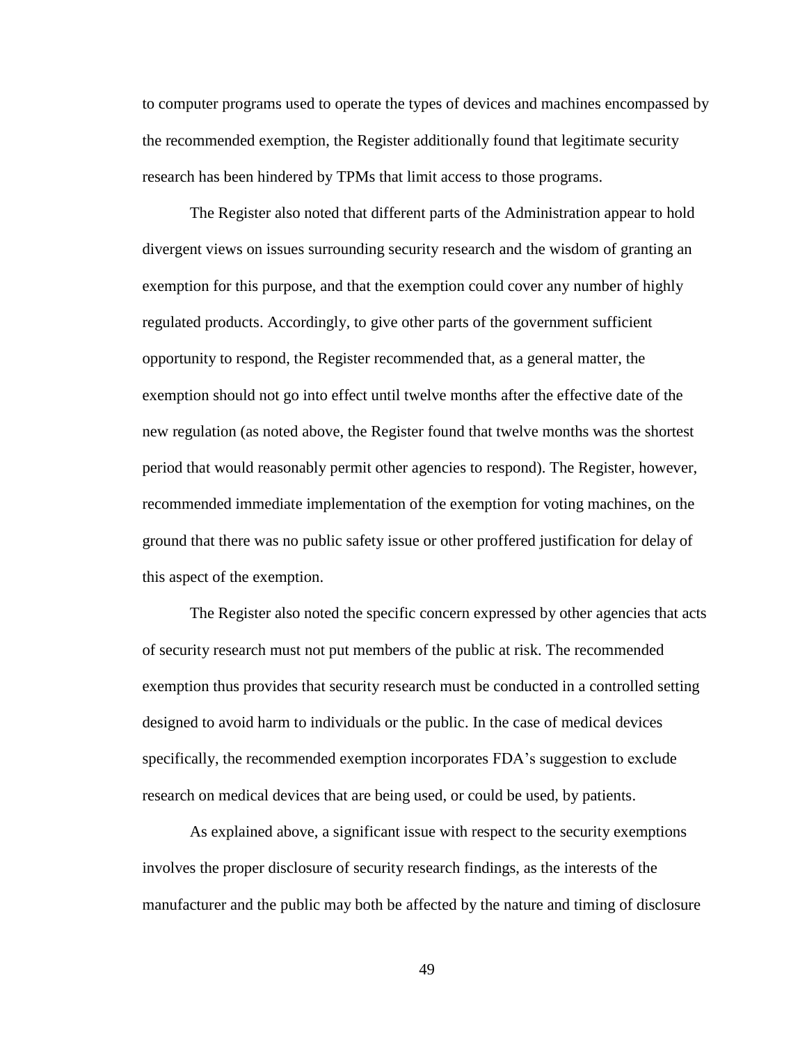to computer programs used to operate the types of devices and machines encompassed by the recommended exemption, the Register additionally found that legitimate security research has been hindered by TPMs that limit access to those programs.

The Register also noted that different parts of the Administration appear to hold divergent views on issues surrounding security research and the wisdom of granting an exemption for this purpose, and that the exemption could cover any number of highly regulated products. Accordingly, to give other parts of the government sufficient opportunity to respond, the Register recommended that, as a general matter, the exemption should not go into effect until twelve months after the effective date of the new regulation (as noted above, the Register found that twelve months was the shortest period that would reasonably permit other agencies to respond). The Register, however, recommended immediate implementation of the exemption for voting machines, on the ground that there was no public safety issue or other proffered justification for delay of this aspect of the exemption.

The Register also noted the specific concern expressed by other agencies that acts of security research must not put members of the public at risk. The recommended exemption thus provides that security research must be conducted in a controlled setting designed to avoid harm to individuals or the public. In the case of medical devices specifically, the recommended exemption incorporates FDA's suggestion to exclude research on medical devices that are being used, or could be used, by patients.

As explained above, a significant issue with respect to the security exemptions involves the proper disclosure of security research findings, as the interests of the manufacturer and the public may both be affected by the nature and timing of disclosure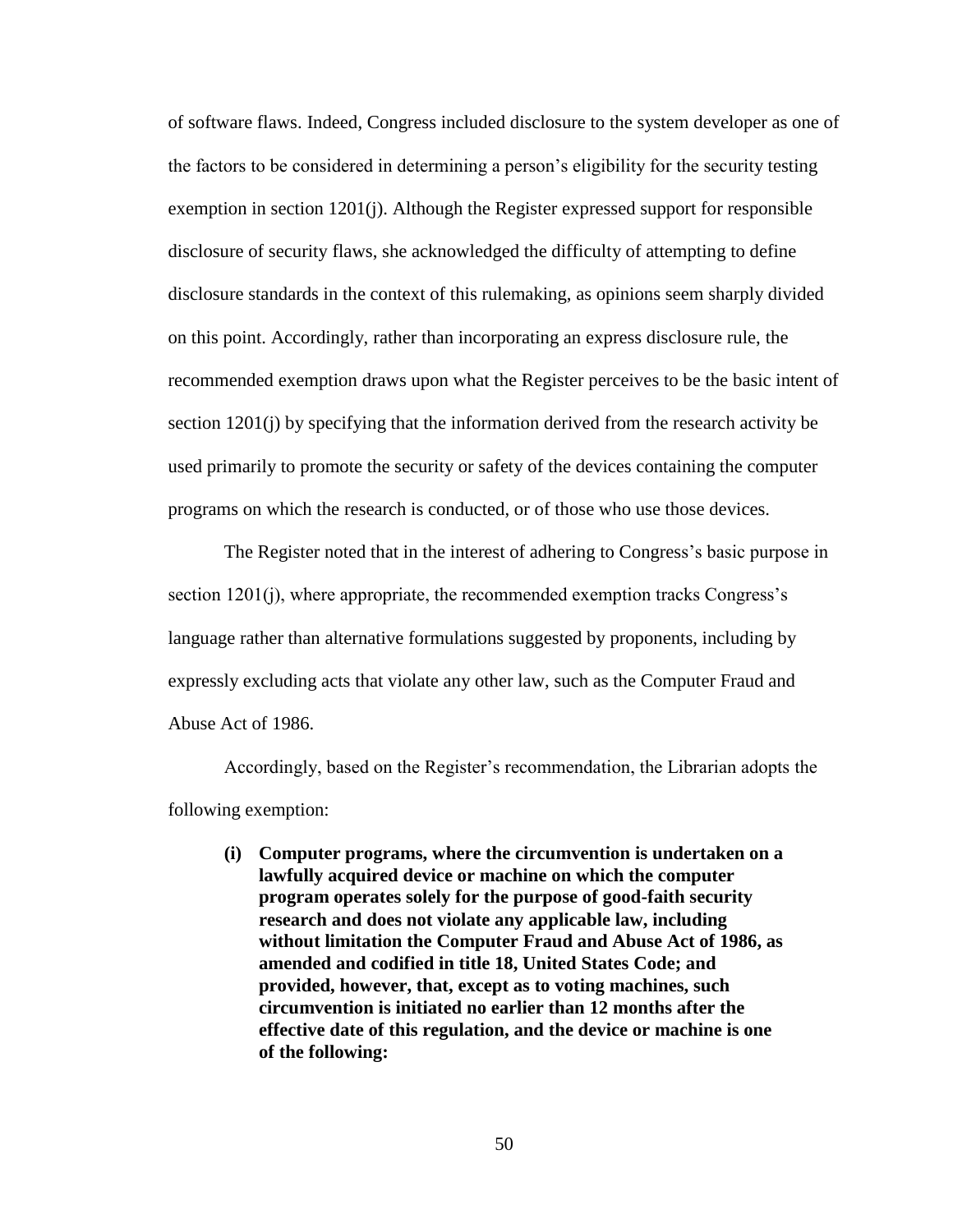of software flaws. Indeed, Congress included disclosure to the system developer as one of the factors to be considered in determining a person's eligibility for the security testing exemption in section 1201(j). Although the Register expressed support for responsible disclosure of security flaws, she acknowledged the difficulty of attempting to define disclosure standards in the context of this rulemaking, as opinions seem sharply divided on this point. Accordingly, rather than incorporating an express disclosure rule, the recommended exemption draws upon what the Register perceives to be the basic intent of section 1201(j) by specifying that the information derived from the research activity be used primarily to promote the security or safety of the devices containing the computer programs on which the research is conducted, or of those who use those devices.

The Register noted that in the interest of adhering to Congress's basic purpose in section 1201(j), where appropriate, the recommended exemption tracks Congress's language rather than alternative formulations suggested by proponents, including by expressly excluding acts that violate any other law, such as the Computer Fraud and Abuse Act of 1986.

Accordingly, based on the Register's recommendation, the Librarian adopts the following exemption:

> **(i) Computer programs, where the circumvention is undertaken on a lawfully acquired device or machine on which the computer program operates solely for the purpose of good-faith security research and does not violate any applicable law, including without limitation the Computer Fraud and Abuse Act of 1986, as amended and codified in title 18, United States Code; and provided, however, that, except as to voting machines, such circumvention is initiated no earlier than 12 months after the effective date of this regulation, and the device or machine is one of the following:**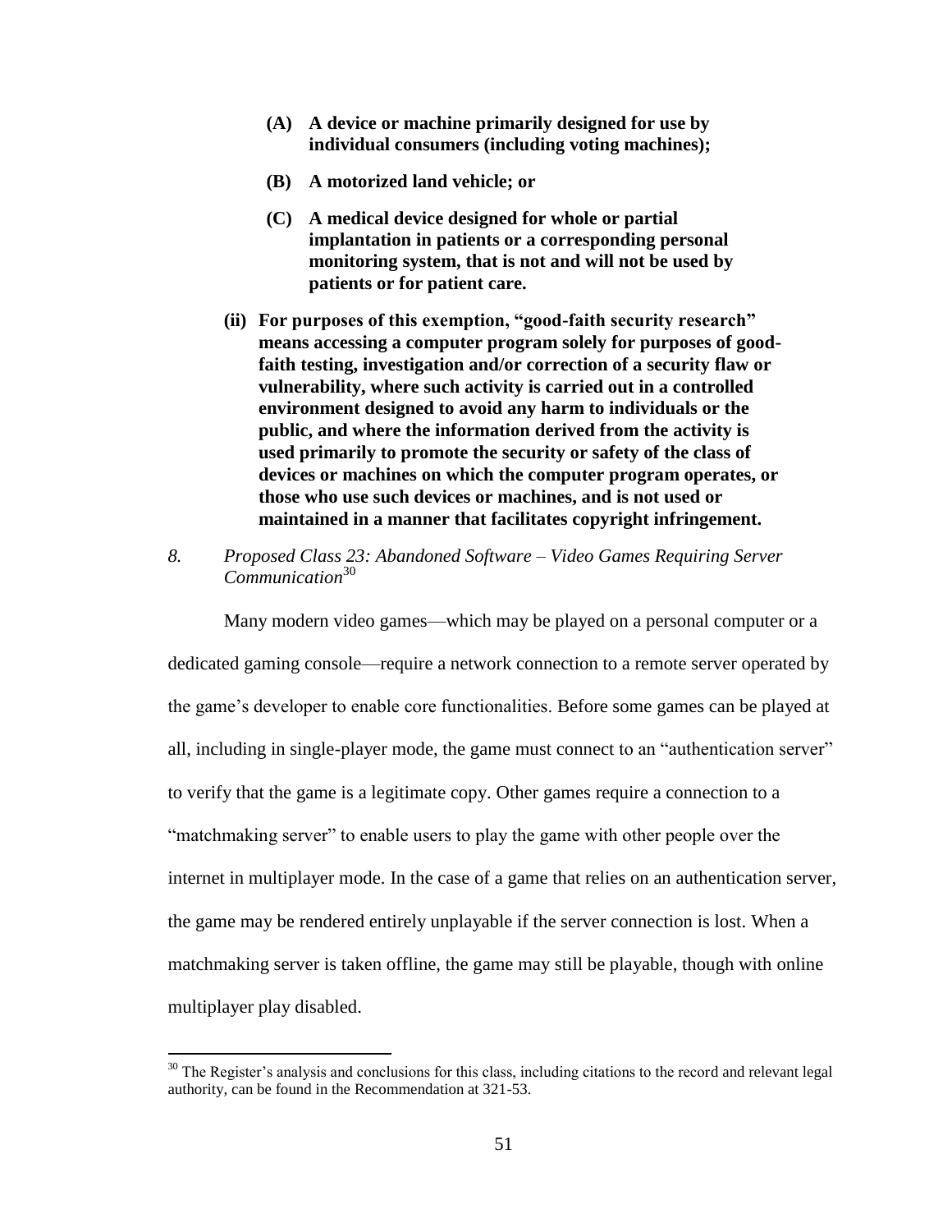**(A) A device or machine primarily designed for use by individual consumers (including voting machines);**

**(B) A motorized land vehicle; or**

**(C) A medical device designed for whole or partial implantation in patients or a corresponding personal monitoring system, that is not and will not be used by patients or for patient care.**

**(ii) For purposes of this exemption, "good-faith security research" means accessing a computer program solely for purposes of good-faith testing, investigation and/or correction of a security flaw or vulnerability, where such activity is carried out in a controlled environment designed to avoid any harm to individuals or the public, and where the information derived from the activity is used primarily to promote the security or safety of the class of devices or machines on which the computer program operates, or those who use such devices or machines, and is not used or maintained in a manner that facilitates copyright infringement.**

*8. Proposed Class 23: Abandoned Software – Video Games Requiring Server Communication*[30]

Many modern video games—which may be played on a personal computer or a dedicated gaming console—require a network connection to a remote server operated by the game's developer to enable core functionalities. Before some games can be played at all, including in single-player mode, the game must connect to an "authentication server" to verify that the game is a legitimate copy. Other games require a connection to a "matchmaking server" to enable users to play the game with other people over the internet in multiplayer mode. In the case of a game that relies on an authentication server, the game may be rendered entirely unplayable if the server connection is lost. When a matchmaking server is taken offline, the game may still be playable, though with online multiplayer play disabled.

[30] The Register's analysis and conclusions for this class, including citations to the record and relevant legal authority, can be found in the Recommendation at 321-53.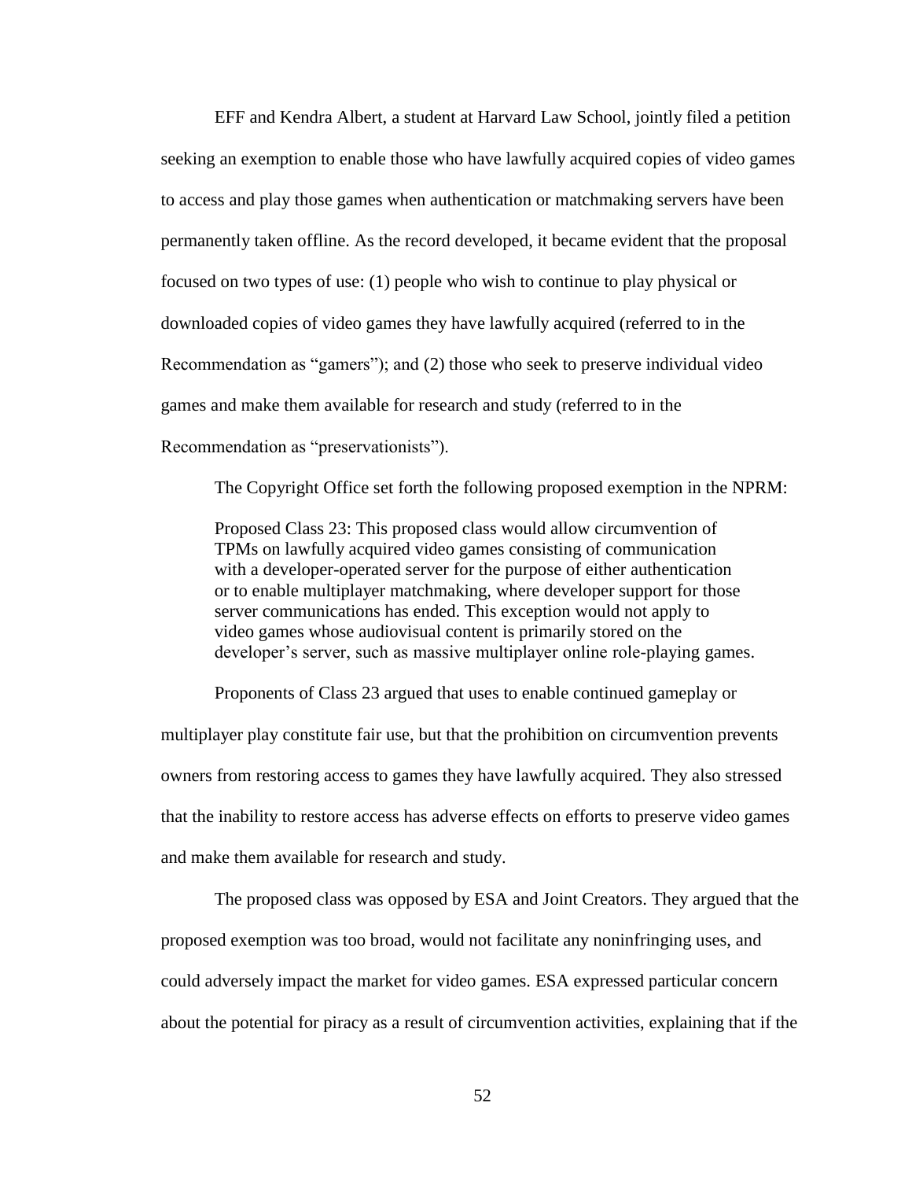EFF and Kendra Albert, a student at Harvard Law School, jointly filed a petition seeking an exemption to enable those who have lawfully acquired copies of video games to access and play those games when authentication or matchmaking servers have been permanently taken offline. As the record developed, it became evident that the proposal focused on two types of use: (1) people who wish to continue to play physical or downloaded copies of video games they have lawfully acquired (referred to in the Recommendation as "gamers"); and (2) those who seek to preserve individual video games and make them available for research and study (referred to in the Recommendation as "preservationists").

The Copyright Office set forth the following proposed exemption in the NPRM:

> Proposed Class 23: This proposed class would allow circumvention of TPMs on lawfully acquired video games consisting of communication with a developer-operated server for the purpose of either authentication or to enable multiplayer matchmaking, where developer support for those server communications has ended. This exception would not apply to video games whose audiovisual content is primarily stored on the developer's server, such as massive multiplayer online role-playing games.

Proponents of Class 23 argued that uses to enable continued gameplay or multiplayer play constitute fair use, but that the prohibition on circumvention prevents owners from restoring access to games they have lawfully acquired. They also stressed that the inability to restore access has adverse effects on efforts to preserve video games and make them available for research and study.

The proposed class was opposed by ESA and Joint Creators. They argued that the proposed exemption was too broad, would not facilitate any noninfringing uses, and could adversely impact the market for video games. ESA expressed particular concern about the potential for piracy as a result of circumvention activities, explaining that if the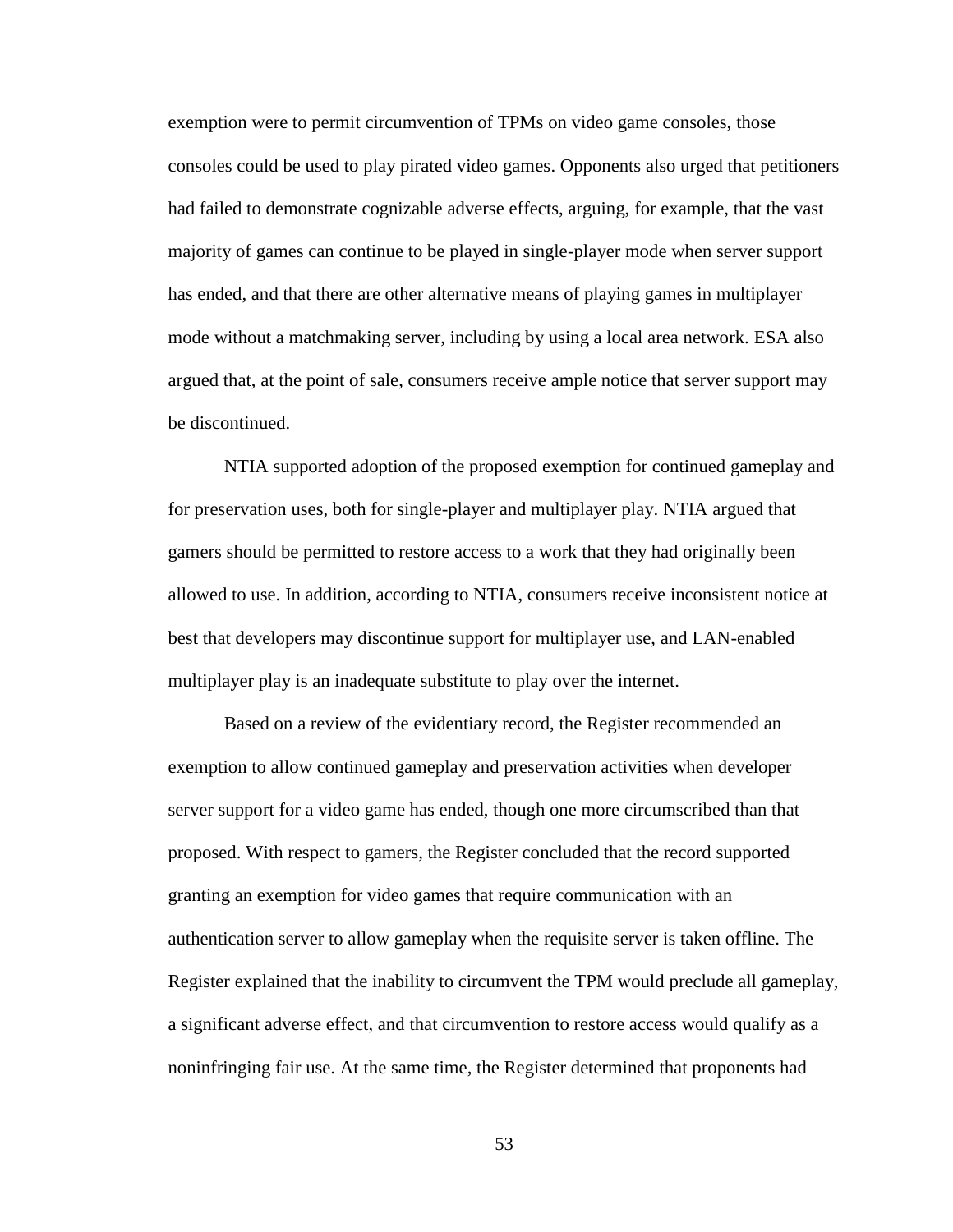exemption were to permit circumvention of TPMs on video game consoles, those consoles could be used to play pirated video games. Opponents also urged that petitioners had failed to demonstrate cognizable adverse effects, arguing, for example, that the vast majority of games can continue to be played in single-player mode when server support has ended, and that there are other alternative means of playing games in multiplayer mode without a matchmaking server, including by using a local area network. ESA also argued that, at the point of sale, consumers receive ample notice that server support may be discontinued.

NTIA supported adoption of the proposed exemption for continued gameplay and for preservation uses, both for single-player and multiplayer play. NTIA argued that gamers should be permitted to restore access to a work that they had originally been allowed to use. In addition, according to NTIA, consumers receive inconsistent notice at best that developers may discontinue support for multiplayer use, and LAN-enabled multiplayer play is an inadequate substitute to play over the internet.

Based on a review of the evidentiary record, the Register recommended an exemption to allow continued gameplay and preservation activities when developer server support for a video game has ended, though one more circumscribed than that proposed. With respect to gamers, the Register concluded that the record supported granting an exemption for video games that require communication with an authentication server to allow gameplay when the requisite server is taken offline. The Register explained that the inability to circumvent the TPM would preclude all gameplay, a significant adverse effect, and that circumvention to restore access would qualify as a noninfringing fair use. At the same time, the Register determined that proponents had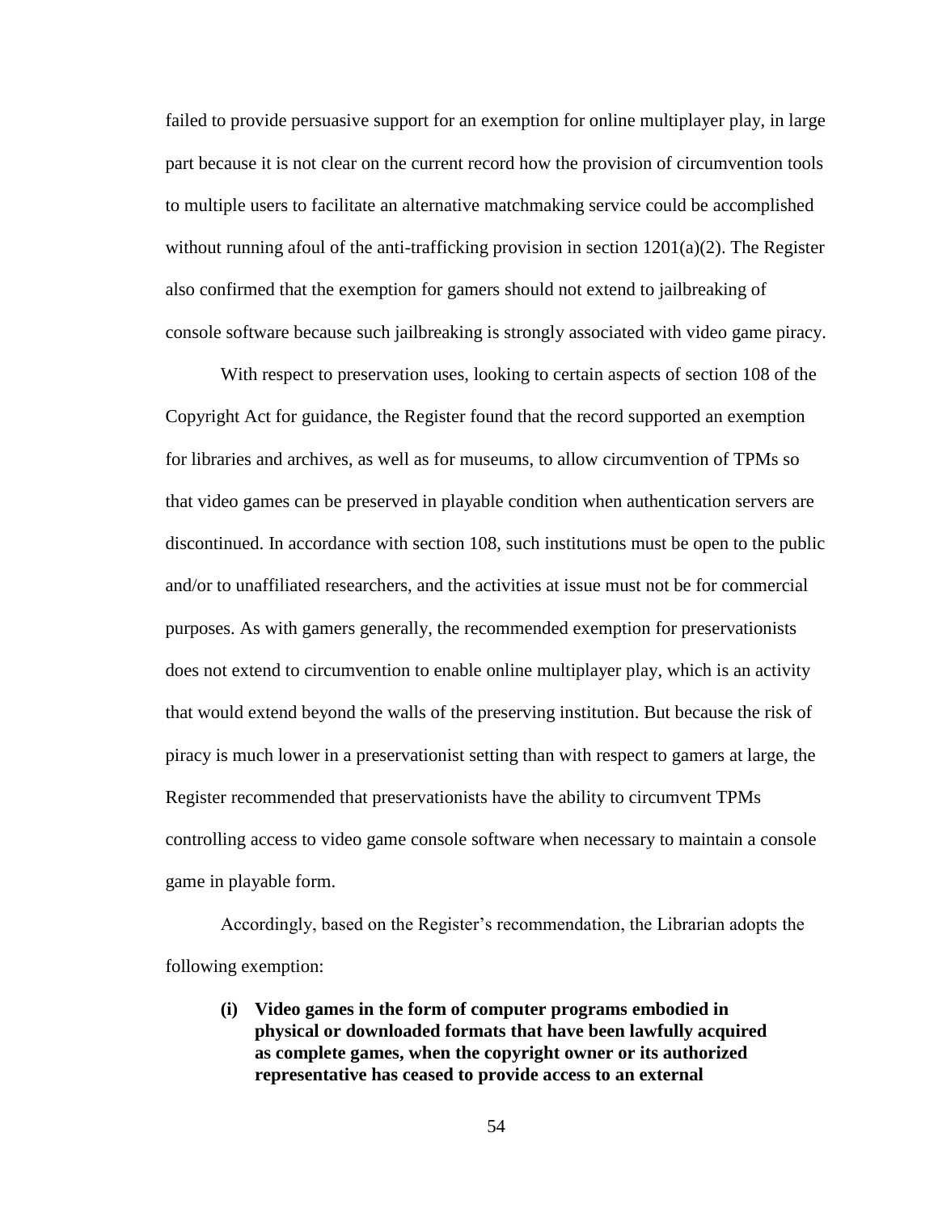failed to provide persuasive support for an exemption for online multiplayer play, in large part because it is not clear on the current record how the provision of circumvention tools to multiple users to facilitate an alternative matchmaking service could be accomplished without running afoul of the anti-trafficking provision in section 1201(a)(2). The Register also confirmed that the exemption for gamers should not extend to jailbreaking of console software because such jailbreaking is strongly associated with video game piracy.

With respect to preservation uses, looking to certain aspects of section 108 of the Copyright Act for guidance, the Register found that the record supported an exemption for libraries and archives, as well as for museums, to allow circumvention of TPMs so that video games can be preserved in playable condition when authentication servers are discontinued. In accordance with section 108, such institutions must be open to the public and/or to unaffiliated researchers, and the activities at issue must not be for commercial purposes. As with gamers generally, the recommended exemption for preservationists does not extend to circumvention to enable online multiplayer play, which is an activity that would extend beyond the walls of the preserving institution. But because the risk of piracy is much lower in a preservationist setting than with respect to gamers at large, the Register recommended that preservationists have the ability to circumvent TPMs controlling access to video game console software when necessary to maintain a console game in playable form.

Accordingly, based on the Register's recommendation, the Librarian adopts the following exemption:

**(i) Video games in the form of computer programs embodied in physical or downloaded formats that have been lawfully acquired as complete games, when the copyright owner or its authorized representative has ceased to provide access to an external**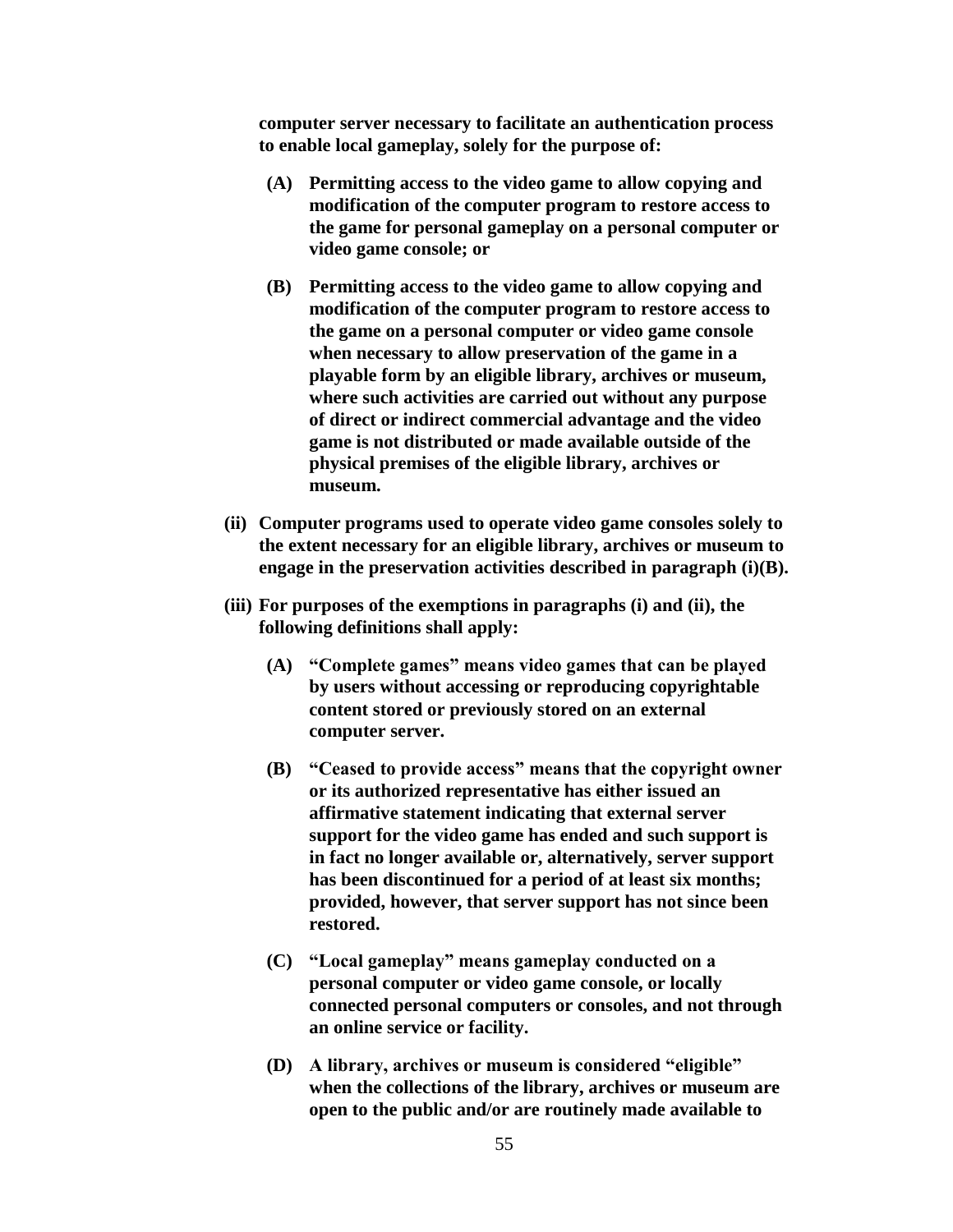**computer server necessary to facilitate an authentication process to enable local gameplay, solely for the purpose of:**

**(A) Permitting access to the video game to allow copying and modification of the computer program to restore access to the game for personal gameplay on a personal computer or video game console; or**

**(B) Permitting access to the video game to allow copying and modification of the computer program to restore access to the game on a personal computer or video game console when necessary to allow preservation of the game in a playable form by an eligible library, archives or museum, where such activities are carried out without any purpose of direct or indirect commercial advantage and the video game is not distributed or made available outside of the physical premises of the eligible library, archives or museum.**

**(ii) Computer programs used to operate video game consoles solely to the extent necessary for an eligible library, archives or museum to engage in the preservation activities described in paragraph (i)(B).**

**(iii) For purposes of the exemptions in paragraphs (i) and (ii), the following definitions shall apply:**

**(A) "Complete games" means video games that can be played by users without accessing or reproducing copyrightable content stored or previously stored on an external computer server.**

**(B) "Ceased to provide access" means that the copyright owner or its authorized representative has either issued an affirmative statement indicating that external server support for the video game has ended and such support is in fact no longer available or, alternatively, server support has been discontinued for a period of at least six months; provided, however, that server support has not since been restored.**

**(C) "Local gameplay" means gameplay conducted on a personal computer or video game console, or locally connected personal computers or consoles, and not through an online service or facility.**

**(D) A library, archives or museum is considered "eligible" when the collections of the library, archives or museum are open to the public and/or are routinely made available to**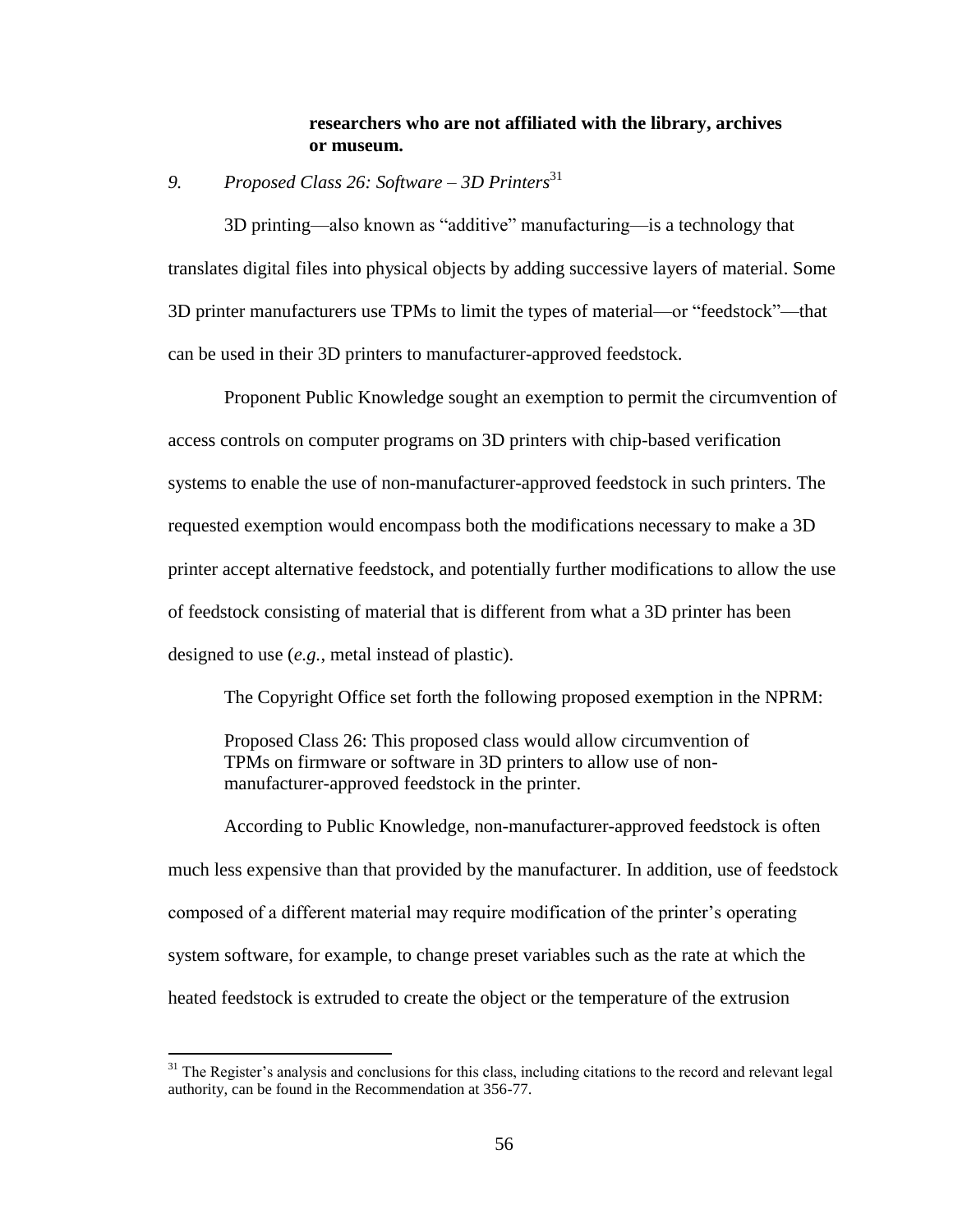**researchers who are not affiliated with the library, archives or museum.**

### *9. Proposed Class 26: Software – 3D Printers*[31]

3D printing—also known as "additive" manufacturing—is a technology that translates digital files into physical objects by adding successive layers of material. Some 3D printer manufacturers use TPMs to limit the types of material—or "feedstock"—that can be used in their 3D printers to manufacturer-approved feedstock.

Proponent Public Knowledge sought an exemption to permit the circumvention of access controls on computer programs on 3D printers with chip-based verification systems to enable the use of non-manufacturer-approved feedstock in such printers. The requested exemption would encompass both the modifications necessary to make a 3D printer accept alternative feedstock, and potentially further modifications to allow the use of feedstock consisting of material that is different from what a 3D printer has been designed to use (*e.g.*, metal instead of plastic).

The Copyright Office set forth the following proposed exemption in the NPRM:

> Proposed Class 26: This proposed class would allow circumvention of TPMs on firmware or software in 3D printers to allow use of non-manufacturer-approved feedstock in the printer.

According to Public Knowledge, non-manufacturer-approved feedstock is often much less expensive than that provided by the manufacturer. In addition, use of feedstock composed of a different material may require modification of the printer's operating system software, for example, to change preset variables such as the rate at which the heated feedstock is extruded to create the object or the temperature of the extrusion

---

[31] The Register's analysis and conclusions for this class, including citations to the record and relevant legal authority, can be found in the Recommendation at 356-77.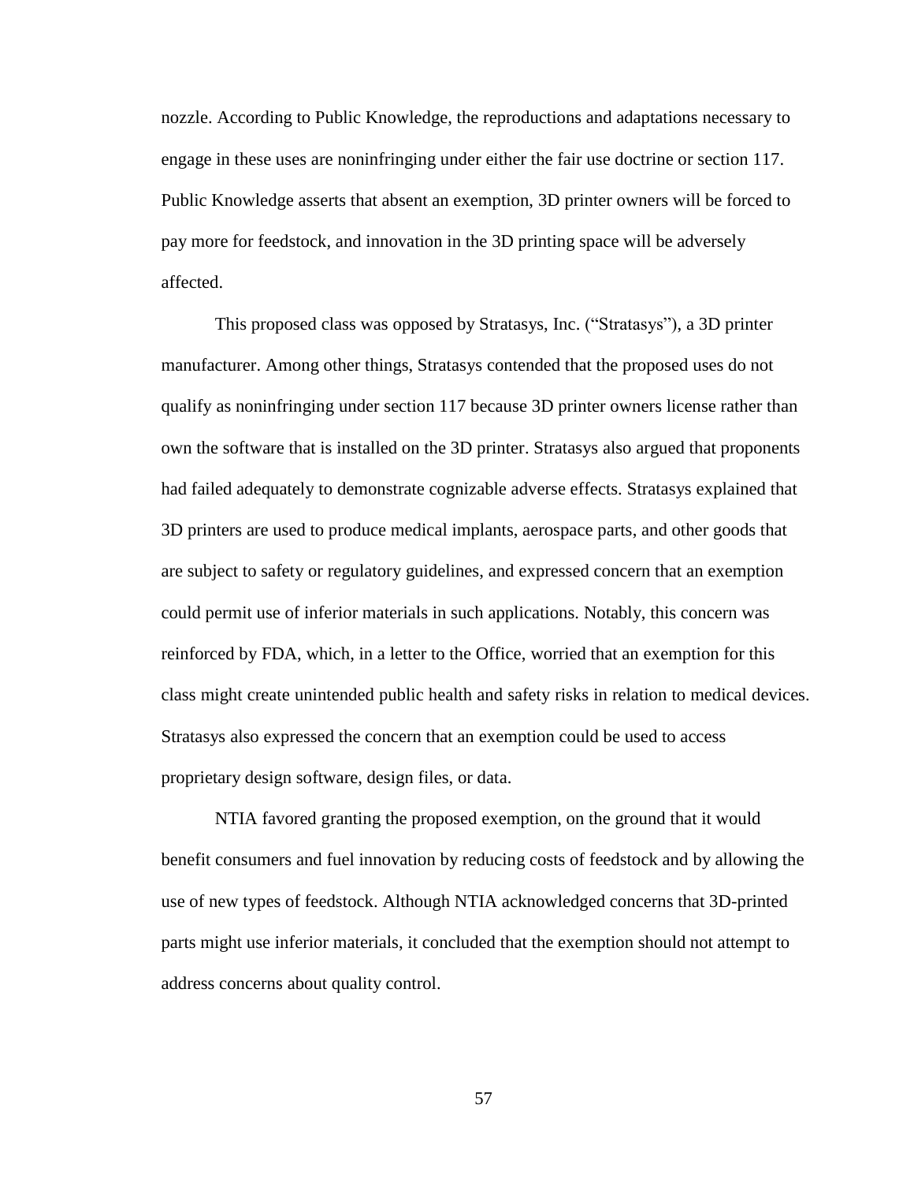nozzle. According to Public Knowledge, the reproductions and adaptations necessary to engage in these uses are noninfringing under either the fair use doctrine or section 117. Public Knowledge asserts that absent an exemption, 3D printer owners will be forced to pay more for feedstock, and innovation in the 3D printing space will be adversely affected.

This proposed class was opposed by Stratasys, Inc. ("Stratasys"), a 3D printer manufacturer. Among other things, Stratasys contended that the proposed uses do not qualify as noninfringing under section 117 because 3D printer owners license rather than own the software that is installed on the 3D printer. Stratasys also argued that proponents had failed adequately to demonstrate cognizable adverse effects. Stratasys explained that 3D printers are used to produce medical implants, aerospace parts, and other goods that are subject to safety or regulatory guidelines, and expressed concern that an exemption could permit use of inferior materials in such applications. Notably, this concern was reinforced by FDA, which, in a letter to the Office, worried that an exemption for this class might create unintended public health and safety risks in relation to medical devices. Stratasys also expressed the concern that an exemption could be used to access proprietary design software, design files, or data.

NTIA favored granting the proposed exemption, on the ground that it would benefit consumers and fuel innovation by reducing costs of feedstock and by allowing the use of new types of feedstock. Although NTIA acknowledged concerns that 3D-printed parts might use inferior materials, it concluded that the exemption should not attempt to address concerns about quality control.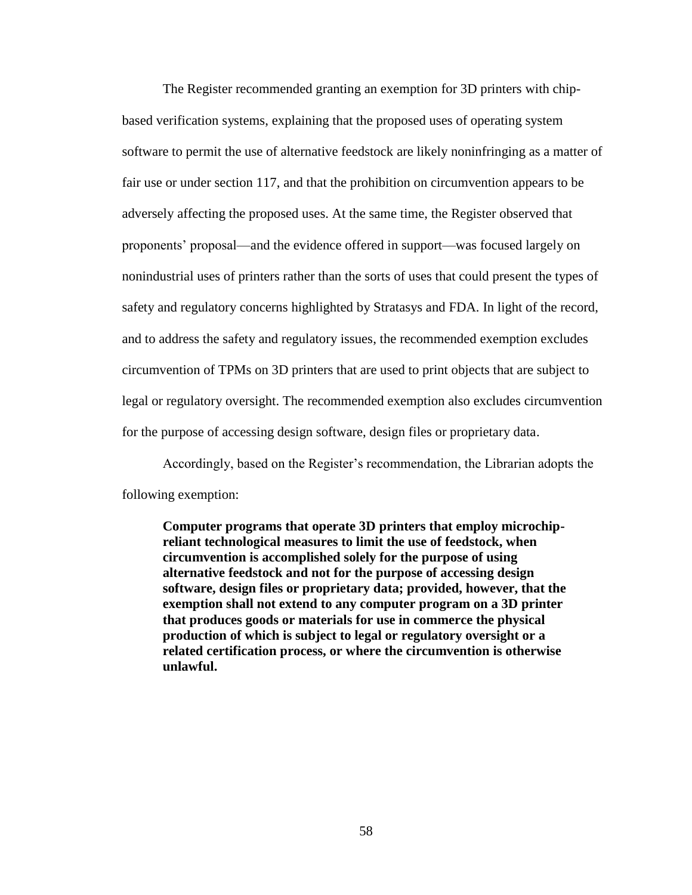The Register recommended granting an exemption for 3D printers with chip-based verification systems, explaining that the proposed uses of operating system software to permit the use of alternative feedstock are likely noninfringing as a matter of fair use or under section 117, and that the prohibition on circumvention appears to be adversely affecting the proposed uses. At the same time, the Register observed that proponents' proposal—and the evidence offered in support—was focused largely on nonindustrial uses of printers rather than the sorts of uses that could present the types of safety and regulatory concerns highlighted by Stratasys and FDA. In light of the record, and to address the safety and regulatory issues, the recommended exemption excludes circumvention of TPMs on 3D printers that are used to print objects that are subject to legal or regulatory oversight. The recommended exemption also excludes circumvention for the purpose of accessing design software, design files or proprietary data.

Accordingly, based on the Register's recommendation, the Librarian adopts the following exemption:

> **Computer programs that operate 3D printers that employ microchip-reliant technological measures to limit the use of feedstock, when circumvention is accomplished solely for the purpose of using alternative feedstock and not for the purpose of accessing design software, design files or proprietary data; provided, however, that the exemption shall not extend to any computer program on a 3D printer that produces goods or materials for use in commerce the physical production of which is subject to legal or regulatory oversight or a related certification process, or where the circumvention is otherwise unlawful.**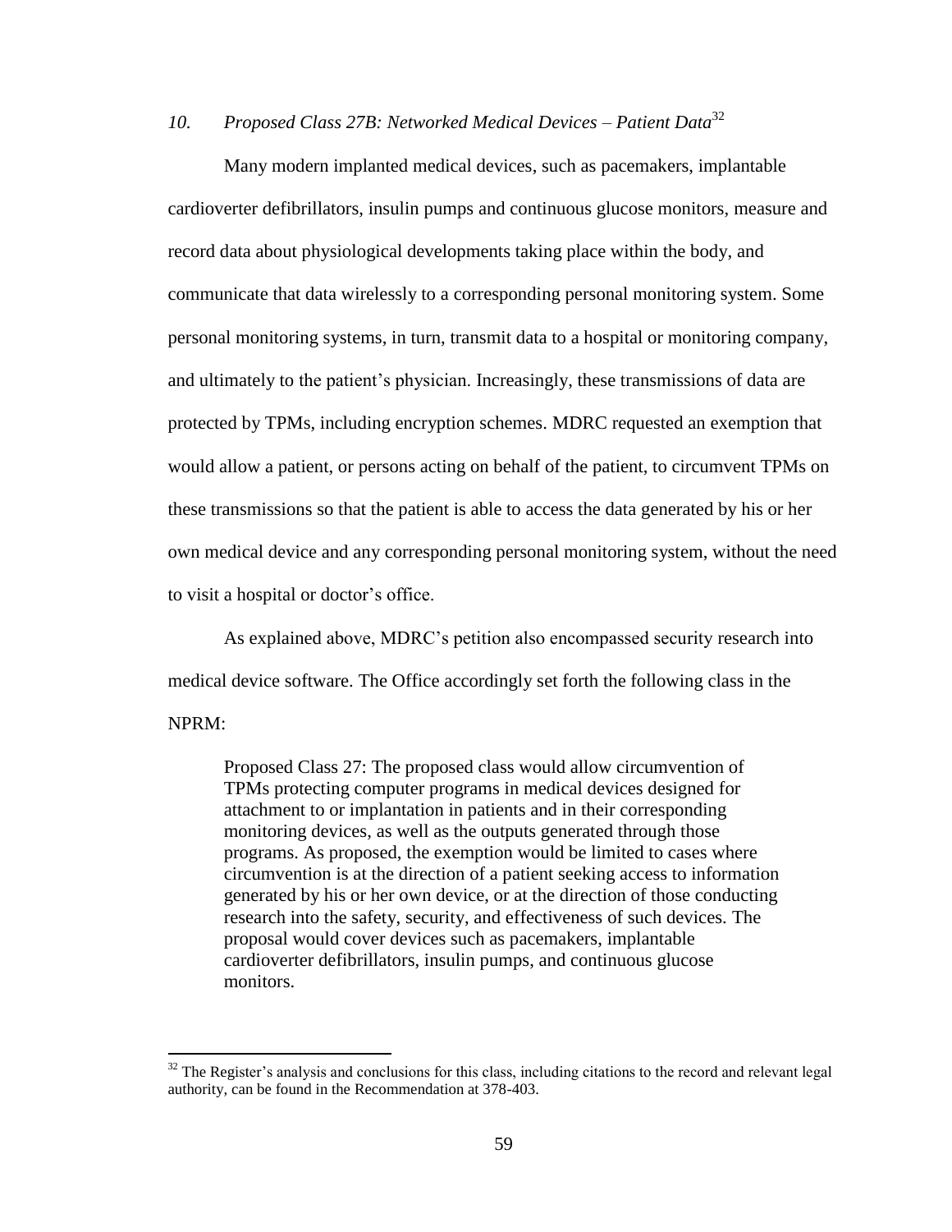### *10. Proposed Class 27B: Networked Medical Devices – Patient Data*[32]

Many modern implanted medical devices, such as pacemakers, implantable cardioverter defibrillators, insulin pumps and continuous glucose monitors, measure and record data about physiological developments taking place within the body, and communicate that data wirelessly to a corresponding personal monitoring system. Some personal monitoring systems, in turn, transmit data to a hospital or monitoring company, and ultimately to the patient's physician. Increasingly, these transmissions of data are protected by TPMs, including encryption schemes. MDRC requested an exemption that would allow a patient, or persons acting on behalf of the patient, to circumvent TPMs on these transmissions so that the patient is able to access the data generated by his or her own medical device and any corresponding personal monitoring system, without the need to visit a hospital or doctor's office.

As explained above, MDRC's petition also encompassed security research into medical device software. The Office accordingly set forth the following class in the NPRM:

> Proposed Class 27: The proposed class would allow circumvention of TPMs protecting computer programs in medical devices designed for attachment to or implantation in patients and in their corresponding monitoring devices, as well as the outputs generated through those programs. As proposed, the exemption would be limited to cases where circumvention is at the direction of a patient seeking access to information generated by his or her own device, or at the direction of those conducting research into the safety, security, and effectiveness of such devices. The proposal would cover devices such as pacemakers, implantable cardioverter defibrillators, insulin pumps, and continuous glucose monitors.

[32] The Register's analysis and conclusions for this class, including citations to the record and relevant legal authority, can be found in the Recommendation at 378-403.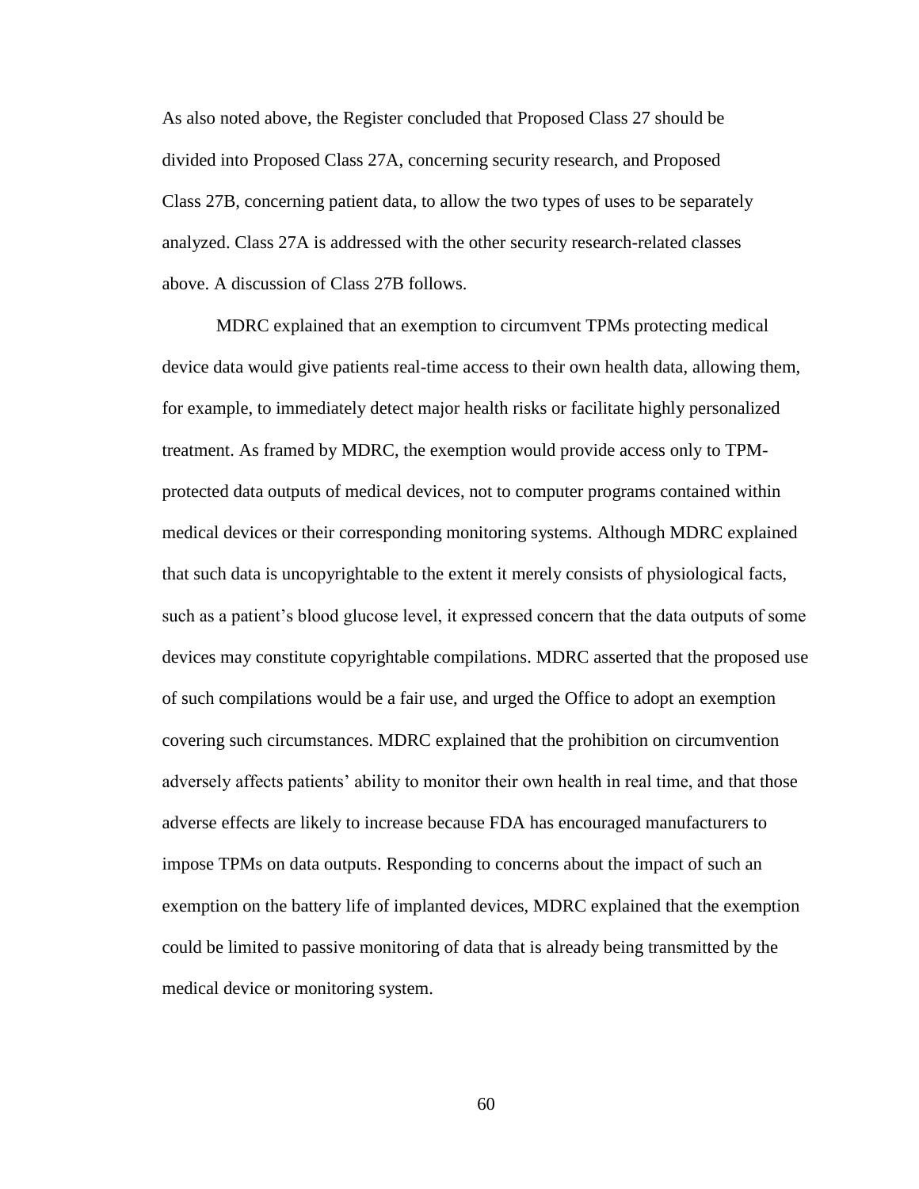As also noted above, the Register concluded that Proposed Class 27 should be divided into Proposed Class 27A, concerning security research, and Proposed Class 27B, concerning patient data, to allow the two types of uses to be separately analyzed. Class 27A is addressed with the other security research-related classes above. A discussion of Class 27B follows.

MDRC explained that an exemption to circumvent TPMs protecting medical device data would give patients real-time access to their own health data, allowing them, for example, to immediately detect major health risks or facilitate highly personalized treatment. As framed by MDRC, the exemption would provide access only to TPM-protected data outputs of medical devices, not to computer programs contained within medical devices or their corresponding monitoring systems. Although MDRC explained that such data is uncopyrightable to the extent it merely consists of physiological facts, such as a patient's blood glucose level, it expressed concern that the data outputs of some devices may constitute copyrightable compilations. MDRC asserted that the proposed use of such compilations would be a fair use, and urged the Office to adopt an exemption covering such circumstances. MDRC explained that the prohibition on circumvention adversely affects patients' ability to monitor their own health in real time, and that those adverse effects are likely to increase because FDA has encouraged manufacturers to impose TPMs on data outputs. Responding to concerns about the impact of such an exemption on the battery life of implanted devices, MDRC explained that the exemption could be limited to passive monitoring of data that is already being transmitted by the medical device or monitoring system.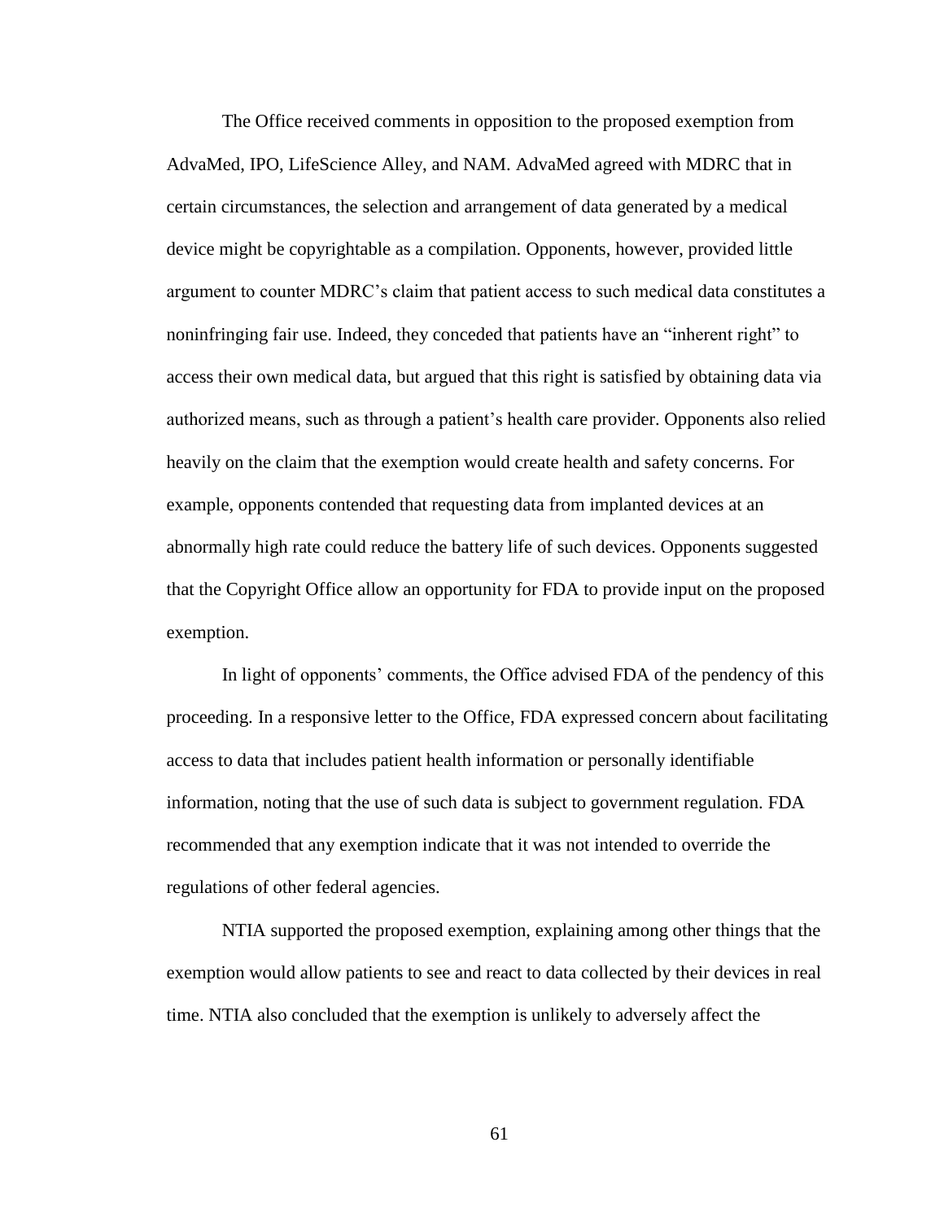The Office received comments in opposition to the proposed exemption from AdvaMed, IPO, LifeScience Alley, and NAM. AdvaMed agreed with MDRC that in certain circumstances, the selection and arrangement of data generated by a medical device might be copyrightable as a compilation. Opponents, however, provided little argument to counter MDRC's claim that patient access to such medical data constitutes a noninfringing fair use. Indeed, they conceded that patients have an "inherent right" to access their own medical data, but argued that this right is satisfied by obtaining data via authorized means, such as through a patient's health care provider. Opponents also relied heavily on the claim that the exemption would create health and safety concerns. For example, opponents contended that requesting data from implanted devices at an abnormally high rate could reduce the battery life of such devices. Opponents suggested that the Copyright Office allow an opportunity for FDA to provide input on the proposed exemption.

In light of opponents' comments, the Office advised FDA of the pendency of this proceeding. In a responsive letter to the Office, FDA expressed concern about facilitating access to data that includes patient health information or personally identifiable information, noting that the use of such data is subject to government regulation. FDA recommended that any exemption indicate that it was not intended to override the regulations of other federal agencies.

NTIA supported the proposed exemption, explaining among other things that the exemption would allow patients to see and react to data collected by their devices in real time. NTIA also concluded that the exemption is unlikely to adversely affect the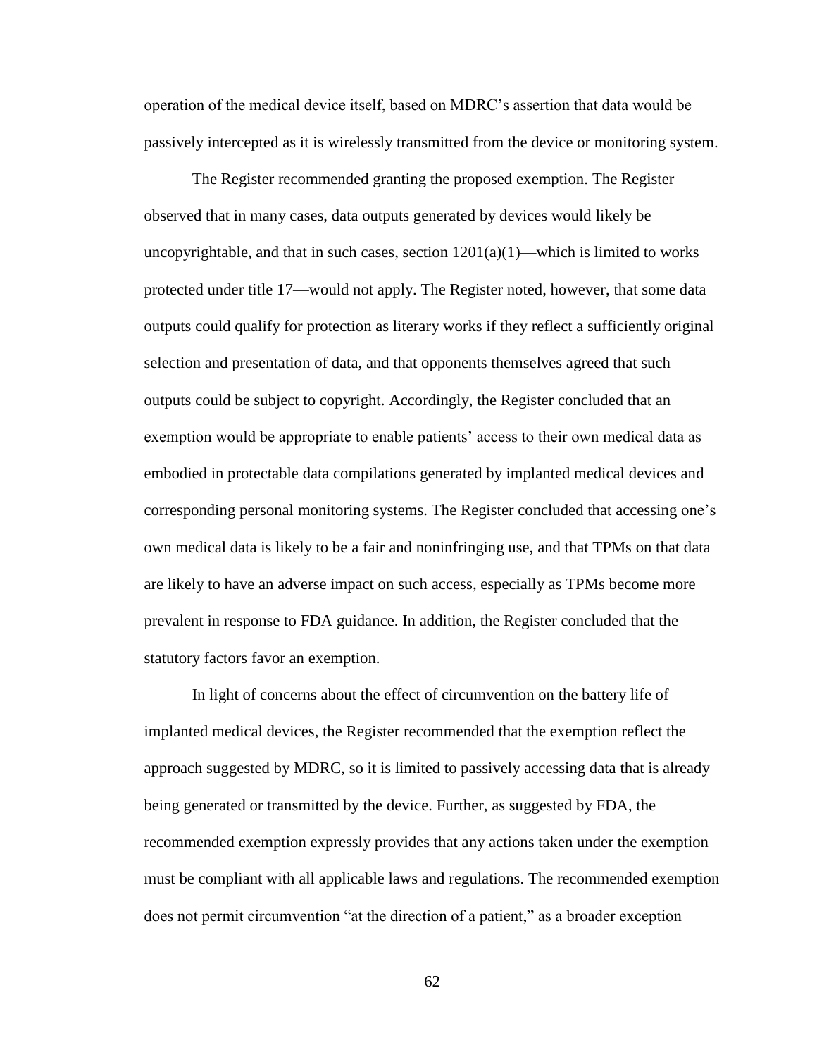operation of the medical device itself, based on MDRC's assertion that data would be passively intercepted as it is wirelessly transmitted from the device or monitoring system.

The Register recommended granting the proposed exemption. The Register observed that in many cases, data outputs generated by devices would likely be uncopyrightable, and that in such cases, section 1201(a)(1)—which is limited to works protected under title 17—would not apply. The Register noted, however, that some data outputs could qualify for protection as literary works if they reflect a sufficiently original selection and presentation of data, and that opponents themselves agreed that such outputs could be subject to copyright. Accordingly, the Register concluded that an exemption would be appropriate to enable patients' access to their own medical data as embodied in protectable data compilations generated by implanted medical devices and corresponding personal monitoring systems. The Register concluded that accessing one's own medical data is likely to be a fair and noninfringing use, and that TPMs on that data are likely to have an adverse impact on such access, especially as TPMs become more prevalent in response to FDA guidance. In addition, the Register concluded that the statutory factors favor an exemption.

In light of concerns about the effect of circumvention on the battery life of implanted medical devices, the Register recommended that the exemption reflect the approach suggested by MDRC, so it is limited to passively accessing data that is already being generated or transmitted by the device. Further, as suggested by FDA, the recommended exemption expressly provides that any actions taken under the exemption must be compliant with all applicable laws and regulations. The recommended exemption does not permit circumvention "at the direction of a patient," as a broader exception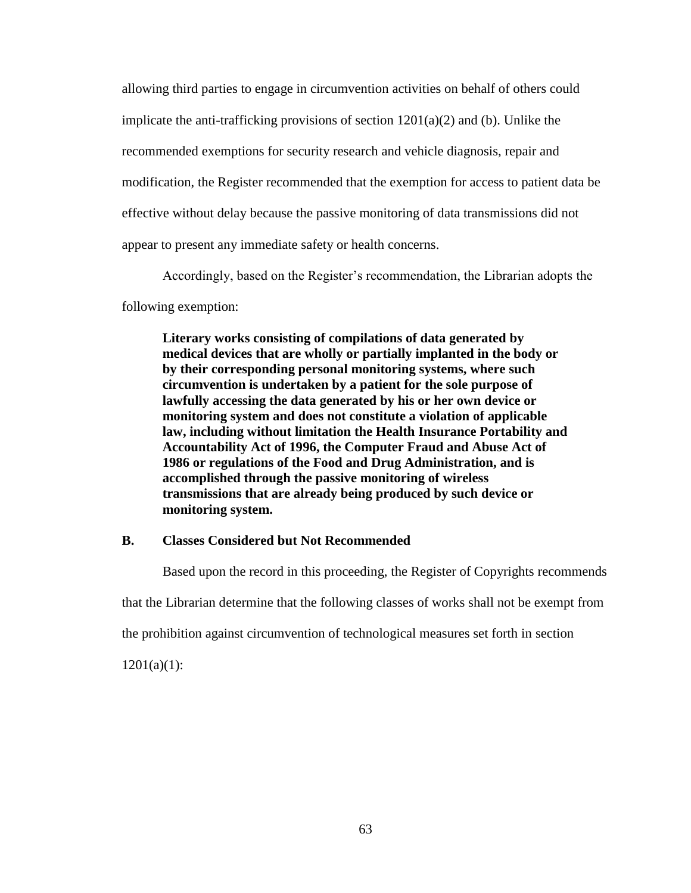allowing third parties to engage in circumvention activities on behalf of others could implicate the anti-trafficking provisions of section 1201(a)(2) and (b). Unlike the recommended exemptions for security research and vehicle diagnosis, repair and modification, the Register recommended that the exemption for access to patient data be effective without delay because the passive monitoring of data transmissions did not appear to present any immediate safety or health concerns.

Accordingly, based on the Register's recommendation, the Librarian adopts the following exemption:

> **Literary works consisting of compilations of data generated by medical devices that are wholly or partially implanted in the body or by their corresponding personal monitoring systems, where such circumvention is undertaken by a patient for the sole purpose of lawfully accessing the data generated by his or her own device or monitoring system and does not constitute a violation of applicable law, including without limitation the Health Insurance Portability and Accountability Act of 1996, the Computer Fraud and Abuse Act of 1986 or regulations of the Food and Drug Administration, and is accomplished through the passive monitoring of wireless transmissions that are already being produced by such device or monitoring system.**

### B. Classes Considered but Not Recommended

Based upon the record in this proceeding, the Register of Copyrights recommends that the Librarian determine that the following classes of works shall not be exempt from the prohibition against circumvention of technological measures set forth in section 1201(a)(1):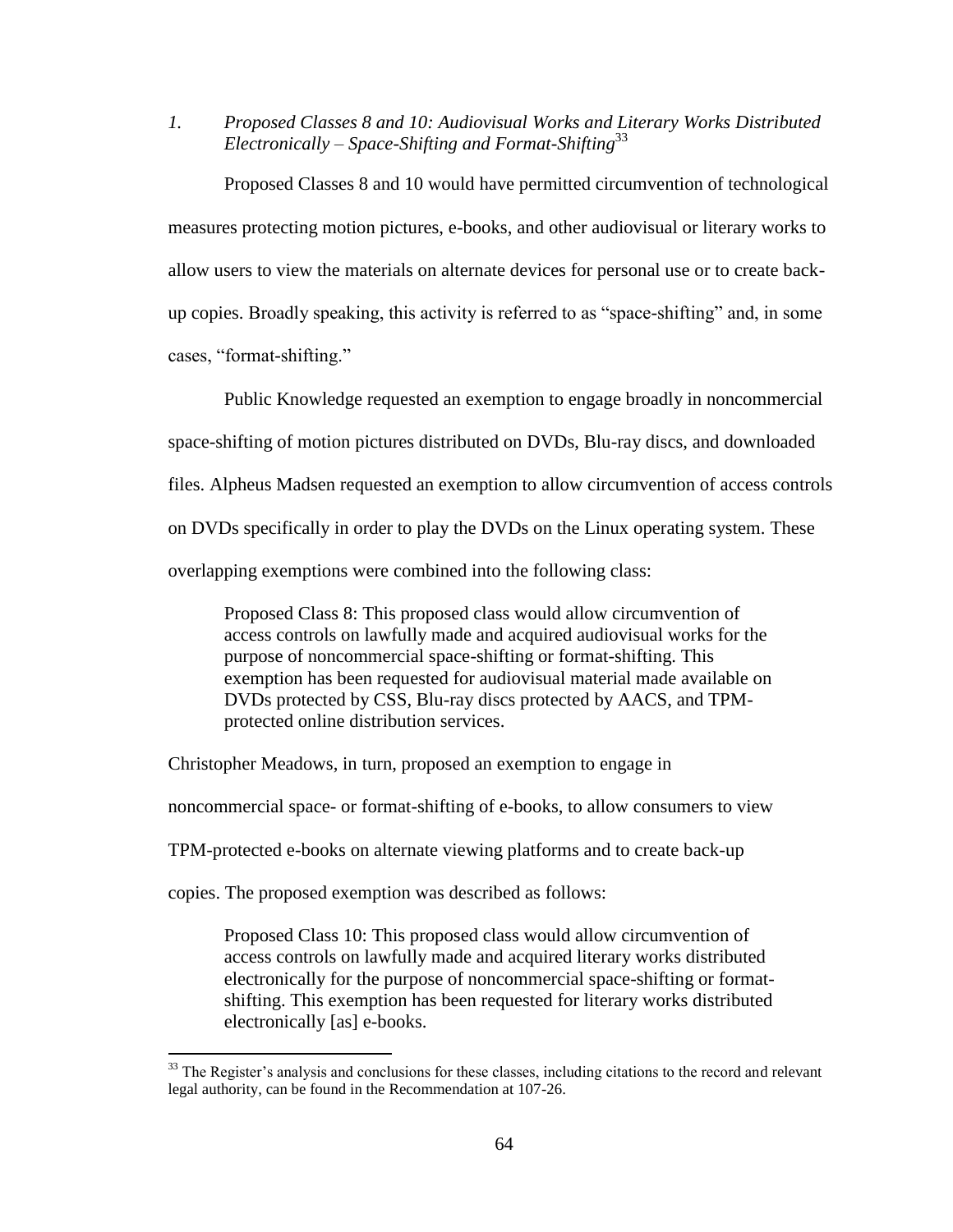### *1. Proposed Classes 8 and 10: Audiovisual Works and Literary Works Distributed Electronically – Space-Shifting and Format-Shifting*[33]

Proposed Classes 8 and 10 would have permitted circumvention of technological measures protecting motion pictures, e-books, and other audiovisual or literary works to allow users to view the materials on alternate devices for personal use or to create back-up copies. Broadly speaking, this activity is referred to as "space-shifting" and, in some cases, "format-shifting."

Public Knowledge requested an exemption to engage broadly in noncommercial space-shifting of motion pictures distributed on DVDs, Blu-ray discs, and downloaded files. Alpheus Madsen requested an exemption to allow circumvention of access controls on DVDs specifically in order to play the DVDs on the Linux operating system. These overlapping exemptions were combined into the following class:

> Proposed Class 8: This proposed class would allow circumvention of access controls on lawfully made and acquired audiovisual works for the purpose of noncommercial space-shifting or format-shifting. This exemption has been requested for audiovisual material made available on DVDs protected by CSS, Blu-ray discs protected by AACS, and TPM-protected online distribution services.

Christopher Meadows, in turn, proposed an exemption to engage in noncommercial space- or format-shifting of e-books, to allow consumers to view TPM-protected e-books on alternate viewing platforms and to create back-up copies. The proposed exemption was described as follows:

> Proposed Class 10: This proposed class would allow circumvention of access controls on lawfully made and acquired literary works distributed electronically for the purpose of noncommercial space-shifting or format-shifting. This exemption has been requested for literary works distributed electronically [as] e-books.

---

[33] The Register's analysis and conclusions for these classes, including citations to the record and relevant legal authority, can be found in the Recommendation at 107-26.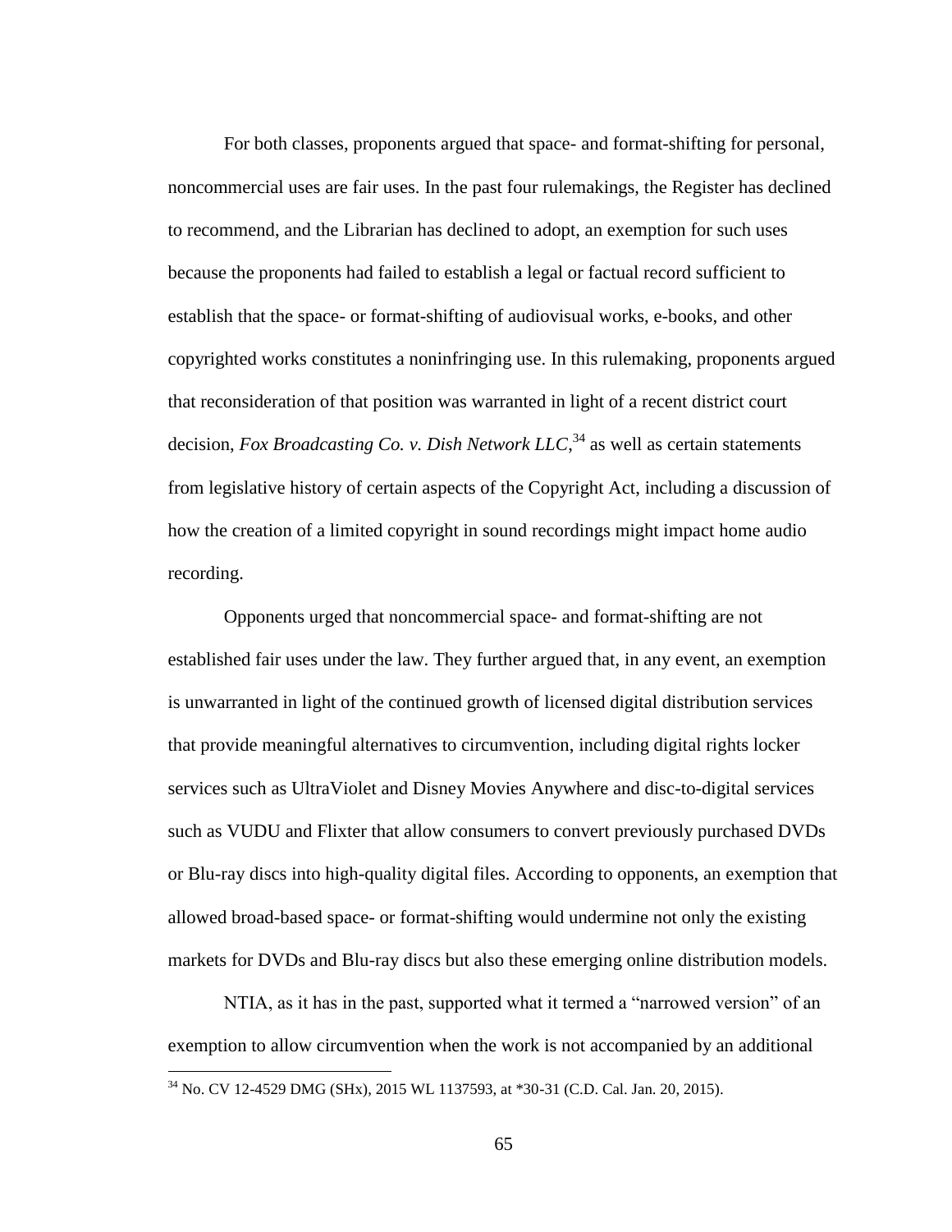For both classes, proponents argued that space- and format-shifting for personal, noncommercial uses are fair uses. In the past four rulemakings, the Register has declined to recommend, and the Librarian has declined to adopt, an exemption for such uses because the proponents had failed to establish a legal or factual record sufficient to establish that the space- or format-shifting of audiovisual works, e-books, and other copyrighted works constitutes a noninfringing use. In this rulemaking, proponents argued that reconsideration of that position was warranted in light of a recent district court decision, *Fox Broadcasting Co. v. Dish Network LLC*,[34] as well as certain statements from legislative history of certain aspects of the Copyright Act, including a discussion of how the creation of a limited copyright in sound recordings might impact home audio recording.

Opponents urged that noncommercial space- and format-shifting are not established fair uses under the law. They further argued that, in any event, an exemption is unwarranted in light of the continued growth of licensed digital distribution services that provide meaningful alternatives to circumvention, including digital rights locker services such as UltraViolet and Disney Movies Anywhere and disc-to-digital services such as VUDU and Flixter that allow consumers to convert previously purchased DVDs or Blu-ray discs into high-quality digital files. According to opponents, an exemption that allowed broad-based space- or format-shifting would undermine not only the existing markets for DVDs and Blu-ray discs but also these emerging online distribution models.

NTIA, as it has in the past, supported what it termed a "narrowed version" of an exemption to allow circumvention when the work is not accompanied by an additional

[34] No. CV 12-4529 DMG (SHx), 2015 WL 1137593, at *30-31 (C.D. Cal. Jan. 20, 2015).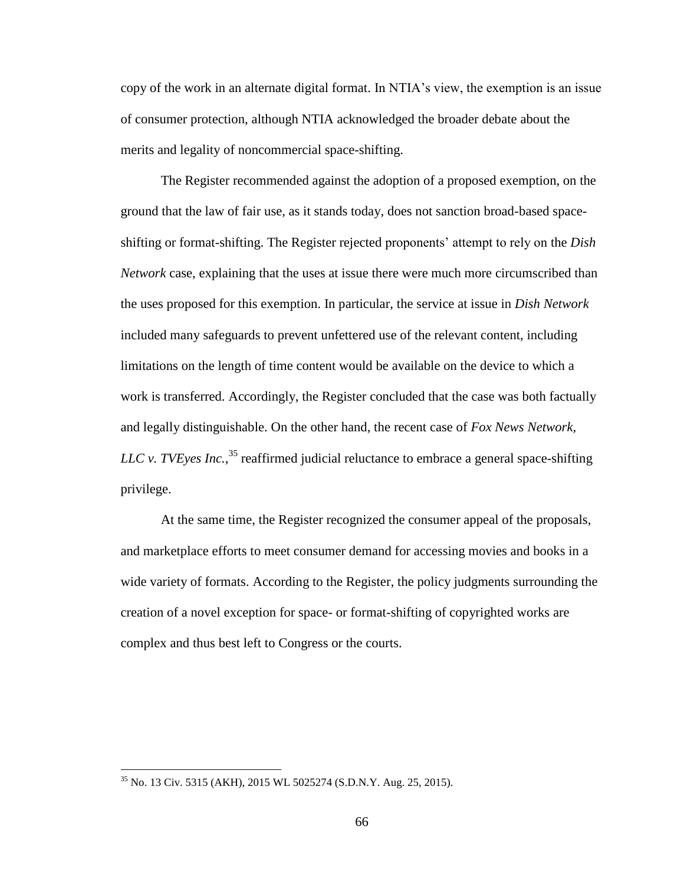copy of the work in an alternate digital format. In NTIA's view, the exemption is an issue of consumer protection, although NTIA acknowledged the broader debate about the merits and legality of noncommercial space-shifting.

The Register recommended against the adoption of a proposed exemption, on the ground that the law of fair use, as it stands today, does not sanction broad-based space-shifting or format-shifting. The Register rejected proponents' attempt to rely on the *Dish Network* case, explaining that the uses at issue there were much more circumscribed than the uses proposed for this exemption. In particular, the service at issue in *Dish Network* included many safeguards to prevent unfettered use of the relevant content, including limitations on the length of time content would be available on the device to which a work is transferred. Accordingly, the Register concluded that the case was both factually and legally distinguishable. On the other hand, the recent case of *Fox News Network, LLC v. TVEyes Inc.*,[35] reaffirmed judicial reluctance to embrace a general space-shifting privilege.

At the same time, the Register recognized the consumer appeal of the proposals, and marketplace efforts to meet consumer demand for accessing movies and books in a wide variety of formats. According to the Register, the policy judgments surrounding the creation of a novel exception for space- or format-shifting of copyrighted works are complex and thus best left to Congress or the courts.

---

[35] No. 13 Civ. 5315 (AKH), 2015 WL 5025274 (S.D.N.Y. Aug. 25, 2015).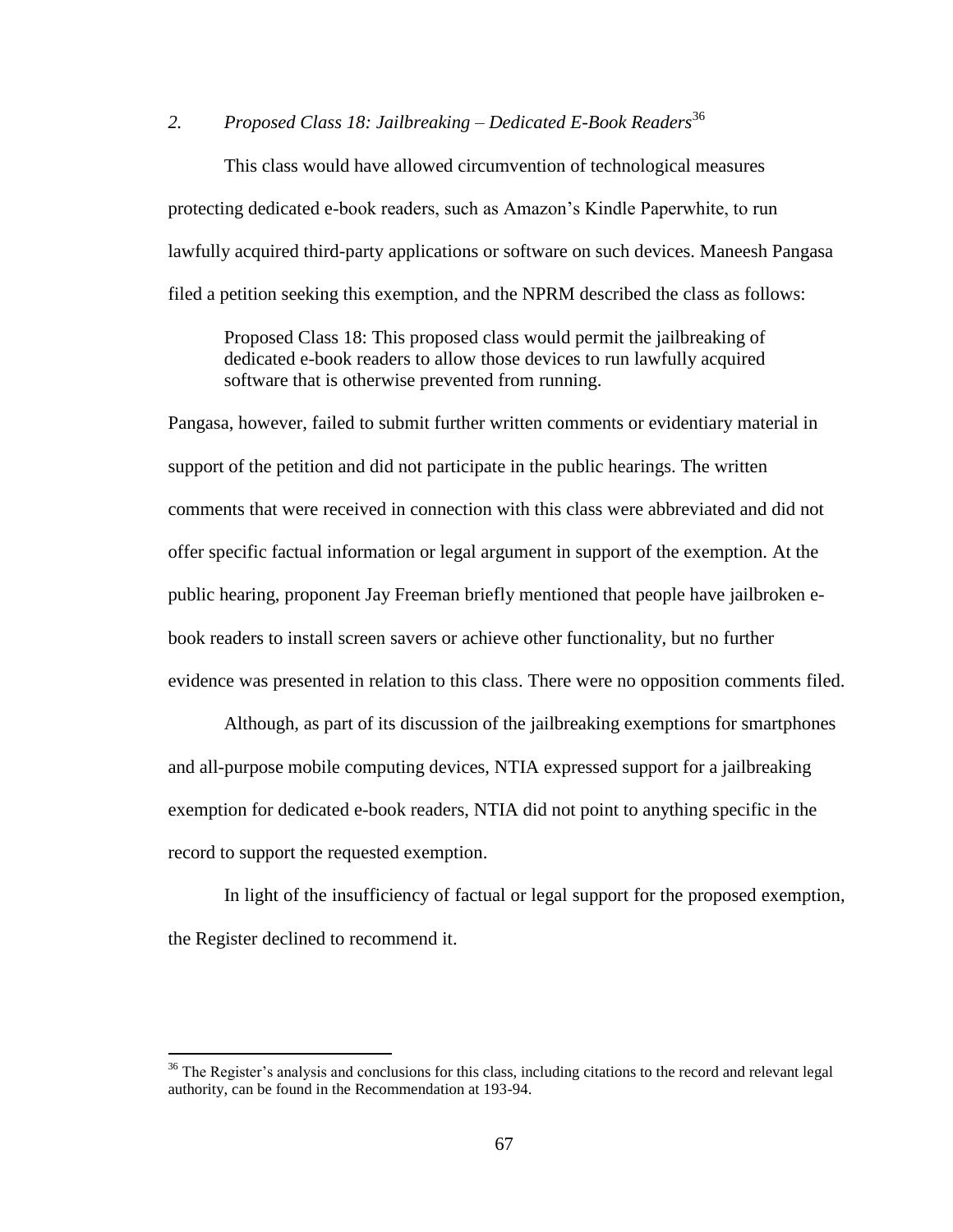### *2. Proposed Class 18: Jailbreaking – Dedicated E-Book Readers*[36]

This class would have allowed circumvention of technological measures protecting dedicated e-book readers, such as Amazon's Kindle Paperwhite, to run lawfully acquired third-party applications or software on such devices. Maneesh Pangasa filed a petition seeking this exemption, and the NPRM described the class as follows:

> Proposed Class 18: This proposed class would permit the jailbreaking of dedicated e-book readers to allow those devices to run lawfully acquired software that is otherwise prevented from running.

Pangasa, however, failed to submit further written comments or evidentiary material in support of the petition and did not participate in the public hearings. The written comments that were received in connection with this class were abbreviated and did not offer specific factual information or legal argument in support of the exemption. At the public hearing, proponent Jay Freeman briefly mentioned that people have jailbroken e-book readers to install screen savers or achieve other functionality, but no further evidence was presented in relation to this class. There were no opposition comments filed.

Although, as part of its discussion of the jailbreaking exemptions for smartphones and all-purpose mobile computing devices, NTIA expressed support for a jailbreaking exemption for dedicated e-book readers, NTIA did not point to anything specific in the record to support the requested exemption.

In light of the insufficiency of factual or legal support for the proposed exemption, the Register declined to recommend it.

---

[36] The Register's analysis and conclusions for this class, including citations to the record and relevant legal authority, can be found in the Recommendation at 193-94.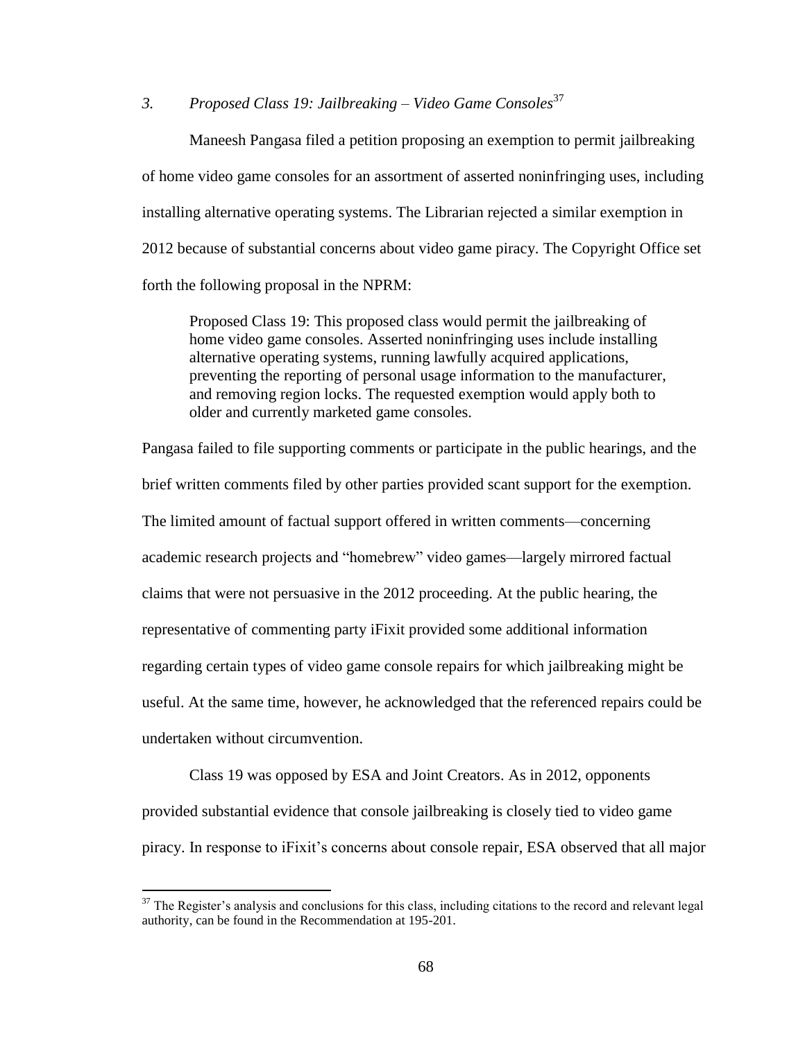### *3. Proposed Class 19: Jailbreaking – Video Game Consoles*[37]

Maneesh Pangasa filed a petition proposing an exemption to permit jailbreaking of home video game consoles for an assortment of asserted noninfringing uses, including installing alternative operating systems. The Librarian rejected a similar exemption in 2012 because of substantial concerns about video game piracy. The Copyright Office set forth the following proposal in the NPRM:

> Proposed Class 19: This proposed class would permit the jailbreaking of home video game consoles. Asserted noninfringing uses include installing alternative operating systems, running lawfully acquired applications, preventing the reporting of personal usage information to the manufacturer, and removing region locks. The requested exemption would apply both to older and currently marketed game consoles.

Pangasa failed to file supporting comments or participate in the public hearings, and the brief written comments filed by other parties provided scant support for the exemption. The limited amount of factual support offered in written comments—concerning academic research projects and "homebrew" video games—largely mirrored factual claims that were not persuasive in the 2012 proceeding. At the public hearing, the representative of commenting party iFixit provided some additional information regarding certain types of video game console repairs for which jailbreaking might be useful. At the same time, however, he acknowledged that the referenced repairs could be undertaken without circumvention.

Class 19 was opposed by ESA and Joint Creators. As in 2012, opponents provided substantial evidence that console jailbreaking is closely tied to video game piracy. In response to iFixit's concerns about console repair, ESA observed that all major

---

[37] The Register's analysis and conclusions for this class, including citations to the record and relevant legal authority, can be found in the Recommendation at 195-201.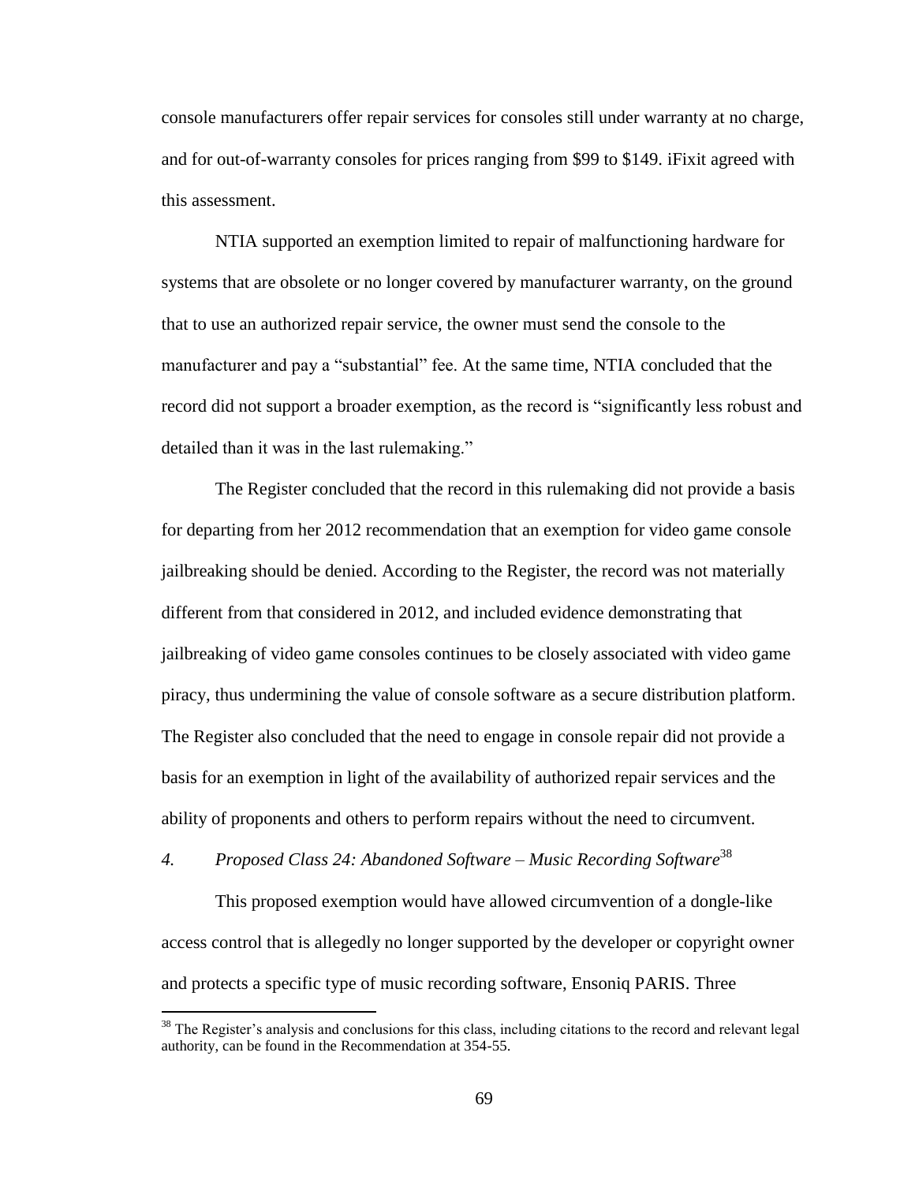console manufacturers offer repair services for consoles still under warranty at no charge, and for out-of-warranty consoles for prices ranging from $99 to $149. iFixit agreed with this assessment.

NTIA supported an exemption limited to repair of malfunctioning hardware for systems that are obsolete or no longer covered by manufacturer warranty, on the ground that to use an authorized repair service, the owner must send the console to the manufacturer and pay a "substantial" fee. At the same time, NTIA concluded that the record did not support a broader exemption, as the record is "significantly less robust and detailed than it was in the last rulemaking."

The Register concluded that the record in this rulemaking did not provide a basis for departing from her 2012 recommendation that an exemption for video game console jailbreaking should be denied. According to the Register, the record was not materially different from that considered in 2012, and included evidence demonstrating that jailbreaking of video game consoles continues to be closely associated with video game piracy, thus undermining the value of console software as a secure distribution platform. The Register also concluded that the need to engage in console repair did not provide a basis for an exemption in light of the availability of authorized repair services and the ability of proponents and others to perform repairs without the need to circumvent.

#### *4. Proposed Class 24: Abandoned Software – Music Recording Software*[38]

This proposed exemption would have allowed circumvention of a dongle-like access control that is allegedly no longer supported by the developer or copyright owner and protects a specific type of music recording software, Ensoniq PARIS. Three

[38] The Register's analysis and conclusions for this class, including citations to the record and relevant legal authority, can be found in the Recommendation at 354-55.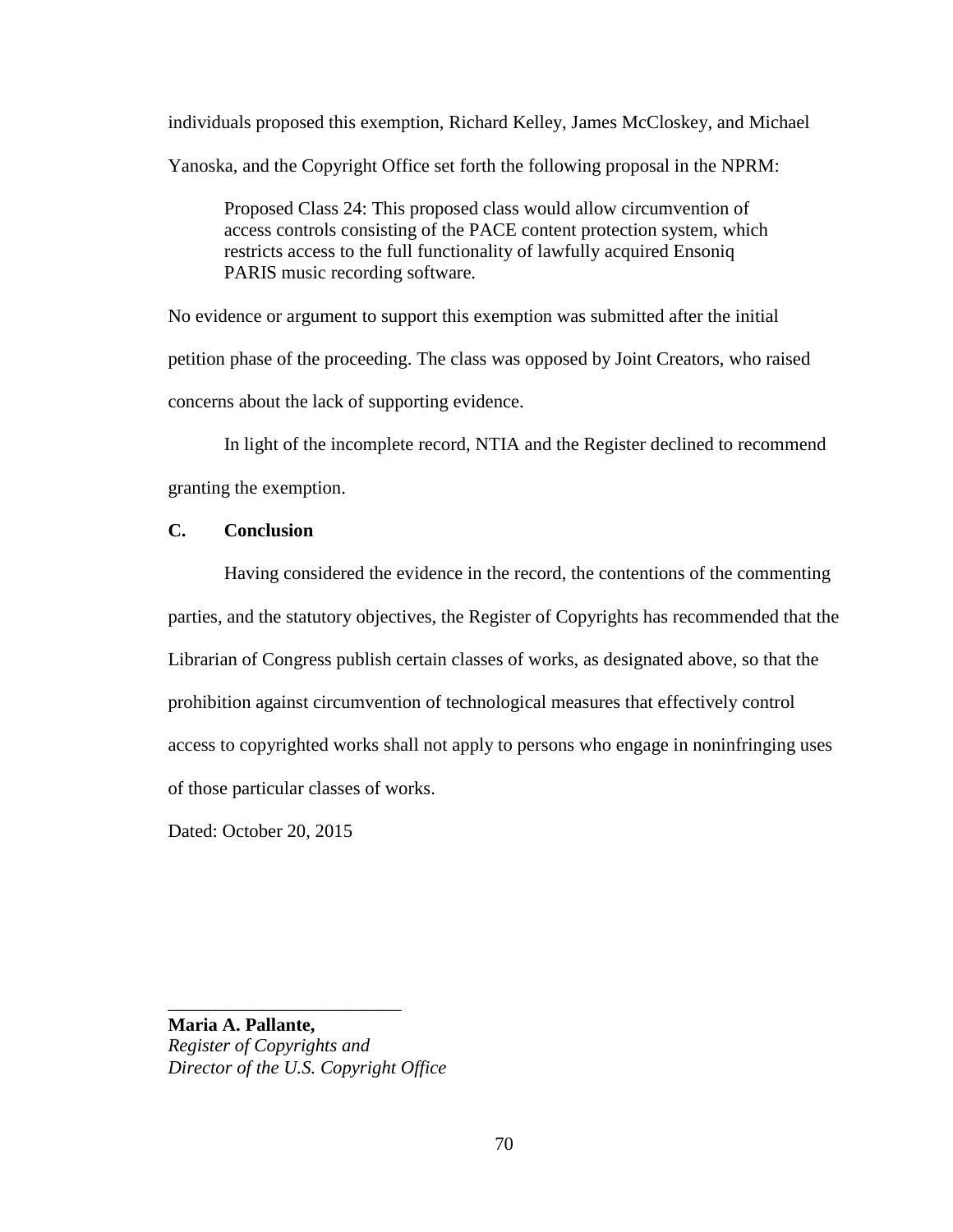individuals proposed this exemption, Richard Kelley, James McCloskey, and Michael Yanoska, and the Copyright Office set forth the following proposal in the NPRM:

> Proposed Class 24: This proposed class would allow circumvention of access controls consisting of the PACE content protection system, which restricts access to the full functionality of lawfully acquired Ensoniq PARIS music recording software.

No evidence or argument to support this exemption was submitted after the initial petition phase of the proceeding. The class was opposed by Joint Creators, who raised concerns about the lack of supporting evidence.

In light of the incomplete record, NTIA and the Register declined to recommend granting the exemption.

### C. Conclusion

Having considered the evidence in the record, the contentions of the commenting parties, and the statutory objectives, the Register of Copyrights has recommended that the Librarian of Congress publish certain classes of works, as designated above, so that the prohibition against circumvention of technological measures that effectively control access to copyrighted works shall not apply to persons who engage in noninfringing uses of those particular classes of works.

Dated: October 20, 2015

\_\_\_\_\_\_\_\_\_\_\_\_\_\_\_\_\_\_\_\_\_\_\_\_\_

**Maria A. Pallante,**
*Register of Copyrights and*
*Director of the U.S. Copyright Office*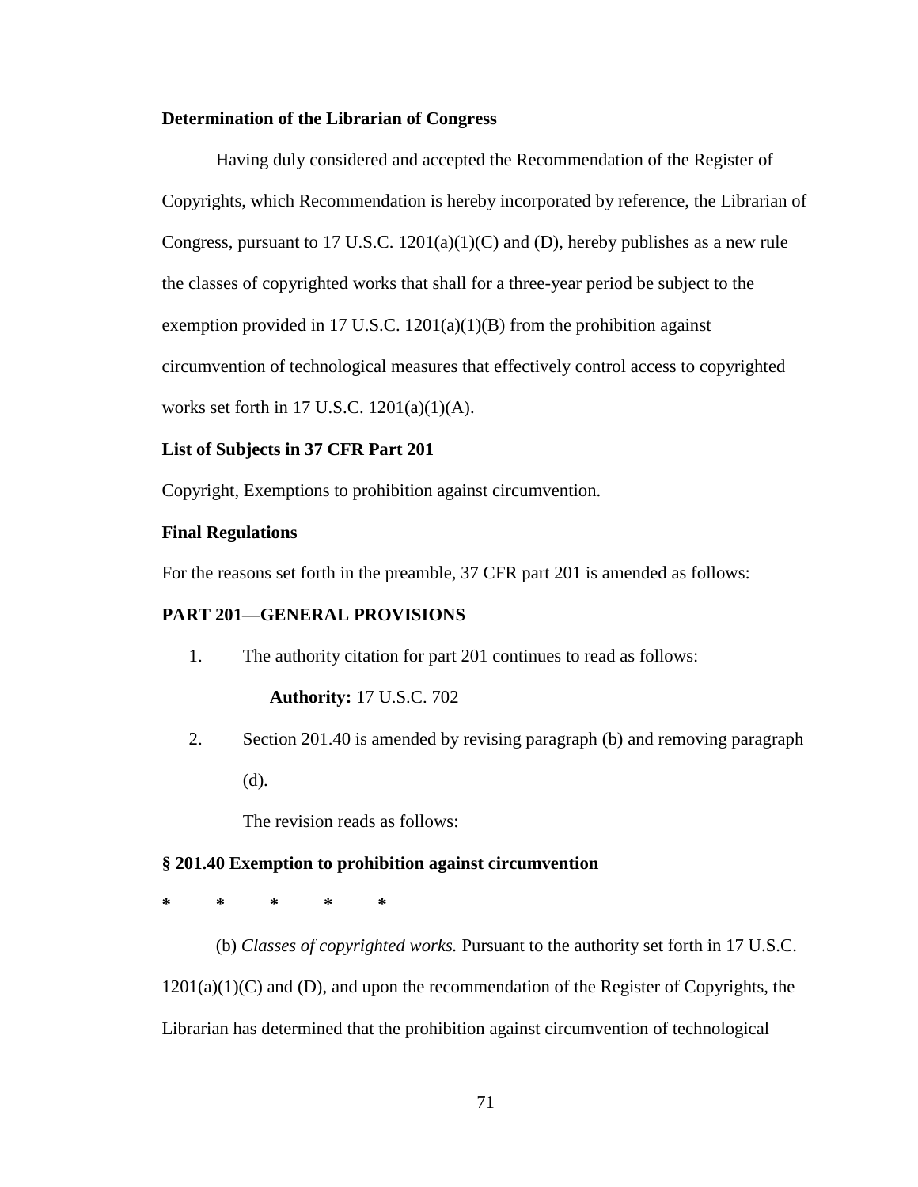**Determination of the Librarian of Congress**

Having duly considered and accepted the Recommendation of the Register of Copyrights, which Recommendation is hereby incorporated by reference, the Librarian of Congress, pursuant to 17 U.S.C. 1201(a)(1)(C) and (D), hereby publishes as a new rule the classes of copyrighted works that shall for a three-year period be subject to the exemption provided in 17 U.S.C. 1201(a)(1)(B) from the prohibition against circumvention of technological measures that effectively control access to copyrighted works set forth in 17 U.S.C. 1201(a)(1)(A).

**List of Subjects in 37 CFR Part 201**

Copyright, Exemptions to prohibition against circumvention.

**Final Regulations**

For the reasons set forth in the preamble, 37 CFR part 201 is amended as follows:

**PART 201—GENERAL PROVISIONS**

1. The authority citation for part 201 continues to read as follows:

   **Authority:** 17 U.S.C. 702

2. Section 201.40 is amended by revising paragraph (b) and removing paragraph (d).

   The revision reads as follows:

**§ 201.40 Exemption to prohibition against circumvention**

\* \* \* \* \*

(b) *Classes of copyrighted works.* Pursuant to the authority set forth in 17 U.S.C. 1201(a)(1)(C) and (D), and upon the recommendation of the Register of Copyrights, the Librarian has determined that the prohibition against circumvention of technological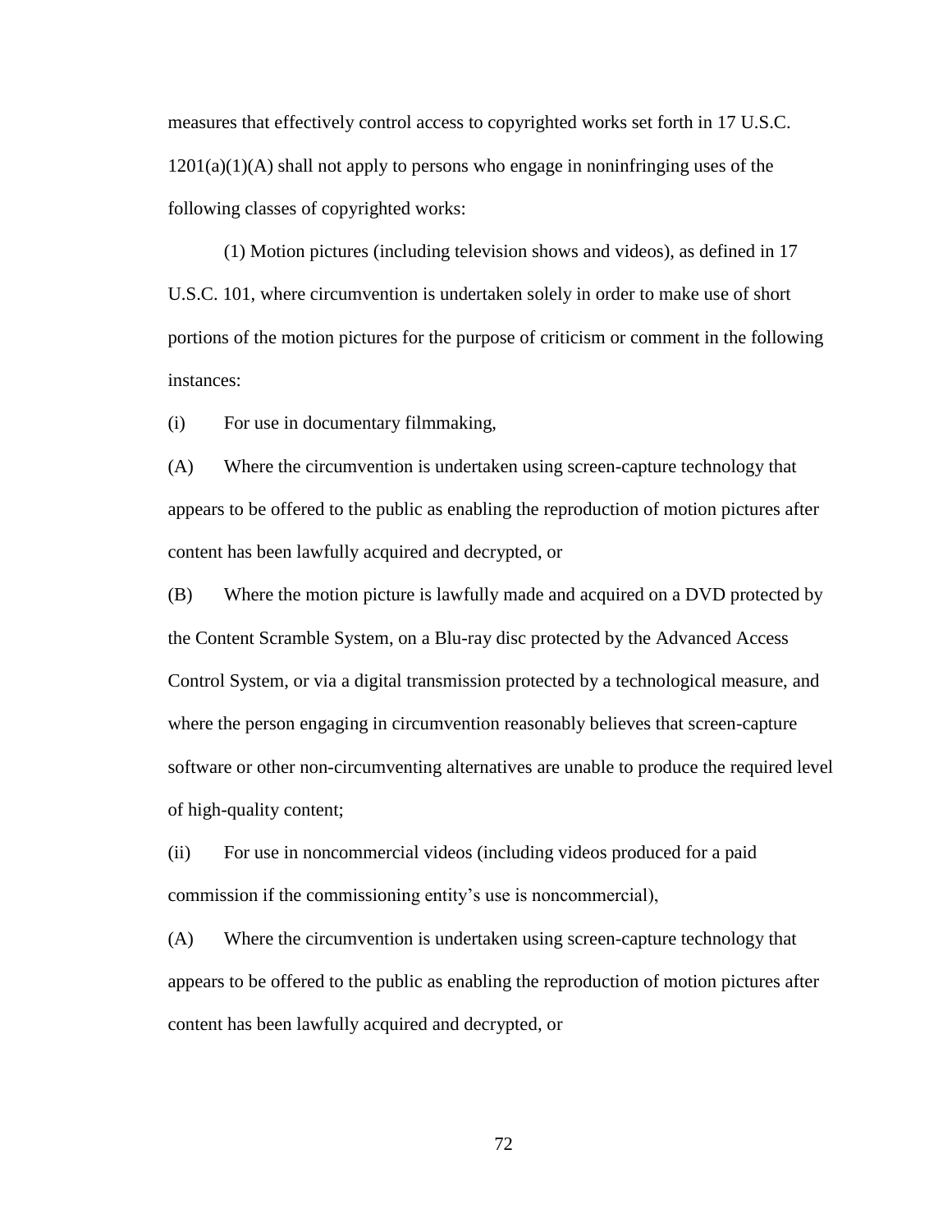measures that effectively control access to copyrighted works set forth in 17 U.S.C. 1201(a)(1)(A) shall not apply to persons who engage in noninfringing uses of the following classes of copyrighted works:

(1) Motion pictures (including television shows and videos), as defined in 17 U.S.C. 101, where circumvention is undertaken solely in order to make use of short portions of the motion pictures for the purpose of criticism or comment in the following instances:

(i) For use in documentary filmmaking,

(A) Where the circumvention is undertaken using screen-capture technology that appears to be offered to the public as enabling the reproduction of motion pictures after content has been lawfully acquired and decrypted, or

(B) Where the motion picture is lawfully made and acquired on a DVD protected by the Content Scramble System, on a Blu-ray disc protected by the Advanced Access Control System, or via a digital transmission protected by a technological measure, and where the person engaging in circumvention reasonably believes that screen-capture software or other non-circumventing alternatives are unable to produce the required level of high-quality content;

(ii) For use in noncommercial videos (including videos produced for a paid commission if the commissioning entity's use is noncommercial),

(A) Where the circumvention is undertaken using screen-capture technology that appears to be offered to the public as enabling the reproduction of motion pictures after content has been lawfully acquired and decrypted, or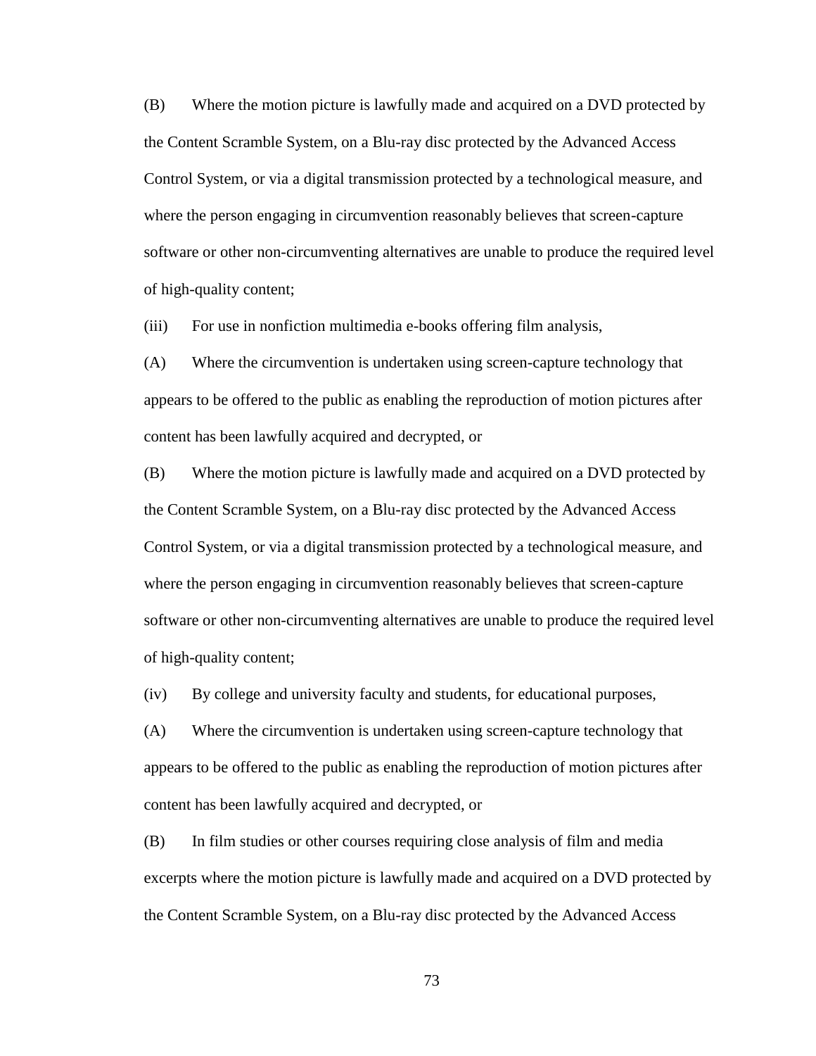(B) Where the motion picture is lawfully made and acquired on a DVD protected by the Content Scramble System, on a Blu-ray disc protected by the Advanced Access Control System, or via a digital transmission protected by a technological measure, and where the person engaging in circumvention reasonably believes that screen-capture software or other non-circumventing alternatives are unable to produce the required level of high-quality content;

(iii) For use in nonfiction multimedia e-books offering film analysis,

(A) Where the circumvention is undertaken using screen-capture technology that appears to be offered to the public as enabling the reproduction of motion pictures after content has been lawfully acquired and decrypted, or

(B) Where the motion picture is lawfully made and acquired on a DVD protected by the Content Scramble System, on a Blu-ray disc protected by the Advanced Access Control System, or via a digital transmission protected by a technological measure, and where the person engaging in circumvention reasonably believes that screen-capture software or other non-circumventing alternatives are unable to produce the required level of high-quality content;

(iv) By college and university faculty and students, for educational purposes,

(A) Where the circumvention is undertaken using screen-capture technology that appears to be offered to the public as enabling the reproduction of motion pictures after content has been lawfully acquired and decrypted, or

(B) In film studies or other courses requiring close analysis of film and media excerpts where the motion picture is lawfully made and acquired on a DVD protected by the Content Scramble System, on a Blu-ray disc protected by the Advanced Access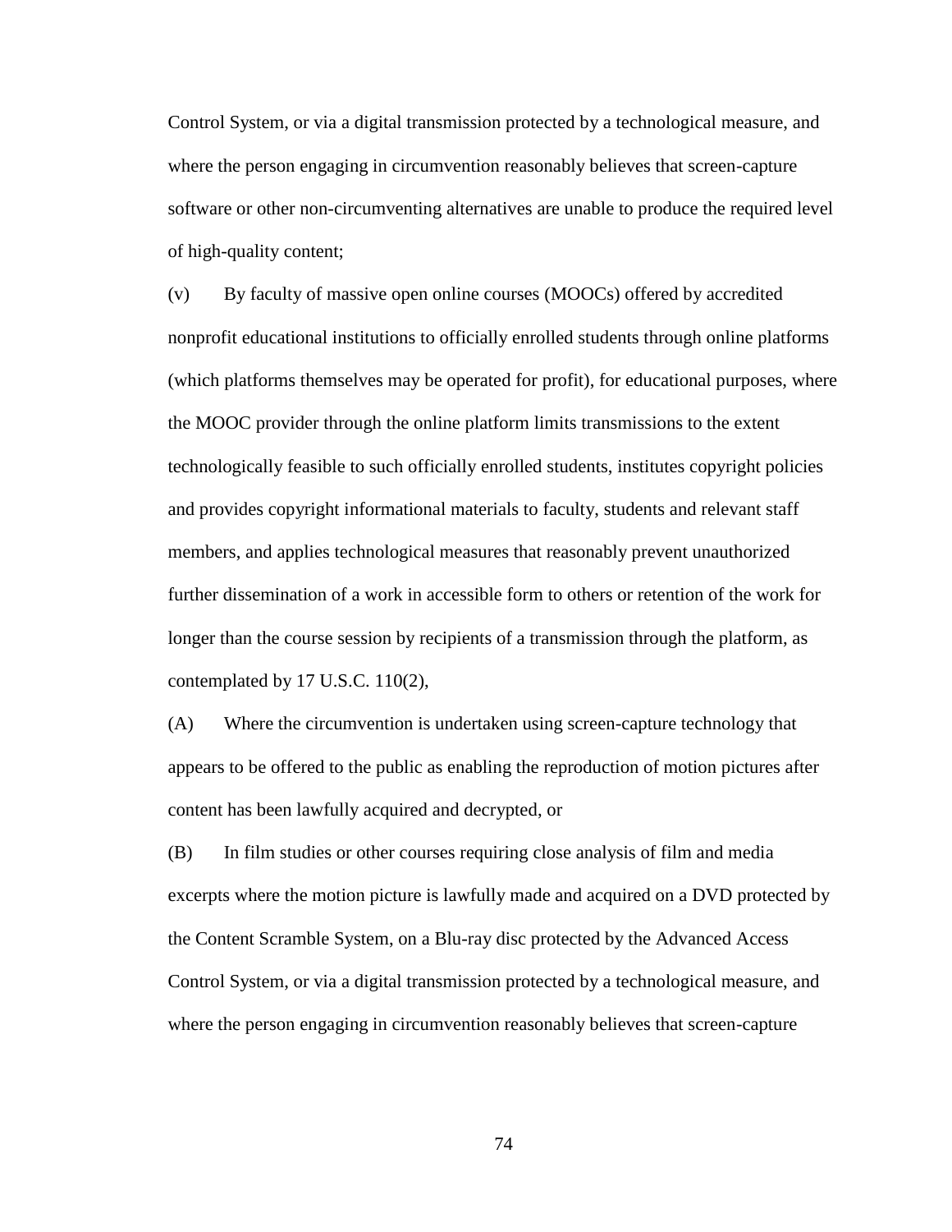Control System, or via a digital transmission protected by a technological measure, and where the person engaging in circumvention reasonably believes that screen-capture software or other non-circumventing alternatives are unable to produce the required level of high-quality content;

(v) By faculty of massive open online courses (MOOCs) offered by accredited nonprofit educational institutions to officially enrolled students through online platforms (which platforms themselves may be operated for profit), for educational purposes, where the MOOC provider through the online platform limits transmissions to the extent technologically feasible to such officially enrolled students, institutes copyright policies and provides copyright informational materials to faculty, students and relevant staff members, and applies technological measures that reasonably prevent unauthorized further dissemination of a work in accessible form to others or retention of the work for longer than the course session by recipients of a transmission through the platform, as contemplated by 17 U.S.C. 110(2),

(A) Where the circumvention is undertaken using screen-capture technology that appears to be offered to the public as enabling the reproduction of motion pictures after content has been lawfully acquired and decrypted, or

(B) In film studies or other courses requiring close analysis of film and media excerpts where the motion picture is lawfully made and acquired on a DVD protected by the Content Scramble System, on a Blu-ray disc protected by the Advanced Access Control System, or via a digital transmission protected by a technological measure, and where the person engaging in circumvention reasonably believes that screen-capture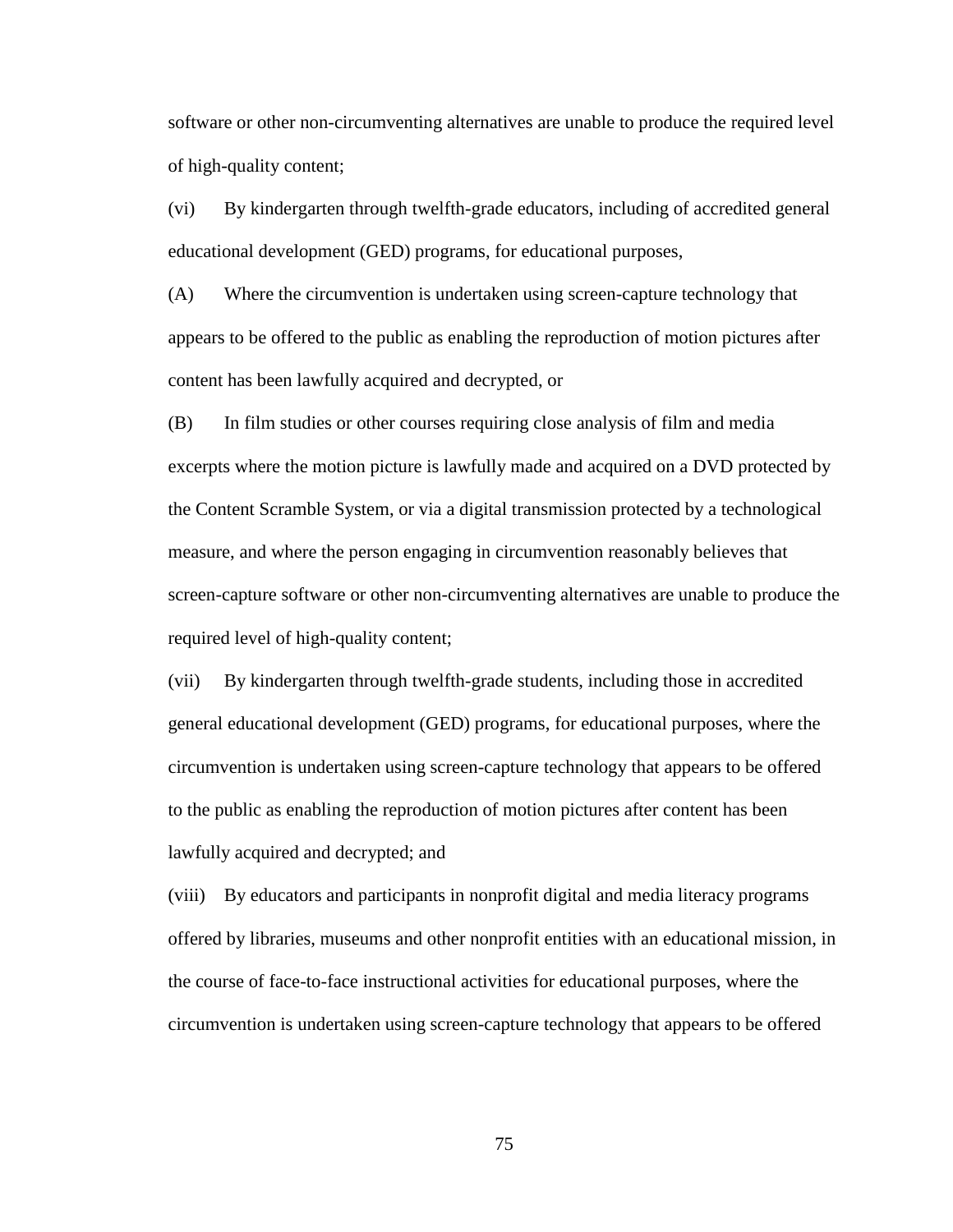software or other non-circumventing alternatives are unable to produce the required level of high-quality content;

(vi) By kindergarten through twelfth-grade educators, including of accredited general educational development (GED) programs, for educational purposes,

(A) Where the circumvention is undertaken using screen-capture technology that appears to be offered to the public as enabling the reproduction of motion pictures after content has been lawfully acquired and decrypted, or

(B) In film studies or other courses requiring close analysis of film and media excerpts where the motion picture is lawfully made and acquired on a DVD protected by the Content Scramble System, or via a digital transmission protected by a technological measure, and where the person engaging in circumvention reasonably believes that screen-capture software or other non-circumventing alternatives are unable to produce the required level of high-quality content;

(vii) By kindergarten through twelfth-grade students, including those in accredited general educational development (GED) programs, for educational purposes, where the circumvention is undertaken using screen-capture technology that appears to be offered to the public as enabling the reproduction of motion pictures after content has been lawfully acquired and decrypted; and

(viii) By educators and participants in nonprofit digital and media literacy programs offered by libraries, museums and other nonprofit entities with an educational mission, in the course of face-to-face instructional activities for educational purposes, where the circumvention is undertaken using screen-capture technology that appears to be offered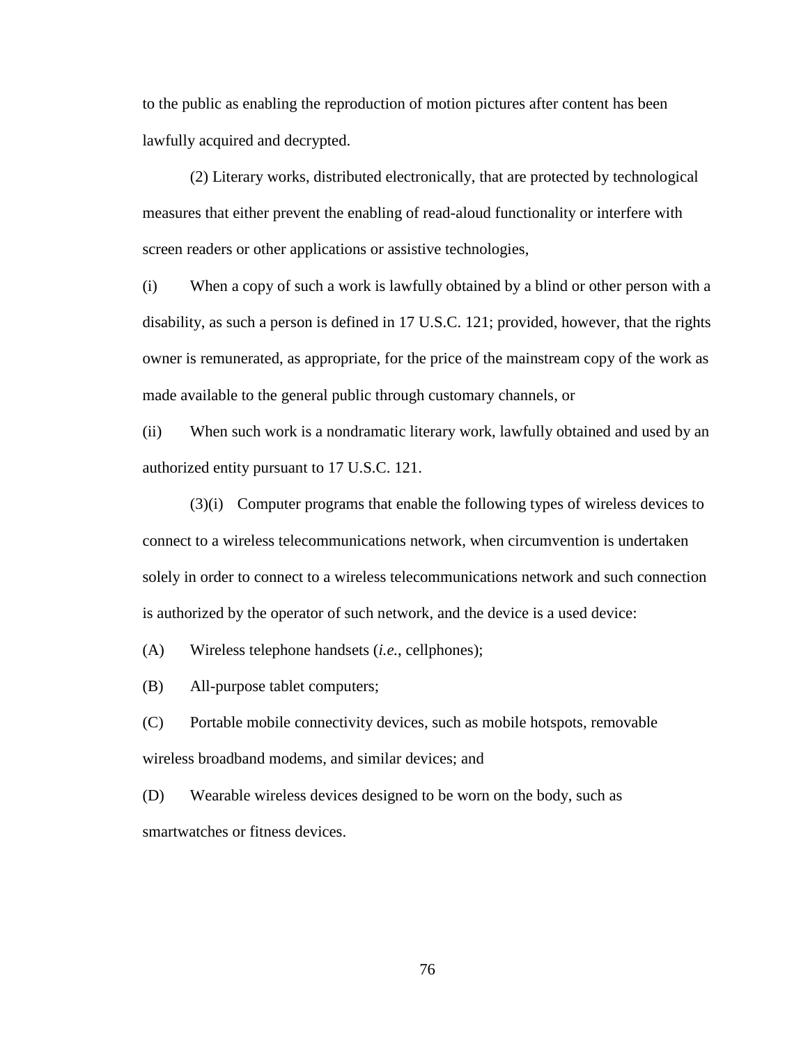to the public as enabling the reproduction of motion pictures after content has been lawfully acquired and decrypted.

(2) Literary works, distributed electronically, that are protected by technological measures that either prevent the enabling of read-aloud functionality or interfere with screen readers or other applications or assistive technologies,

(i) When a copy of such a work is lawfully obtained by a blind or other person with a disability, as such a person is defined in 17 U.S.C. 121; provided, however, that the rights owner is remunerated, as appropriate, for the price of the mainstream copy of the work as made available to the general public through customary channels, or

(ii) When such work is a nondramatic literary work, lawfully obtained and used by an authorized entity pursuant to 17 U.S.C. 121.

(3)(i) Computer programs that enable the following types of wireless devices to connect to a wireless telecommunications network, when circumvention is undertaken solely in order to connect to a wireless telecommunications network and such connection is authorized by the operator of such network, and the device is a used device:

(A) Wireless telephone handsets (*i.e.*, cellphones);

(B) All-purpose tablet computers;

(C) Portable mobile connectivity devices, such as mobile hotspots, removable wireless broadband modems, and similar devices; and

(D) Wearable wireless devices designed to be worn on the body, such as smartwatches or fitness devices.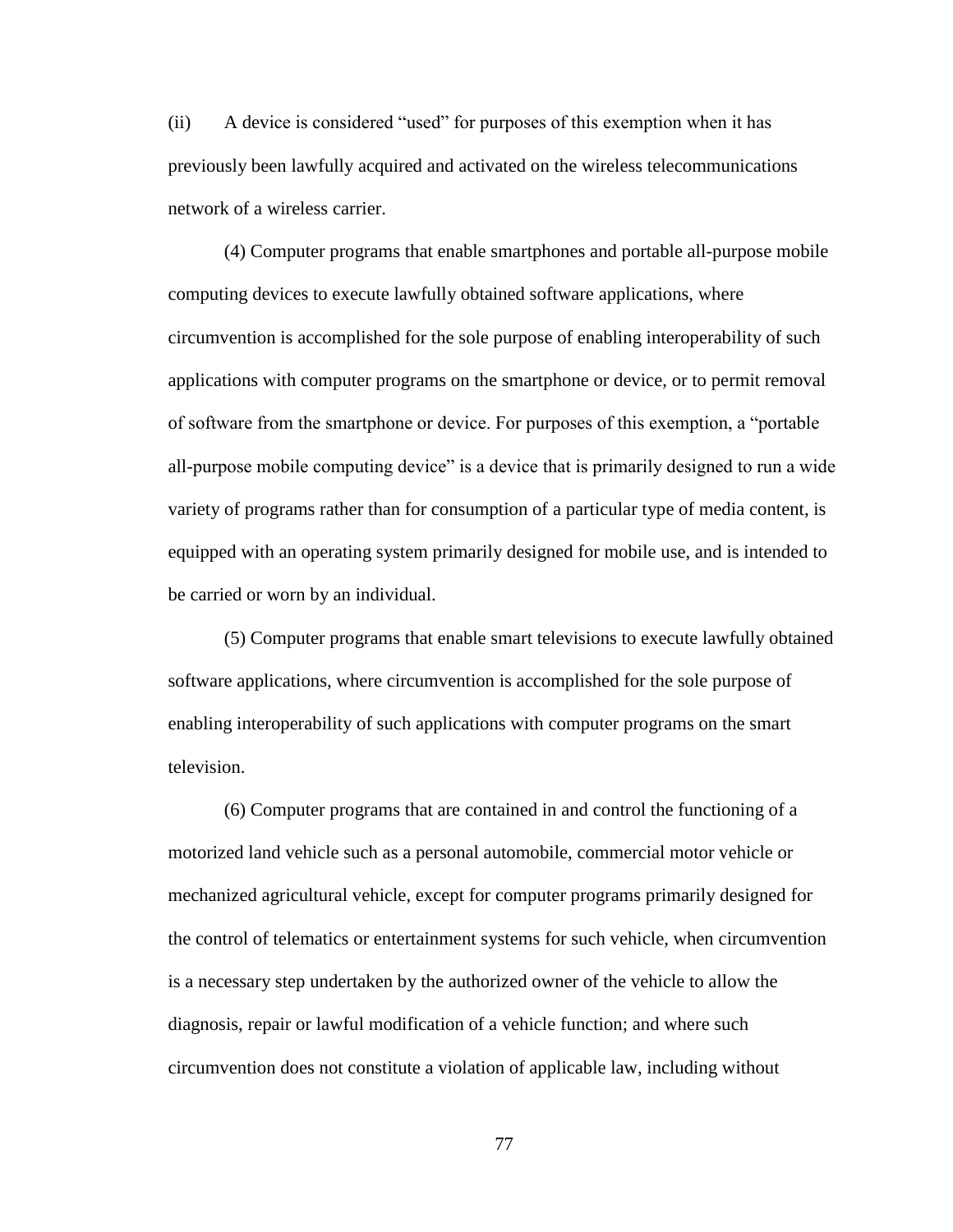(ii) A device is considered "used" for purposes of this exemption when it has previously been lawfully acquired and activated on the wireless telecommunications network of a wireless carrier.

(4) Computer programs that enable smartphones and portable all-purpose mobile computing devices to execute lawfully obtained software applications, where circumvention is accomplished for the sole purpose of enabling interoperability of such applications with computer programs on the smartphone or device, or to permit removal of software from the smartphone or device. For purposes of this exemption, a "portable all-purpose mobile computing device" is a device that is primarily designed to run a wide variety of programs rather than for consumption of a particular type of media content, is equipped with an operating system primarily designed for mobile use, and is intended to be carried or worn by an individual.

(5) Computer programs that enable smart televisions to execute lawfully obtained software applications, where circumvention is accomplished for the sole purpose of enabling interoperability of such applications with computer programs on the smart television.

(6) Computer programs that are contained in and control the functioning of a motorized land vehicle such as a personal automobile, commercial motor vehicle or mechanized agricultural vehicle, except for computer programs primarily designed for the control of telematics or entertainment systems for such vehicle, when circumvention is a necessary step undertaken by the authorized owner of the vehicle to allow the diagnosis, repair or lawful modification of a vehicle function; and where such circumvention does not constitute a violation of applicable law, including without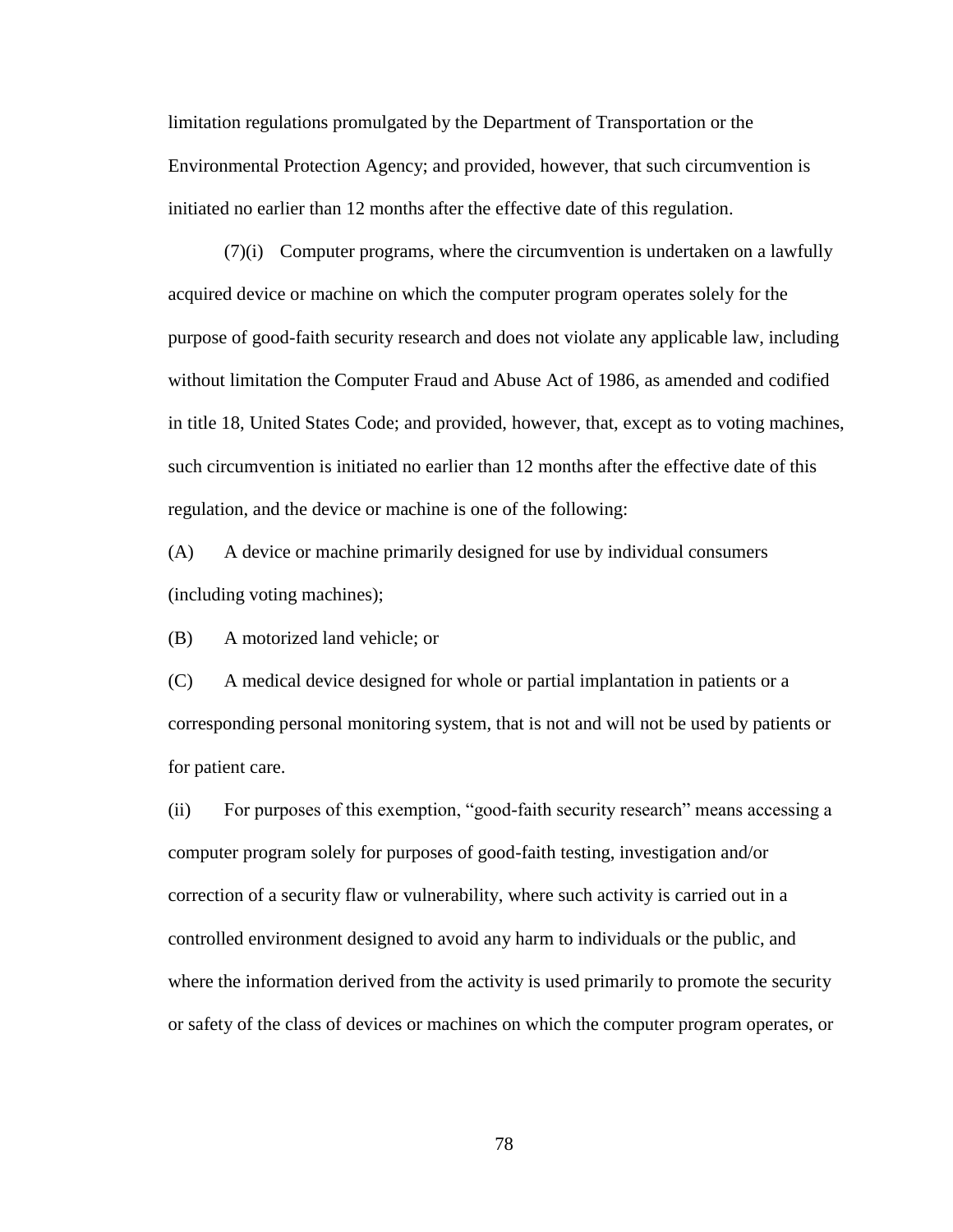limitation regulations promulgated by the Department of Transportation or the Environmental Protection Agency; and provided, however, that such circumvention is initiated no earlier than 12 months after the effective date of this regulation.

(7)(i) Computer programs, where the circumvention is undertaken on a lawfully acquired device or machine on which the computer program operates solely for the purpose of good-faith security research and does not violate any applicable law, including without limitation the Computer Fraud and Abuse Act of 1986, as amended and codified in title 18, United States Code; and provided, however, that, except as to voting machines, such circumvention is initiated no earlier than 12 months after the effective date of this regulation, and the device or machine is one of the following:

(A) A device or machine primarily designed for use by individual consumers (including voting machines);

(B) A motorized land vehicle; or

(C) A medical device designed for whole or partial implantation in patients or a corresponding personal monitoring system, that is not and will not be used by patients or for patient care.

(ii) For purposes of this exemption, "good-faith security research" means accessing a computer program solely for purposes of good-faith testing, investigation and/or correction of a security flaw or vulnerability, where such activity is carried out in a controlled environment designed to avoid any harm to individuals or the public, and where the information derived from the activity is used primarily to promote the security or safety of the class of devices or machines on which the computer program operates, or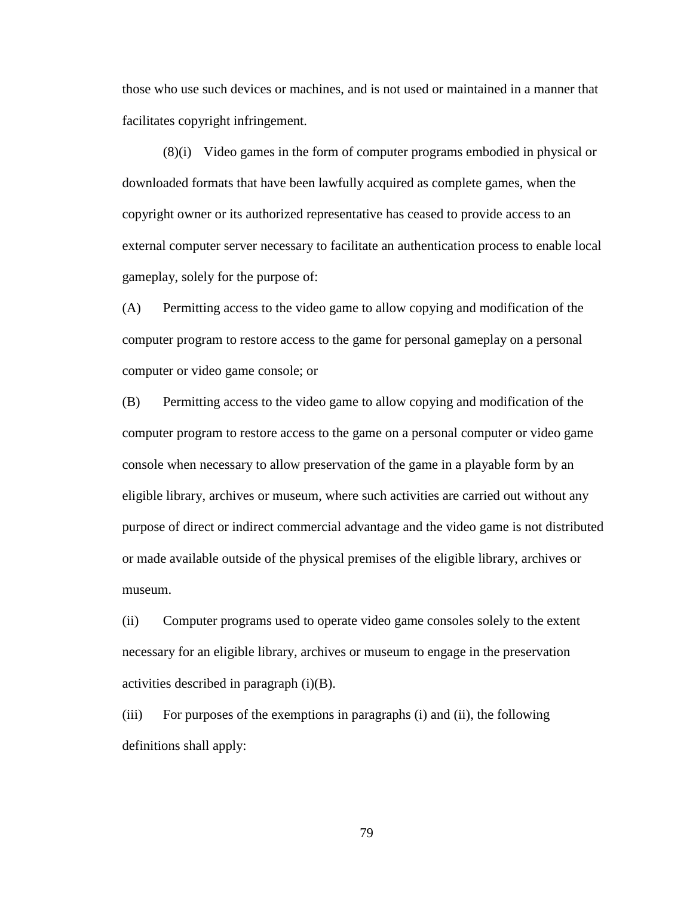those who use such devices or machines, and is not used or maintained in a manner that facilitates copyright infringement.

(8)(i) Video games in the form of computer programs embodied in physical or downloaded formats that have been lawfully acquired as complete games, when the copyright owner or its authorized representative has ceased to provide access to an external computer server necessary to facilitate an authentication process to enable local gameplay, solely for the purpose of:

(A) Permitting access to the video game to allow copying and modification of the computer program to restore access to the game for personal gameplay on a personal computer or video game console; or

(B) Permitting access to the video game to allow copying and modification of the computer program to restore access to the game on a personal computer or video game console when necessary to allow preservation of the game in a playable form by an eligible library, archives or museum, where such activities are carried out without any purpose of direct or indirect commercial advantage and the video game is not distributed or made available outside of the physical premises of the eligible library, archives or museum.

(ii) Computer programs used to operate video game consoles solely to the extent necessary for an eligible library, archives or museum to engage in the preservation activities described in paragraph (i)(B).

(iii) For purposes of the exemptions in paragraphs (i) and (ii), the following definitions shall apply: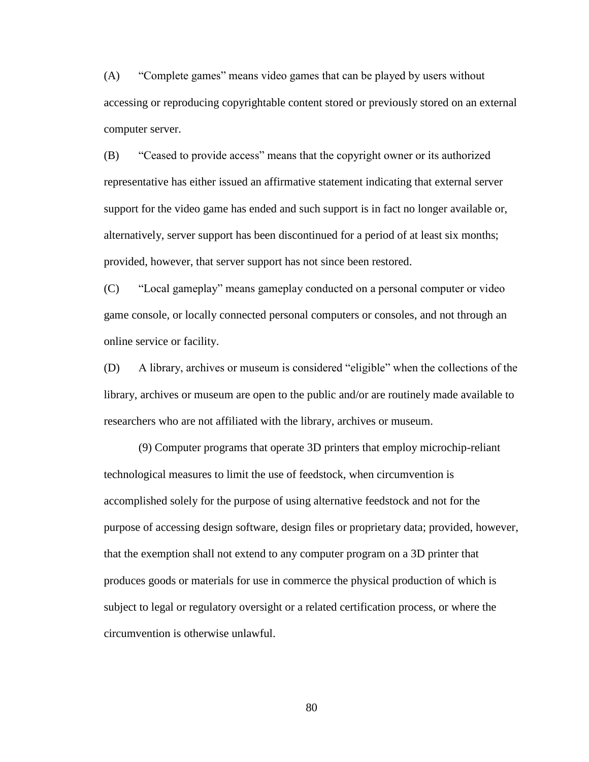(A) “Complete games” means video games that can be played by users without accessing or reproducing copyrightable content stored or previously stored on an external computer server.

(B) “Ceased to provide access” means that the copyright owner or its authorized representative has either issued an affirmative statement indicating that external server support for the video game has ended and such support is in fact no longer available or, alternatively, server support has been discontinued for a period of at least six months; provided, however, that server support has not since been restored.

(C) “Local gameplay” means gameplay conducted on a personal computer or video game console, or locally connected personal computers or consoles, and not through an online service or facility.

(D) A library, archives or museum is considered “eligible” when the collections of the library, archives or museum are open to the public and/or are routinely made available to researchers who are not affiliated with the library, archives or museum.

(9) Computer programs that operate 3D printers that employ microchip-reliant technological measures to limit the use of feedstock, when circumvention is accomplished solely for the purpose of using alternative feedstock and not for the purpose of accessing design software, design files or proprietary data; provided, however, that the exemption shall not extend to any computer program on a 3D printer that produces goods or materials for use in commerce the physical production of which is subject to legal or regulatory oversight or a related certification process, or where the circumvention is otherwise unlawful.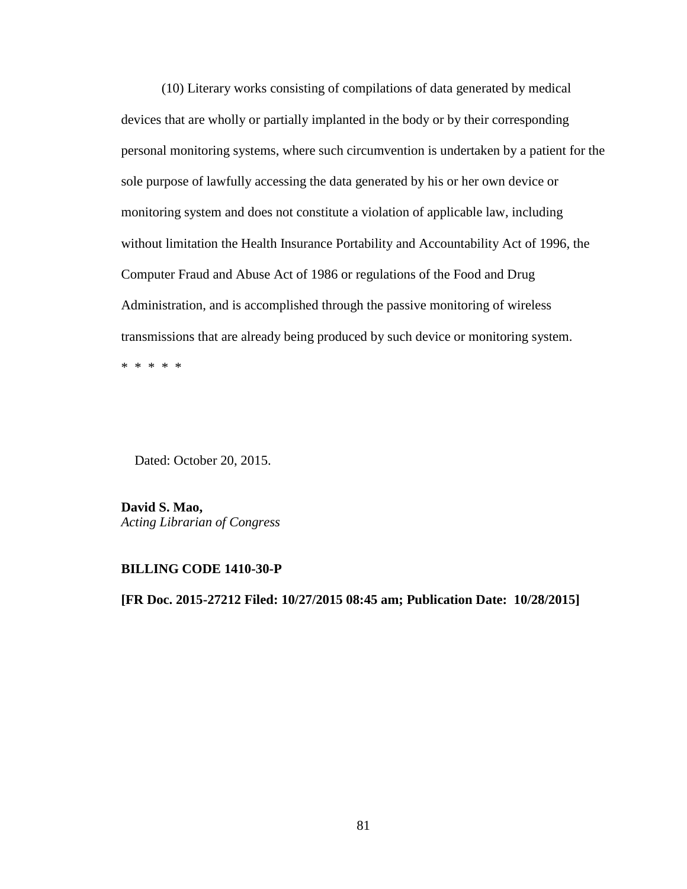(10) Literary works consisting of compilations of data generated by medical devices that are wholly or partially implanted in the body or by their corresponding personal monitoring systems, where such circumvention is undertaken by a patient for the sole purpose of lawfully accessing the data generated by his or her own device or monitoring system and does not constitute a violation of applicable law, including without limitation the Health Insurance Portability and Accountability Act of 1996, the Computer Fraud and Abuse Act of 1986 or regulations of the Food and Drug Administration, and is accomplished through the passive monitoring of wireless transmissions that are already being produced by such device or monitoring system.

* * * * *

Dated: October 20, 2015.

**David S. Mao,**
*Acting Librarian of Congress*

**BILLING CODE 1410-30-P**

**[FR Doc. 2015-27212 Filed: 10/27/2015 08:45 am; Publication Date: 10/28/2015]**